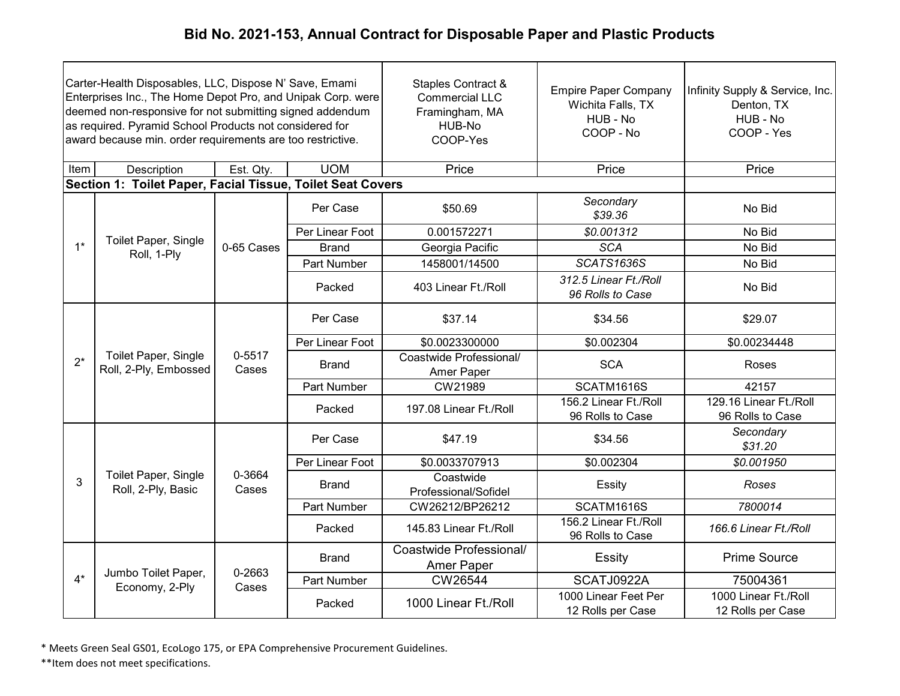# Bid No. 2021-153, Annual Contract for Disposable Paper and Plastic Products

| Carter-Health Disposables, LLC, Dispose N' Save, Emami Enterprises Inc., The Home Depot Pro, and Unipak Corp. were deemed non-responsive for not submitting signed addendum as required. Pyramid School Products not considered for award because min. order requirements are too restrictive. | | | | Staples Contract & Commercial LLC Framingham, MA HUB-No COOP-Yes | Empire Paper Company Wichita Falls, TX HUB - No COOP - No | Infinity Supply & Service, Inc. Denton, TX HUB - No COOP - Yes |
|---|---|---|---|---|---|---|
| Item | Description | Est. Qty. | UOM | Price | Price | Price |
| **Section 1: Toilet Paper, Facial Tissue, Toilet Seat Covers** | | | | | | |
| 1* | Toilet Paper, Single Roll, 1-Ply | 0-65 Cases | Per Case | $50.69 | *Secondary* *$39.36* | No Bid |
| | | | Per Linear Foot | 0.001572271 | *$0.001312* | No Bid |
| | | | Brand | Georgia Pacific | *SCA* | No Bid |
| | | | Part Number | 1458001/14500 | *SCATS1636S* | No Bid |
| | | | Packed | 403 Linear Ft./Roll | *312.5 Linear Ft./Roll* *96 Rolls to Case* | No Bid |
| 2* | Toilet Paper, Single Roll, 2-Ply, Embossed | 0-5517 Cases | Per Case | $37.14 | $34.56 | $29.07 |
| | | | Per Linear Foot | $0.0023300000 | $0.002304 | $0.00234448 |
| | | | Brand | Coastwide Professional/ Amer Paper | SCA | Roses |
| | | | Part Number | CW21989 | SCATM1616S | 42157 |
| | | | Packed | 197.08 Linear Ft./Roll | 156.2 Linear Ft./Roll 96 Rolls to Case | 129.16 Linear Ft./Roll 96 Rolls to Case |
| 3 | Toilet Paper, Single Roll, 2-Ply, Basic | 0-3664 Cases | Per Case | $47.19 | $34.56 | *Secondary* *$31.20* |
| | | | Per Linear Foot | $0.0033707913 | $0.002304 | *$0.001950* |
| | | | Brand | Coastwide Professional/Sofidel | Essity | *Roses* |
| | | | Part Number | CW26212/BP26212 | SCATM1616S | *7800014* |
| | | | Packed | 145.83 Linear Ft./Roll | 156.2 Linear Ft./Roll 96 Rolls to Case | *166.6 Linear Ft./Roll* |
| 4* | Jumbo Toilet Paper, Economy, 2-Ply | 0-2663 Cases | Brand | Coastwide Professional/ Amer Paper | Essity | Prime Source |
| | | | Part Number | CW26544 | SCATJ0922A | 75004361 |
| | | | Packed | 1000 Linear Ft./Roll | 1000 Linear Feet Per 12 Rolls per Case | 1000 Linear Ft./Roll 12 Rolls per Case |

\* Meets Green Seal GS01, EcoLogo 175, or EPA Comprehensive Procurement Guidelines.

\*\*Item does not meet specifications.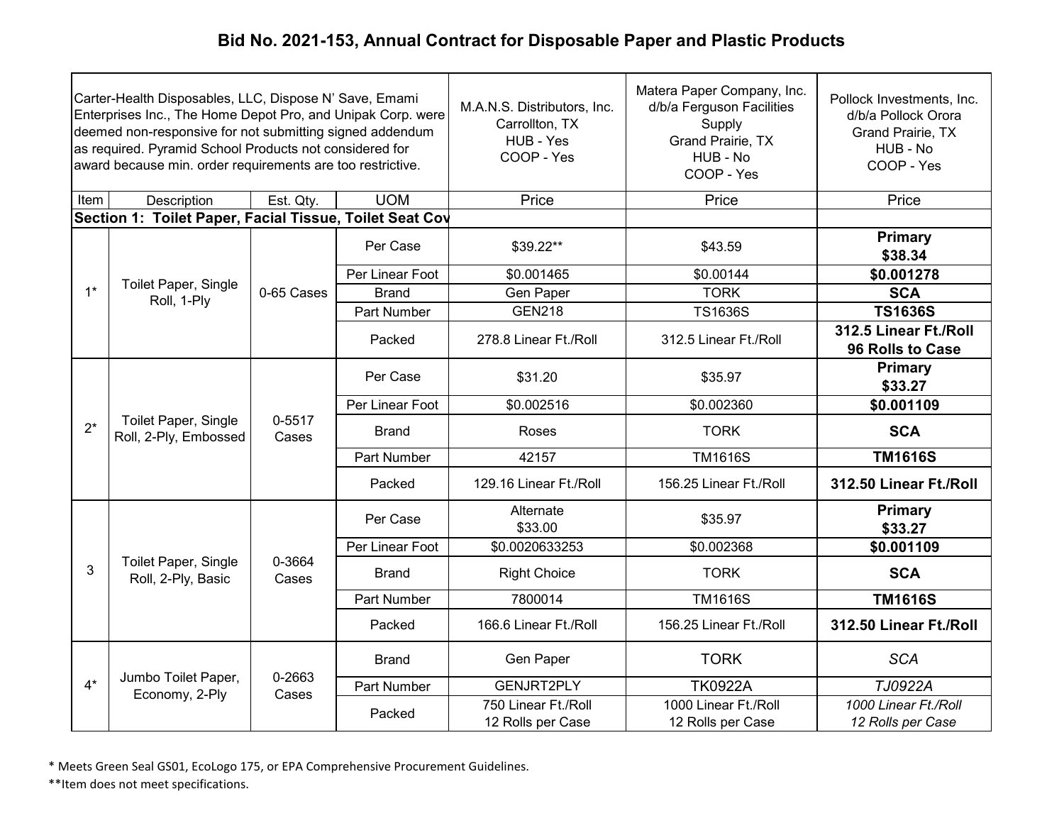## Bid No. 2021-153, Annual Contract for Disposable Paper and Plastic Products

| Carter-Health Disposables, LLC, Dispose N' Save, Emami Enterprises Inc., The Home Depot Pro, and Unipak Corp. were deemed non-responsive for not submitting signed addendum as required. Pyramid School Products not considered for award because min. order requirements are too restrictive. | | | | M.A.N.S. Distributors, Inc. Carrollton, TX HUB - Yes COOP - Yes | Matera Paper Company, Inc. d/b/a Ferguson Facilities Supply Grand Prairie, TX HUB - No COOP - Yes | Pollock Investments, Inc. d/b/a Pollock Orora Grand Prairie, TX HUB - No COOP - Yes |
|---|---|---|---|---|---|---|
| Item | Description | Est. Qty. | UOM | Price | Price | Price |
| **Section 1: Toilet Paper, Facial Tissue, Toilet Seat Cov** | | | | | | |
| 1* | Toilet Paper, Single Roll, 1-Ply | 0-65 Cases | Per Case | $39.22** | $43.59 | **Primary $38.34** |
| | | | Per Linear Foot | $0.001465 | $0.00144 | **$0.001278** |
| | | | Brand | Gen Paper | TORK | **SCA** |
| | | | Part Number | GEN218 | TS1636S | **TS1636S** |
| | | | Packed | 278.8 Linear Ft./Roll | 312.5 Linear Ft./Roll | **312.5 Linear Ft./Roll 96 Rolls to Case** |
| 2* | Toilet Paper, Single Roll, 2-Ply, Embossed | 0-5517 Cases | Per Case | $31.20 | $35.97 | **Primary $33.27** |
| | | | Per Linear Foot | $0.002516 | $0.002360 | **$0.001109** |
| | | | Brand | Roses | TORK | **SCA** |
| | | | Part Number | 42157 | TM1616S | **TM1616S** |
| | | | Packed | 129.16 Linear Ft./Roll | 156.25 Linear Ft./Roll | **312.50 Linear Ft./Roll** |
| 3 | Toilet Paper, Single Roll, 2-Ply, Basic | 0-3664 Cases | Per Case | Alternate $33.00 | $35.97 | **Primary $33.27** |
| | | | Per Linear Foot | $0.0020633253 | $0.002368 | **$0.001109** |
| | | | Brand | Right Choice | TORK | **SCA** |
| | | | Part Number | 7800014 | TM1616S | **TM1616S** |
| | | | Packed | 166.6 Linear Ft./Roll | 156.25 Linear Ft./Roll | **312.50 Linear Ft./Roll** |
| 4* | Jumbo Toilet Paper, Economy, 2-Ply | 0-2663 Cases | Brand | Gen Paper | TORK | *SCA* |
| | | | Part Number | GENJRT2PLY | TK0922A | *TJ0922A* |
| | | | Packed | 750 Linear Ft./Roll 12 Rolls per Case | 1000 Linear Ft./Roll 12 Rolls per Case | *1000 Linear Ft./Roll 12 Rolls per Case* |

\* Meets Green Seal GS01, EcoLogo 175, or EPA Comprehensive Procurement Guidelines.

\*\*Item does not meet specifications.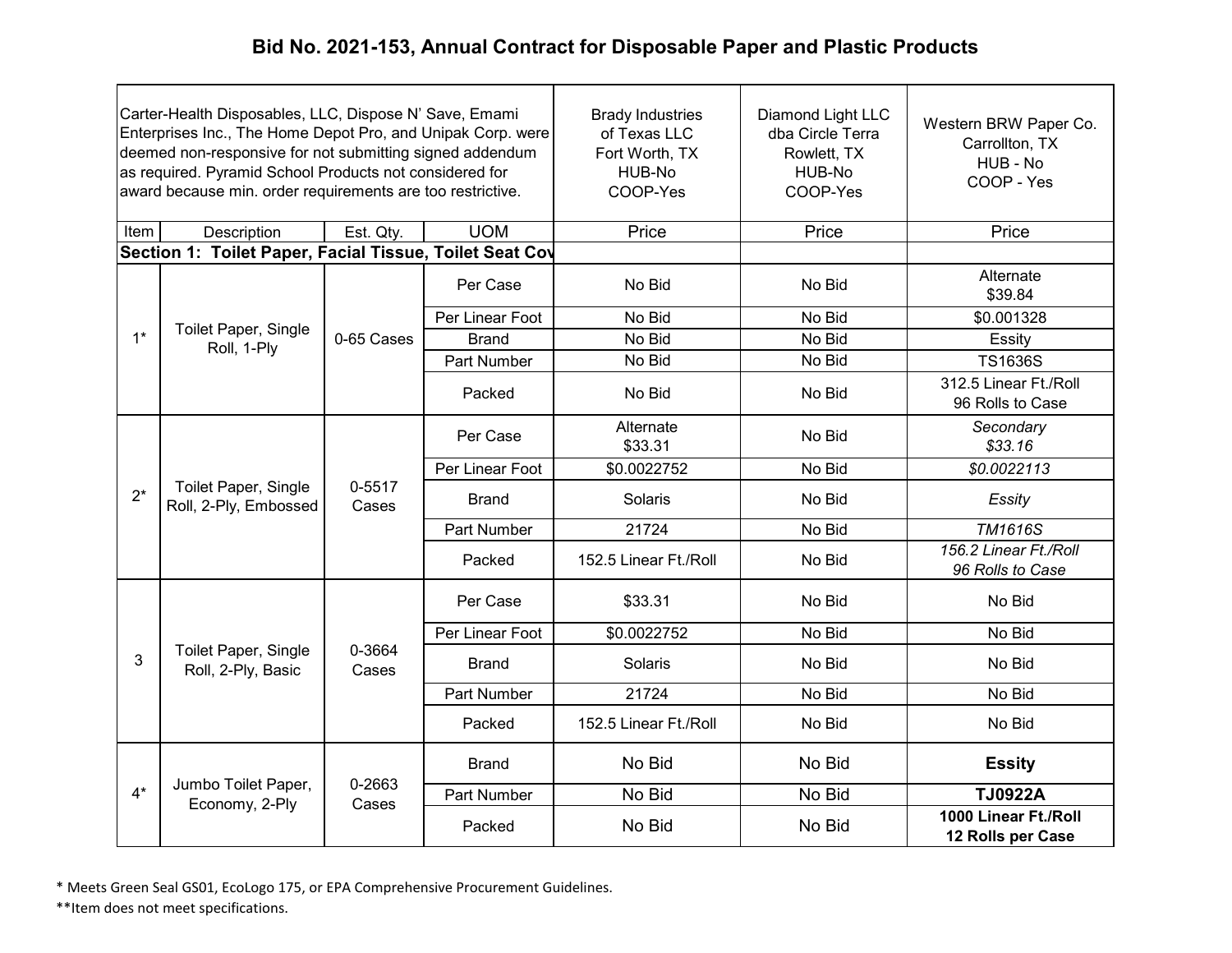# Bid No. 2021-153, Annual Contract for Disposable Paper and Plastic Products

| Carter-Health Disposables, LLC, Dispose N' Save, Emami Enterprises Inc., The Home Depot Pro, and Unipak Corp. were deemed non-responsive for not submitting signed addendum as required. Pyramid School Products not considered for award because min. order requirements are too restrictive. | | | | Brady Industries of Texas LLC Fort Worth, TX HUB-No COOP-Yes | Diamond Light LLC dba Circle Terra Rowlett, TX HUB-No COOP-Yes | Western BRW Paper Co. Carrollton, TX HUB - No COOP - Yes |
|---|---|---|---|---|---|---|
| Item | Description | Est. Qty. | UOM | Price | Price | Price |
| **Section 1: Toilet Paper, Facial Tissue, Toilet Seat Cov** | | | | | | |
| 1* | Toilet Paper, Single Roll, 1-Ply | 0-65 Cases | Per Case | No Bid | No Bid | Alternate $39.84 |
| | | | Per Linear Foot | No Bid | No Bid | $0.001328 |
| | | | Brand | No Bid | No Bid | Essity |
| | | | Part Number | No Bid | No Bid | TS1636S |
| | | | Packed | No Bid | No Bid | 312.5 Linear Ft./Roll 96 Rolls to Case |
| 2* | Toilet Paper, Single Roll, 2-Ply, Embossed | 0-5517 Cases | Per Case | Alternate $33.31 | No Bid | *Secondary $33.16* |
| | | | Per Linear Foot | $0.0022752 | No Bid | *$0.0022113* |
| | | | Brand | Solaris | No Bid | *Essity* |
| | | | Part Number | 21724 | No Bid | *TM1616S* |
| | | | Packed | 152.5 Linear Ft./Roll | No Bid | *156.2 Linear Ft./Roll 96 Rolls to Case* |
| 3 | Toilet Paper, Single Roll, 2-Ply, Basic | 0-3664 Cases | Per Case | $33.31 | No Bid | No Bid |
| | | | Per Linear Foot | $0.0022752 | No Bid | No Bid |
| | | | Brand | Solaris | No Bid | No Bid |
| | | | Part Number | 21724 | No Bid | No Bid |
| | | | Packed | 152.5 Linear Ft./Roll | No Bid | No Bid |
| 4* | Jumbo Toilet Paper, Economy, 2-Ply | 0-2663 Cases | Brand | No Bid | No Bid | **Essity** |
| | | | Part Number | No Bid | No Bid | **TJ0922A** |
| | | | Packed | No Bid | No Bid | **1000 Linear Ft./Roll 12 Rolls per Case** |

* Meets Green Seal GS01, EcoLogo 175, or EPA Comprehensive Procurement Guidelines.

**Item does not meet specifications.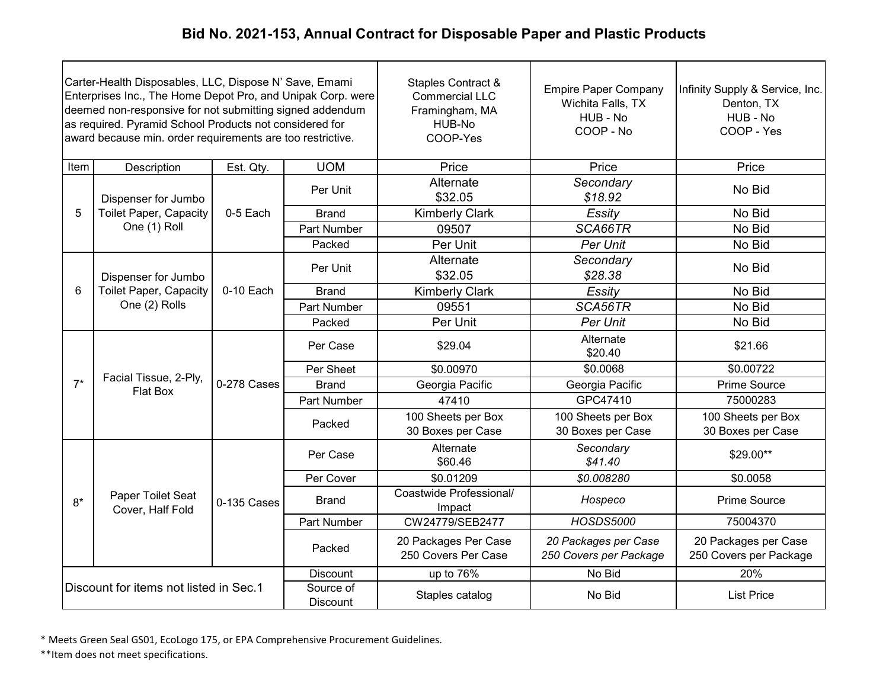# Bid No. 2021-153, Annual Contract for Disposable Paper and Plastic Products

| Carter-Health Disposables, LLC, Dispose N' Save, Emami Enterprises Inc., The Home Depot Pro, and Unipak Corp. were deemed non-responsive for not submitting signed addendum as required. Pyramid School Products not considered for award because min. order requirements are too restrictive. | | | | Staples Contract & Commercial LLC<br>Framingham, MA<br>HUB-No<br>COOP-Yes | Empire Paper Company<br>Wichita Falls, TX<br>HUB - No<br>COOP - No | Infinity Supply & Service, Inc.<br>Denton, TX<br>HUB - No<br>COOP - Yes |
|---|---|---|---|---|---|---|
| **Item** | **Description** | **Est. Qty.** | **UOM** | **Price** | **Price** | **Price** |
| 5 | Dispenser for Jumbo Toilet Paper, Capacity One (1) Roll | 0-5 Each | Per Unit | Alternate<br>$32.05 | *Secondary*<br>*$18.92* | No Bid |
| | | | Brand | Kimberly Clark | *Essity* | No Bid |
| | | | Part Number | 09507 | *SCA66TR* | No Bid |
| | | | Packed | Per Unit | *Per Unit* | No Bid |
| 6 | Dispenser for Jumbo Toilet Paper, Capacity One (2) Rolls | 0-10 Each | Per Unit | Alternate<br>$32.05 | *Secondary*<br>*$28.38* | No Bid |
| | | | Brand | Kimberly Clark | *Essity* | No Bid |
| | | | Part Number | 09551 | *SCA56TR* | No Bid |
| | | | Packed | Per Unit | *Per Unit* | No Bid |
| 7* | Facial Tissue, 2-Ply, Flat Box | 0-278 Cases | Per Case | $29.04 | Alternate<br>$20.40 | $21.66 |
| | | | Per Sheet | $0.00970 | $0.0068 | $0.00722 |
| | | | Brand | Georgia Pacific | Georgia Pacific | Prime Source |
| | | | Part Number | 47410 | GPC47410 | 75000283 |
| | | | Packed | 100 Sheets per Box<br>30 Boxes per Case | 100 Sheets per Box<br>30 Boxes per Case | 100 Sheets per Box<br>30 Boxes per Case |
| 8* | Paper Toilet Seat Cover, Half Fold | 0-135 Cases | Per Case | Alternate<br>$60.46 | *Secondary*<br>*$41.40* | $29.00** |
| | | | Per Cover | $0.01209 | *$0.008280* | $0.0058 |
| | | | Brand | Coastwide Professional/ Impact | *Hospeco* | Prime Source |
| | | | Part Number | CW24779/SEB2477 | *HOSDS5000* | 75004370 |
| | | | Packed | 20 Packages Per Case<br>250 Covers Per Case | *20 Packages per Case*<br>*250 Covers per Package* | 20 Packages per Case<br>250 Covers per Package |
| Discount for items not listed in Sec.1 | | | Discount | up to 76% | No Bid | 20% |
| | | | Source of Discount | Staples catalog | No Bid | List Price |

\* Meets Green Seal GS01, EcoLogo 175, or EPA Comprehensive Procurement Guidelines.

\*\*Item does not meet specifications.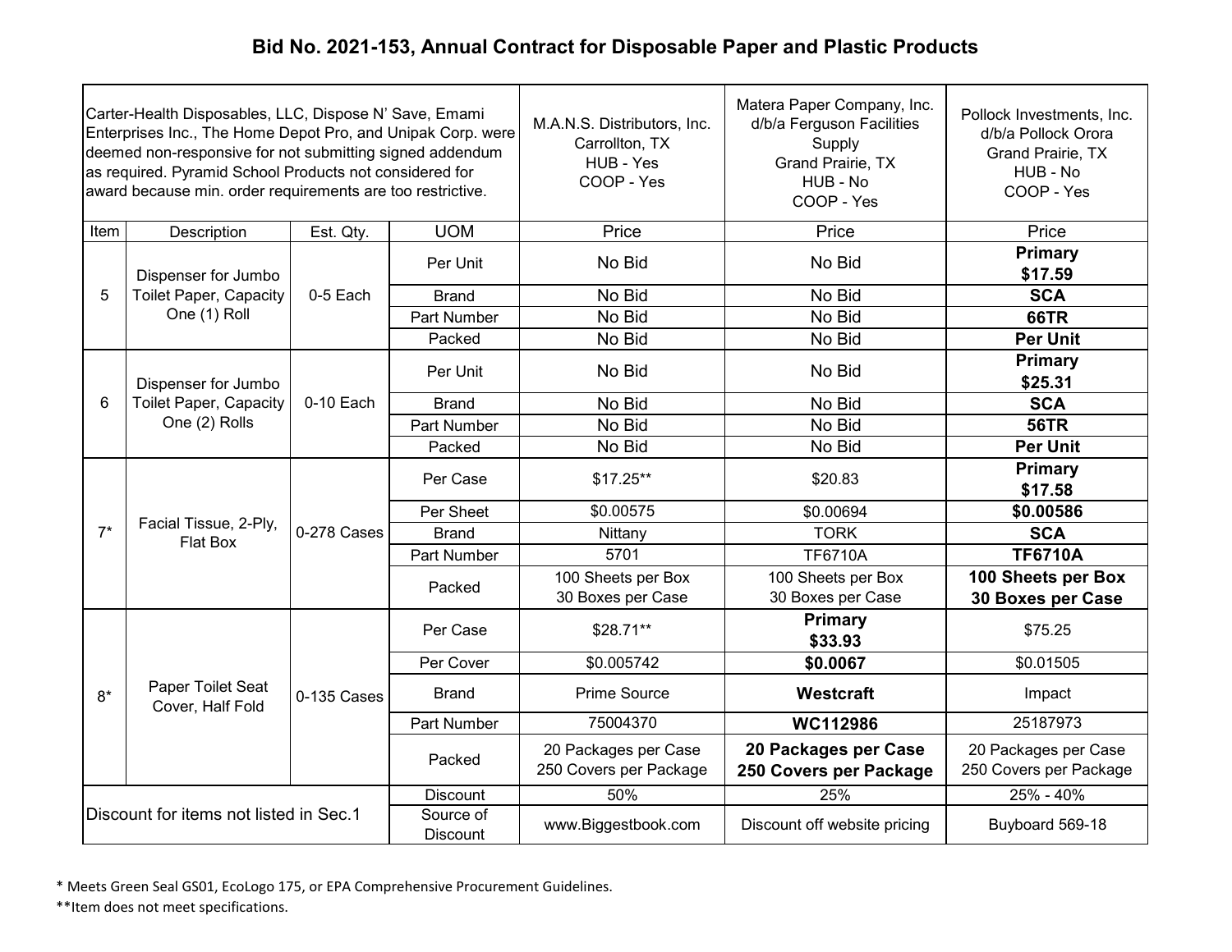# Bid No. 2021-153, Annual Contract for Disposable Paper and Plastic Products

| Carter-Health Disposables, LLC, Dispose N' Save, Emami Enterprises Inc., The Home Depot Pro, and Unipak Corp. were deemed non-responsive for not submitting signed addendum as required. Pyramid School Products not considered for award because min. order requirements are too restrictive. | | | | M.A.N.S. Distributors, Inc. Carrollton, TX HUB - Yes COOP - Yes | Matera Paper Company, Inc. d/b/a Ferguson Facilities Supply Grand Prairie, TX HUB - No COOP - Yes | Pollock Investments, Inc. d/b/a Pollock Orora Grand Prairie, TX HUB - No COOP - Yes |
|---|---|---|---|---|---|---|
| Item | Description | Est. Qty. | UOM | Price | Price | Price |
| 5 | Dispenser for Jumbo Toilet Paper, Capacity One (1) Roll | 0-5 Each | Per Unit | No Bid | No Bid | **Primary $17.59** |
| | | | Brand | No Bid | No Bid | **SCA** |
| | | | Part Number | No Bid | No Bid | **66TR** |
| | | | Packed | No Bid | No Bid | **Per Unit** |
| 6 | Dispenser for Jumbo Toilet Paper, Capacity One (2) Rolls | 0-10 Each | Per Unit | No Bid | No Bid | **Primary $25.31** |
| | | | Brand | No Bid | No Bid | **SCA** |
| | | | Part Number | No Bid | No Bid | **56TR** |
| | | | Packed | No Bid | No Bid | **Per Unit** |
| 7* | Facial Tissue, 2-Ply, Flat Box | 0-278 Cases | Per Case | $17.25** | $20.83 | **Primary $17.58** |
| | | | Per Sheet | $0.00575 | $0.00694 | **$0.00586** |
| | | | Brand | Nittany | TORK | **SCA** |
| | | | Part Number | 5701 | TF6710A | **TF6710A** |
| | | | Packed | 100 Sheets per Box 30 Boxes per Case | 100 Sheets per Box 30 Boxes per Case | **100 Sheets per Box 30 Boxes per Case** |
| 8* | Paper Toilet Seat Cover, Half Fold | 0-135 Cases | Per Case | $28.71** | **Primary $33.93** | $75.25 |
| | | | Per Cover | $0.005742 | **$0.0067** | $0.01505 |
| | | | Brand | Prime Source | **Westcraft** | Impact |
| | | | Part Number | 75004370 | **WC112986** | 25187973 |
| | | | Packed | 20 Packages per Case 250 Covers per Package | **20 Packages per Case 250 Covers per Package** | 20 Packages per Case 250 Covers per Package |
| Discount for items not listed in Sec.1 | | | Discount | 50% | 25% | 25% - 40% |
| | | | Source of Discount | www.Biggestbook.com | Discount off website pricing | Buyboard 569-18 |

\* Meets Green Seal GS01, EcoLogo 175, or EPA Comprehensive Procurement Guidelines.

\*\*Item does not meet specifications.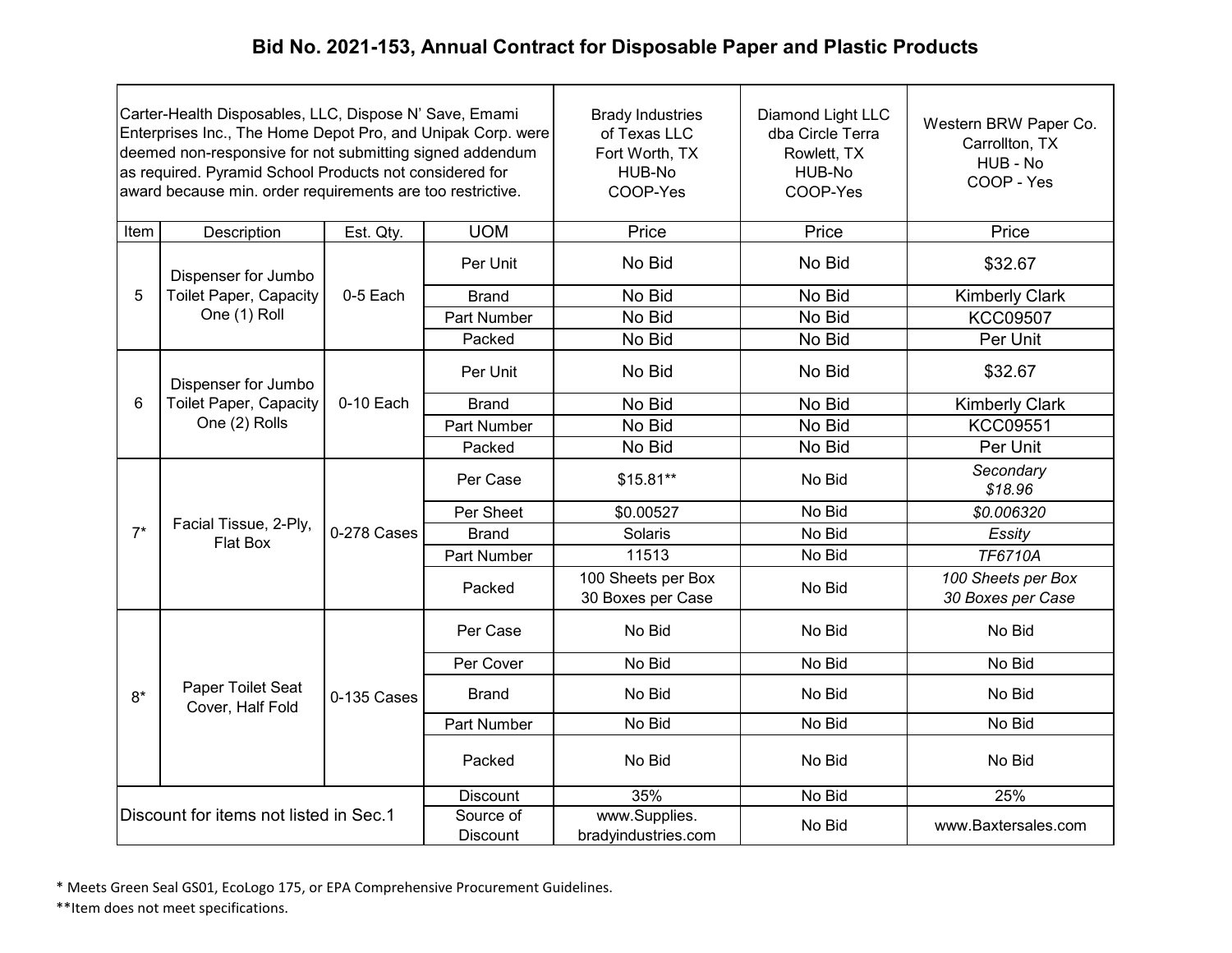# Bid No. 2021-153, Annual Contract for Disposable Paper and Plastic Products

| Carter-Health Disposables, LLC, Dispose N' Save, Emami Enterprises Inc., The Home Depot Pro, and Unipak Corp. were deemed non-responsive for not submitting signed addendum as required. Pyramid School Products not considered for award because min. order requirements are too restrictive. | | | | Brady Industries of Texas LLC Fort Worth, TX HUB-No COOP-Yes | Diamond Light LLC dba Circle Terra Rowlett, TX HUB-No COOP-Yes | Western BRW Paper Co. Carrollton, TX HUB - No COOP - Yes |
|---|---|---|---|---|---|---|
| Item | Description | Est. Qty. | UOM | Price | Price | Price |
| 5 | Dispenser for Jumbo Toilet Paper, Capacity One (1) Roll | 0-5 Each | Per Unit | No Bid | No Bid | $32.67 |
| | | | Brand | No Bid | No Bid | Kimberly Clark |
| | | | Part Number | No Bid | No Bid | KCC09507 |
| | | | Packed | No Bid | No Bid | Per Unit |
| 6 | Dispenser for Jumbo Toilet Paper, Capacity One (2) Rolls | 0-10 Each | Per Unit | No Bid | No Bid | $32.67 |
| | | | Brand | No Bid | No Bid | Kimberly Clark |
| | | | Part Number | No Bid | No Bid | KCC09551 |
| | | | Packed | No Bid | No Bid | Per Unit |
| 7* | Facial Tissue, 2-Ply, Flat Box | 0-278 Cases | Per Case | $15.81** | No Bid | *Secondary $18.96* |
| | | | Per Sheet | $0.00527 | No Bid | *$0.006320* |
| | | | Brand | Solaris | No Bid | *Essity* |
| | | | Part Number | 11513 | No Bid | *TF6710A* |
| | | | Packed | 100 Sheets per Box 30 Boxes per Case | No Bid | *100 Sheets per Box 30 Boxes per Case* |
| 8* | Paper Toilet Seat Cover, Half Fold | 0-135 Cases | Per Case | No Bid | No Bid | No Bid |
| | | | Per Cover | No Bid | No Bid | No Bid |
| | | | Brand | No Bid | No Bid | No Bid |
| | | | Part Number | No Bid | No Bid | No Bid |
| | | | Packed | No Bid | No Bid | No Bid |
| Discount for items not listed in Sec.1 | | | Discount | 35% | No Bid | 25% |
| | | | Source of Discount | www.Supplies.bradyindustries.com | No Bid | www.Baxtersales.com |

\* Meets Green Seal GS01, EcoLogo 175, or EPA Comprehensive Procurement Guidelines.

\*\*Item does not meet specifications.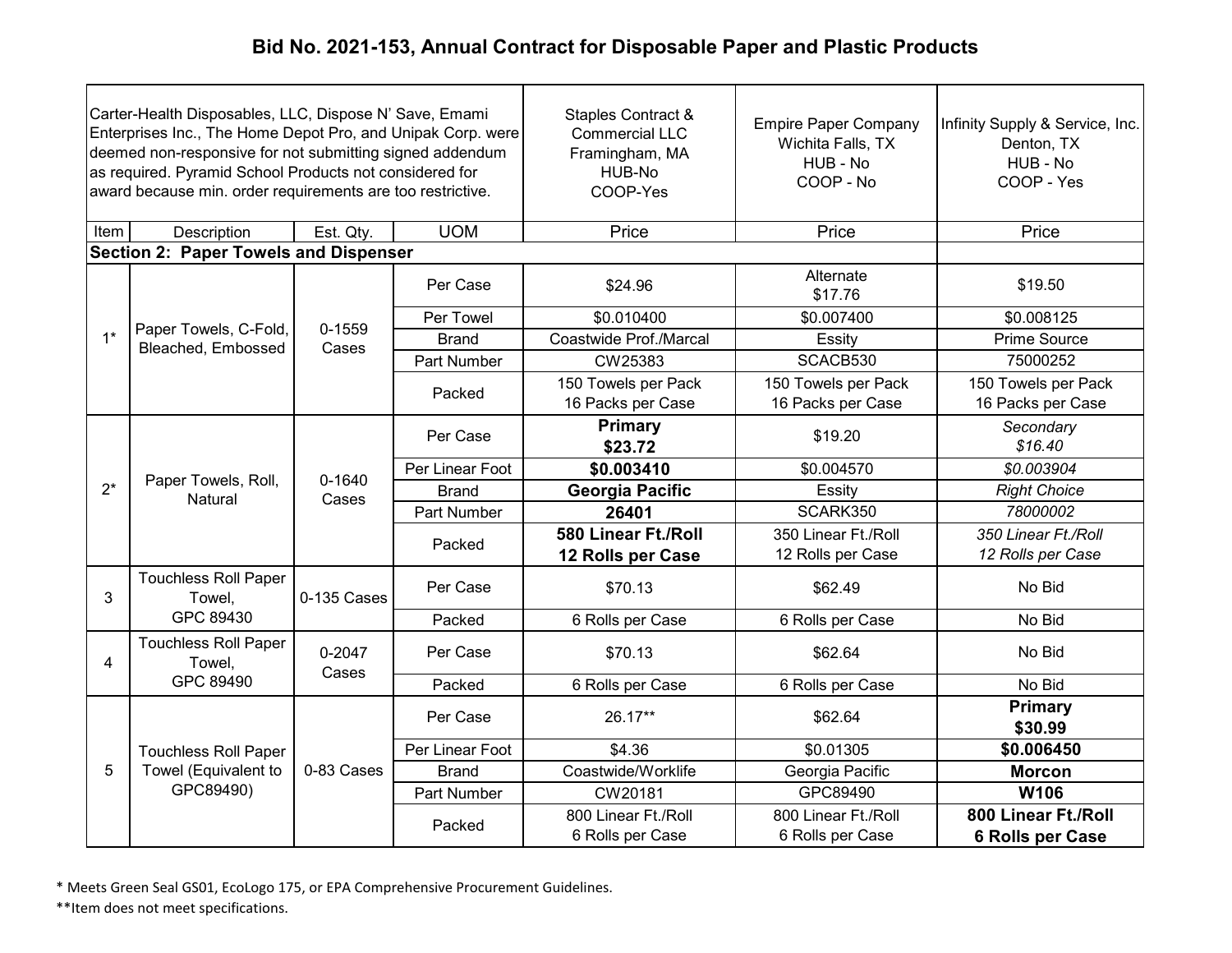# Bid No. 2021-153, Annual Contract for Disposable Paper and Plastic Products

| Carter-Health Disposables, LLC, Dispose N' Save, Emami Enterprises Inc., The Home Depot Pro, and Unipak Corp. were deemed non-responsive for not submitting signed addendum as required. Pyramid School Products not considered for award because min. order requirements are too restrictive. | | | | Staples Contract & Commercial LLC Framingham, MA HUB-No COOP-Yes | Empire Paper Company Wichita Falls, TX HUB - No COOP - No | Infinity Supply & Service, Inc. Denton, TX HUB - No COOP - Yes |
|---|---|---|---|---|---|---|
| Item | Description | Est. Qty. | UOM | Price | Price | Price |
| **Section 2: Paper Towels and Dispenser** | | | | | | |
| 1* | Paper Towels, C-Fold, Bleached, Embossed | 0-1559 Cases | Per Case | $24.96 | Alternate $17.76 | $19.50 |
| | | | Per Towel | $0.010400 | $0.007400 | $0.008125 |
| | | | Brand | Coastwide Prof./Marcal | Essity | Prime Source |
| | | | Part Number | CW25383 | SCACB530 | 75000252 |
| | | | Packed | 150 Towels per Pack 16 Packs per Case | 150 Towels per Pack 16 Packs per Case | 150 Towels per Pack 16 Packs per Case |
| 2* | Paper Towels, Roll, Natural | 0-1640 Cases | Per Case | **Primary $23.72** | $19.20 | *Secondary $16.40* |
| | | | Per Linear Foot | **$0.003410** | $0.004570 | *$0.003904* |
| | | | Brand | **Georgia Pacific** | Essity | *Right Choice* |
| | | | Part Number | **26401** | SCARK350 | *78000002* |
| | | | Packed | **580 Linear Ft./Roll 12 Rolls per Case** | 350 Linear Ft./Roll 12 Rolls per Case | *350 Linear Ft./Roll 12 Rolls per Case* |
| 3 | Touchless Roll Paper Towel, GPC 89430 | 0-135 Cases | Per Case | $70.13 | $62.49 | No Bid |
| | | | Packed | 6 Rolls per Case | 6 Rolls per Case | No Bid |
| 4 | Touchless Roll Paper Towel, GPC 89490 | 0-2047 Cases | Per Case | $70.13 | $62.64 | No Bid |
| | | | Packed | 6 Rolls per Case | 6 Rolls per Case | No Bid |
| 5 | Touchless Roll Paper Towel (Equivalent to GPC89490) | 0-83 Cases | Per Case | 26.17** | $62.64 | **Primary $30.99** |
| | | | Per Linear Foot | $4.36 | $0.01305 | **$0.006450** |
| | | | Brand | Coastwide/Worklife | Georgia Pacific | **Morcon** |
| | | | Part Number | CW20181 | GPC89490 | **W106** |
| | | | Packed | 800 Linear Ft./Roll 6 Rolls per Case | 800 Linear Ft./Roll 6 Rolls per Case | **800 Linear Ft./Roll 6 Rolls per Case** |

* Meets Green Seal GS01, EcoLogo 175, or EPA Comprehensive Procurement Guidelines.

**Item does not meet specifications.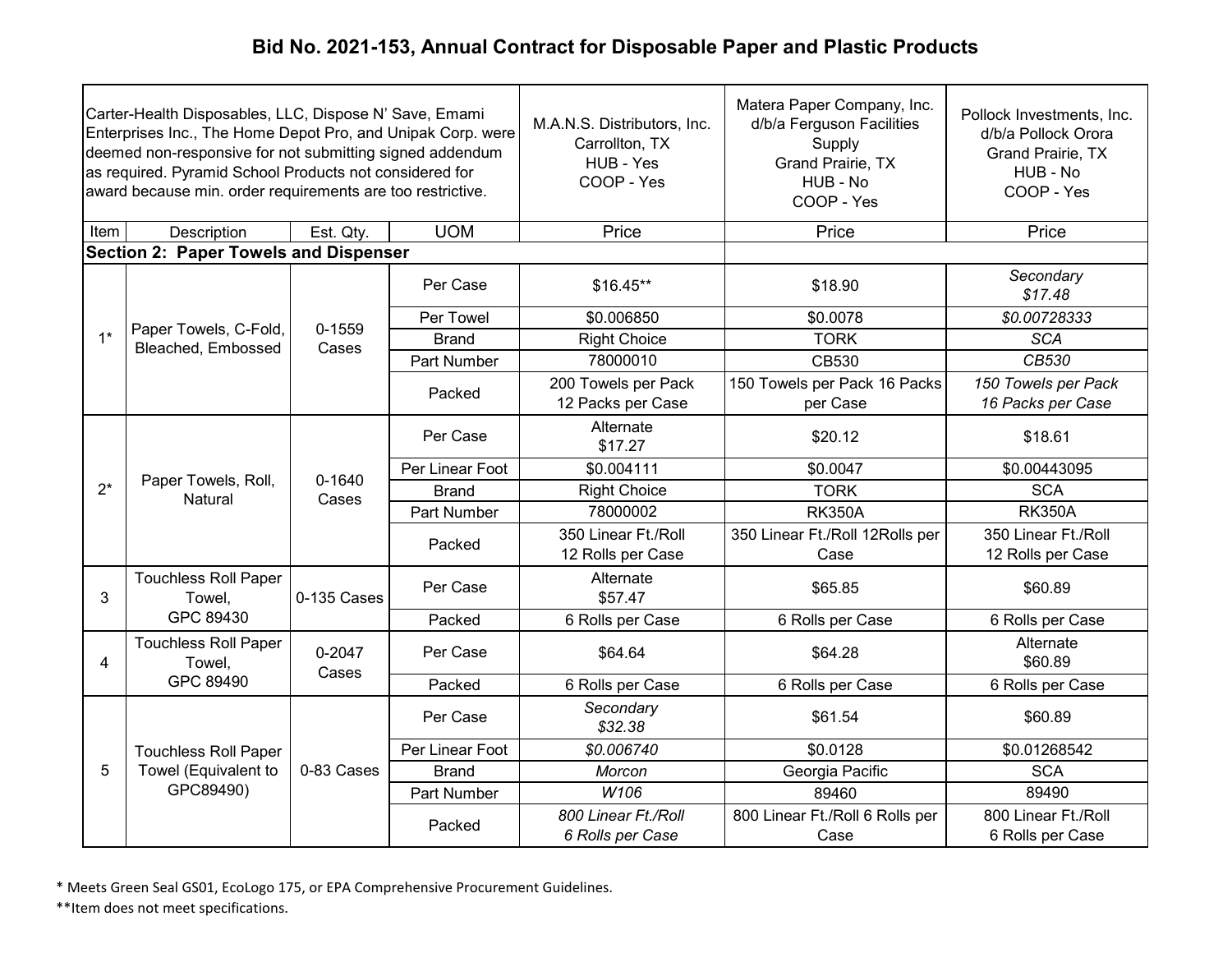# Bid No. 2021-153, Annual Contract for Disposable Paper and Plastic Products

| Carter-Health Disposables, LLC, Dispose N' Save, Emami Enterprises Inc., The Home Depot Pro, and Unipak Corp. were deemed non-responsive for not submitting signed addendum as required. Pyramid School Products not considered for award because min. order requirements are too restrictive. | | | | M.A.N.S. Distributors, Inc. Carrollton, TX HUB - Yes COOP - Yes | Matera Paper Company, Inc. d/b/a Ferguson Facilities Supply Grand Prairie, TX HUB - No COOP - Yes | Pollock Investments, Inc. d/b/a Pollock Orora Grand Prairie, TX HUB - No COOP - Yes |
|---|---|---|---|---|---|---|
| Item | Description | Est. Qty. | UOM | Price | Price | Price |
| **Section 2: Paper Towels and Dispenser** | | | | | | |
| 1* | Paper Towels, C-Fold, Bleached, Embossed | 0-1559 Cases | Per Case | $16.45** | $18.90 | *Secondary $17.48* |
| | | | Per Towel | $0.006850 | $0.0078 | *$0.00728333* |
| | | | Brand | Right Choice | TORK | *SCA* |
| | | | Part Number | 78000010 | CB530 | *CB530* |
| | | | Packed | 200 Towels per Pack 12 Packs per Case | 150 Towels per Pack 16 Packs per Case | *150 Towels per Pack 16 Packs per Case* |
| 2* | Paper Towels, Roll, Natural | 0-1640 Cases | Per Case | Alternate $17.27 | $20.12 | $18.61 |
| | | | Per Linear Foot | $0.004111 | $0.0047 | $0.00443095 |
| | | | Brand | Right Choice | TORK | SCA |
| | | | Part Number | 78000002 | RK350A | RK350A |
| | | | Packed | 350 Linear Ft./Roll 12 Rolls per Case | 350 Linear Ft./Roll 12Rolls per Case | 350 Linear Ft./Roll 12 Rolls per Case |
| 3 | Touchless Roll Paper Towel, GPC 89430 | 0-135 Cases | Per Case | Alternate $57.47 | $65.85 | $60.89 |
| | | | Packed | 6 Rolls per Case | 6 Rolls per Case | 6 Rolls per Case |
| 4 | Touchless Roll Paper Towel, GPC 89490 | 0-2047 Cases | Per Case | $64.64 | $64.28 | Alternate $60.89 |
| | | | Packed | 6 Rolls per Case | 6 Rolls per Case | 6 Rolls per Case |
| 5 | Touchless Roll Paper Towel (Equivalent to GPC89490) | 0-83 Cases | Per Case | *Secondary $32.38* | $61.54 | $60.89 |
| | | | Per Linear Foot | *$0.006740* | $0.0128 | $0.01268542 |
| | | | Brand | *Morcon* | Georgia Pacific | SCA |
| | | | Part Number | *W106* | 89460 | 89490 |
| | | | Packed | *800 Linear Ft./Roll 6 Rolls per Case* | 800 Linear Ft./Roll 6 Rolls per Case | 800 Linear Ft./Roll 6 Rolls per Case |

\* Meets Green Seal GS01, EcoLogo 175, or EPA Comprehensive Procurement Guidelines.

\*\*Item does not meet specifications.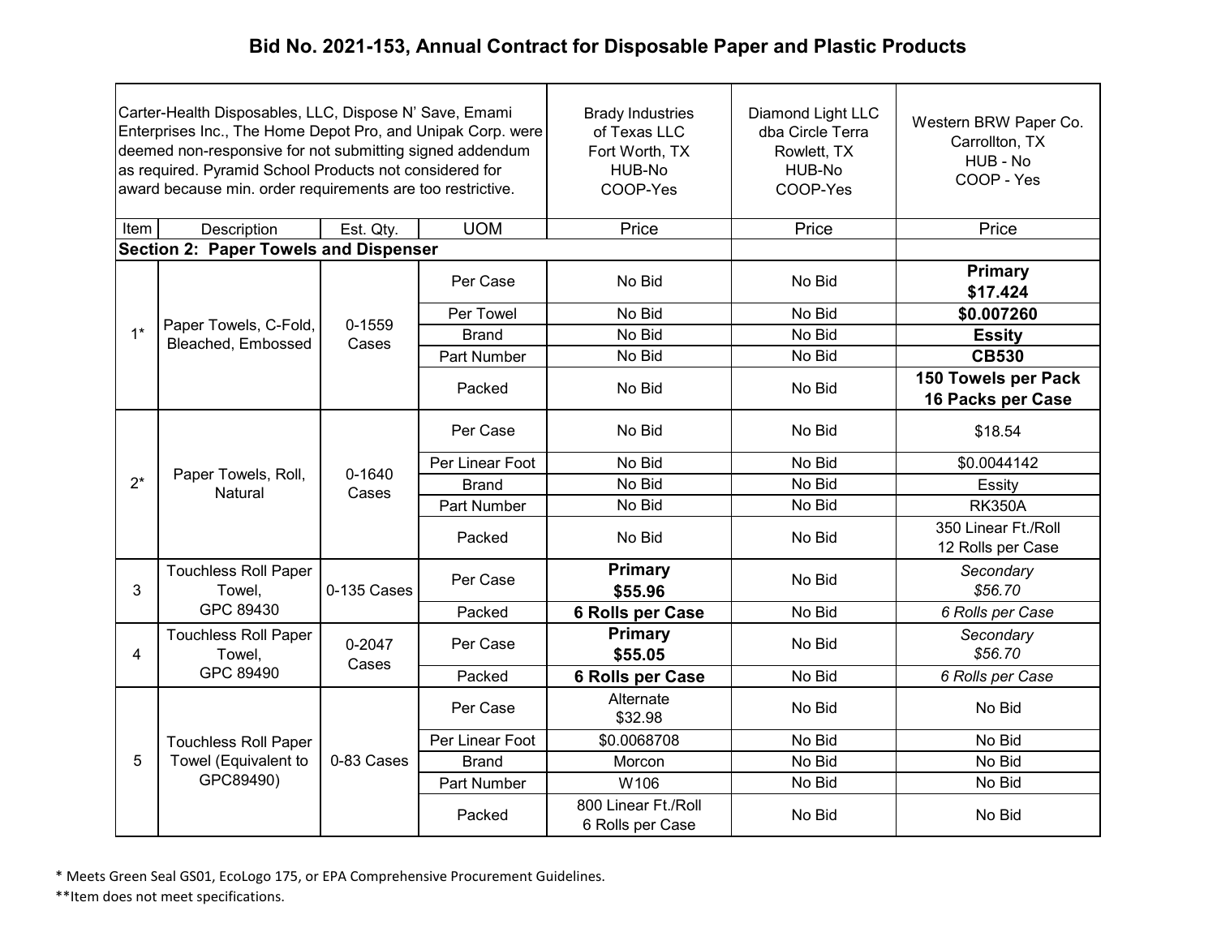# Bid No. 2021-153, Annual Contract for Disposable Paper and Plastic Products

| Carter-Health Disposables, LLC, Dispose N' Save, Emami Enterprises Inc., The Home Depot Pro, and Unipak Corp. were deemed non-responsive for not submitting signed addendum as required. Pyramid School Products not considered for award because min. order requirements are too restrictive. | | | | Brady Industries of Texas LLC Fort Worth, TX HUB-No COOP-Yes | Diamond Light LLC dba Circle Terra Rowlett, TX HUB-No COOP-Yes | Western BRW Paper Co. Carrollton, TX HUB - No COOP - Yes |
|---|---|---|---|---|---|---|
| Item | Description | Est. Qty. | UOM | Price | Price | Price |
| **Section 2: Paper Towels and Dispenser** | | | | | | |
| 1* | Paper Towels, C-Fold, Bleached, Embossed | 0-1559 Cases | Per Case | No Bid | No Bid | **Primary $17.424** |
| | | | Per Towel | No Bid | No Bid | **$0.007260** |
| | | | Brand | No Bid | No Bid | **Essity** |
| | | | Part Number | No Bid | No Bid | **CB530** |
| | | | Packed | No Bid | No Bid | **150 Towels per Pack 16 Packs per Case** |
| 2* | Paper Towels, Roll, Natural | 0-1640 Cases | Per Case | No Bid | No Bid | $18.54 |
| | | | Per Linear Foot | No Bid | No Bid | $0.0044142 |
| | | | Brand | No Bid | No Bid | Essity |
| | | | Part Number | No Bid | No Bid | RK350A |
| | | | Packed | No Bid | No Bid | 350 Linear Ft./Roll 12 Rolls per Case |
| 3 | Touchless Roll Paper Towel, GPC 89430 | 0-135 Cases | Per Case | **Primary $55.96** | No Bid | *Secondary $56.70* |
| | | | Packed | **6 Rolls per Case** | No Bid | *6 Rolls per Case* |
| 4 | Touchless Roll Paper Towel, GPC 89490 | 0-2047 Cases | Per Case | **Primary $55.05** | No Bid | *Secondary $56.70* |
| | | | Packed | **6 Rolls per Case** | No Bid | *6 Rolls per Case* |
| 5 | Touchless Roll Paper Towel (Equivalent to GPC89490) | 0-83 Cases | Per Case | Alternate $32.98 | No Bid | No Bid |
| | | | Per Linear Foot | $0.0068708 | No Bid | No Bid |
| | | | Brand | Morcon | No Bid | No Bid |
| | | | Part Number | W106 | No Bid | No Bid |
| | | | Packed | 800 Linear Ft./Roll 6 Rolls per Case | No Bid | No Bid |

* Meets Green Seal GS01, EcoLogo 175, or EPA Comprehensive Procurement Guidelines.

**Item does not meet specifications.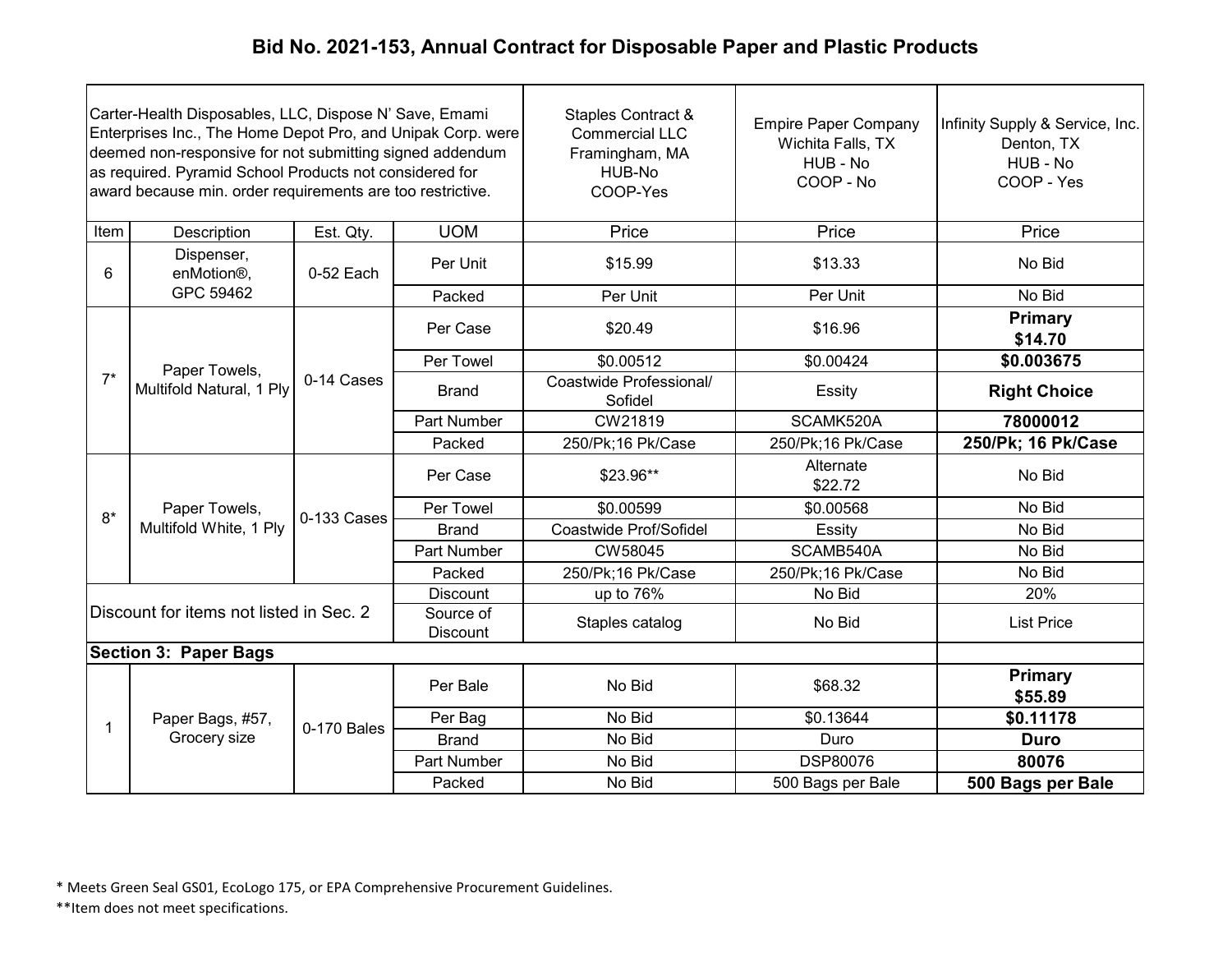# Bid No. 2021-153, Annual Contract for Disposable Paper and Plastic Products

| Carter-Health Disposables, LLC, Dispose N' Save, Emami Enterprises Inc., The Home Depot Pro, and Unipak Corp. were deemed non-responsive for not submitting signed addendum as required. Pyramid School Products not considered for award because min. order requirements are too restrictive. | | | | Staples Contract & Commercial LLC Framingham, MA HUB-No COOP-Yes | Empire Paper Company Wichita Falls, TX HUB - No COOP - No | Infinity Supply & Service, Inc. Denton, TX HUB - No COOP - Yes |
|---|---|---|---|---|---|---|
| Item | Description | Est. Qty. | UOM | Price | Price | Price |
| 6 | Dispenser, enMotion®, GPC 59462 | 0-52 Each | Per Unit | $15.99 | $13.33 | No Bid |
| | | | Packed | Per Unit | Per Unit | No Bid |
| 7* | Paper Towels, Multifold Natural, 1 Ply | 0-14 Cases | Per Case | $20.49 | $16.96 | **Primary $14.70** |
| | | | Per Towel | $0.00512 | $0.00424 | **$0.003675** |
| | | | Brand | Coastwide Professional/ Sofidel | Essity | **Right Choice** |
| | | | Part Number | CW21819 | SCAMK520A | **78000012** |
| | | | Packed | 250/Pk;16 Pk/Case | 250/Pk;16 Pk/Case | **250/Pk; 16 Pk/Case** |
| 8* | Paper Towels, Multifold White, 1 Ply | 0-133 Cases | Per Case | $23.96** | Alternate $22.72 | No Bid |
| | | | Per Towel | $0.00599 | $0.00568 | No Bid |
| | | | Brand | Coastwide Prof/Sofidel | Essity | No Bid |
| | | | Part Number | CW58045 | SCAMB540A | No Bid |
| | | | Packed | 250/Pk;16 Pk/Case | 250/Pk;16 Pk/Case | No Bid |
| Discount for items not listed in Sec. 2 | | | Discount | up to 76% | No Bid | 20% |
| | | | Source of Discount | Staples catalog | No Bid | List Price |
| **Section 3: Paper Bags** | | | | | | |
| 1 | Paper Bags, #57, Grocery size | 0-170 Bales | Per Bale | No Bid | $68.32 | **Primary $55.89** |
| | | | Per Bag | No Bid | $0.13644 | **$0.11178** |
| | | | Brand | No Bid | Duro | **Duro** |
| | | | Part Number | No Bid | DSP80076 | **80076** |
| | | | Packed | No Bid | 500 Bags per Bale | **500 Bags per Bale** |

* Meets Green Seal GS01, EcoLogo 175, or EPA Comprehensive Procurement Guidelines.

**Item does not meet specifications.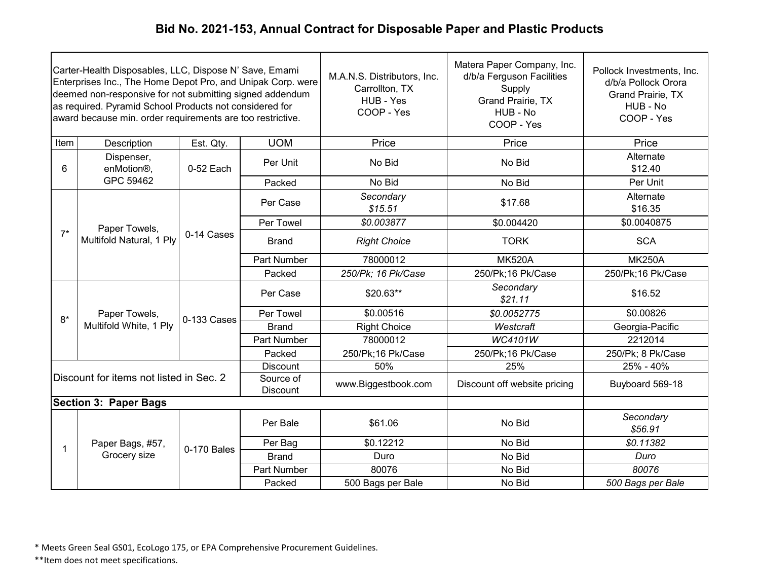# Bid No. 2021-153, Annual Contract for Disposable Paper and Plastic Products

| Carter-Health Disposables, LLC, Dispose N' Save, Emami Enterprises Inc., The Home Depot Pro, and Unipak Corp. were deemed non-responsive for not submitting signed addendum as required. Pyramid School Products not considered for award because min. order requirements are too restrictive. | | | | M.A.N.S. Distributors, Inc. Carrollton, TX HUB - Yes COOP - Yes | Matera Paper Company, Inc. d/b/a Ferguson Facilities Supply Grand Prairie, TX HUB - No COOP - Yes | Pollock Investments, Inc. d/b/a Pollock Orora Grand Prairie, TX HUB - No COOP - Yes |
|---|---|---|---|---|---|---|
| Item | Description | Est. Qty. | UOM | Price | Price | Price |
| 6 | Dispenser, enMotion®, GPC 59462 | 0-52 Each | Per Unit | No Bid | No Bid | Alternate $12.40 |
| | | | Packed | No Bid | No Bid | Per Unit |
| 7* | Paper Towels, Multifold Natural, 1 Ply | 0-14 Cases | Per Case | *Secondary $15.51* | $17.68 | Alternate $16.35 |
| | | | Per Towel | *$0.003877* | $0.004420 | $0.0040875 |
| | | | Brand | *Right Choice* | TORK | SCA |
| | | | Part Number | 78000012 | MK520A | MK250A |
| | | | Packed | *250/Pk; 16 Pk/Case* | 250/Pk;16 Pk/Case | 250/Pk;16 Pk/Case |
| 8* | Paper Towels, Multifold White, 1 Ply | 0-133 Cases | Per Case | $20.63** | *Secondary $21.11* | $16.52 |
| | | | Per Towel | $0.00516 | *$0.0052775* | $0.00826 |
| | | | Brand | Right Choice | *Westcraft* | Georgia-Pacific |
| | | | Part Number | 78000012 | *WC4101W* | 2212014 |
| | | | Packed | 250/Pk;16 Pk/Case | 250/Pk;16 Pk/Case | 250/Pk; 8 Pk/Case |
| Discount for items not listed in Sec. 2 | | | Discount | 50% | 25% | 25% - 40% |
| | | | Source of Discount | www.Biggestbook.com | Discount off website pricing | Buyboard 569-18 |
| **Section 3: Paper Bags** | | | | | | |
| 1 | Paper Bags, #57, Grocery size | 0-170 Bales | Per Bale | $61.06 | No Bid | *Secondary $56.91* |
| | | | Per Bag | $0.12212 | No Bid | *$0.11382* |
| | | | Brand | Duro | No Bid | *Duro* |
| | | | Part Number | 80076 | No Bid | *80076* |
| | | | Packed | 500 Bags per Bale | No Bid | *500 Bags per Bale* |

* Meets Green Seal GS01, EcoLogo 175, or EPA Comprehensive Procurement Guidelines.

**Item does not meet specifications.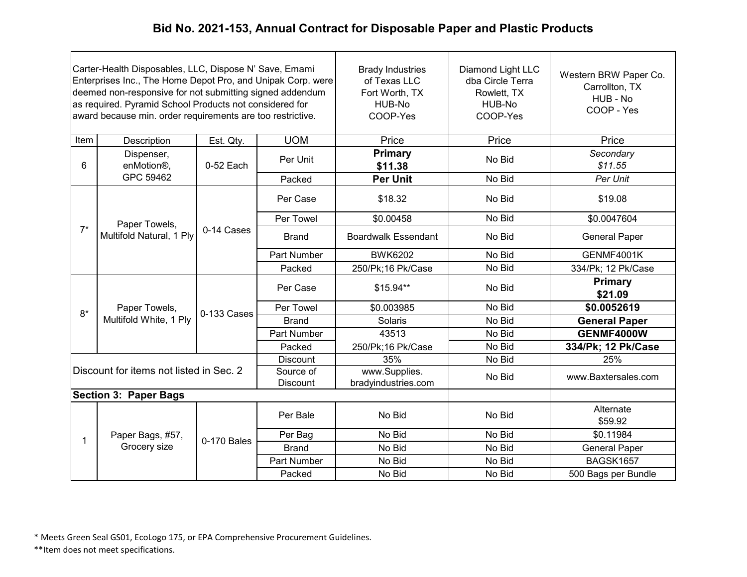# Bid No. 2021-153, Annual Contract for Disposable Paper and Plastic Products

| Carter-Health Disposables, LLC, Dispose N' Save, Emami Enterprises Inc., The Home Depot Pro, and Unipak Corp. were deemed non-responsive for not submitting signed addendum as required. Pyramid School Products not considered for award because min. order requirements are too restrictive. | | | | Brady Industries of Texas LLC Fort Worth, TX HUB-No COOP-Yes | Diamond Light LLC dba Circle Terra Rowlett, TX HUB-No COOP-Yes | Western BRW Paper Co. Carrollton, TX HUB - No COOP - Yes |
|---|---|---|---|---|---|---|
| Item | Description | Est. Qty. | UOM | Price | Price | Price |
| 6 | Dispenser, enMotion®, GPC 59462 | 0-52 Each | Per Unit | **Primary $11.38** | No Bid | *Secondary $11.55* |
| | | | Packed | **Per Unit** | No Bid | *Per Unit* |
| 7* | Paper Towels, Multifold Natural, 1 Ply | 0-14 Cases | Per Case | $18.32 | No Bid | $19.08 |
| | | | Per Towel | $0.00458 | No Bid | $0.0047604 |
| | | | Brand | Boardwalk Essendant | No Bid | General Paper |
| | | | Part Number | BWK6202 | No Bid | GENMF4001K |
| | | | Packed | 250/Pk;16 Pk/Case | No Bid | 334/Pk; 12 Pk/Case |
| 8* | Paper Towels, Multifold White, 1 Ply | 0-133 Cases | Per Case | $15.94** | No Bid | **Primary $21.09** |
| | | | Per Towel | $0.003985 | No Bid | **$0.0052619** |
| | | | Brand | Solaris | No Bid | **General Paper** |
| | | | Part Number | 43513 | No Bid | **GENMF4000W** |
| | | | Packed | 250/Pk;16 Pk/Case | No Bid | **334/Pk; 12 Pk/Case** |
| Discount for items not listed in Sec. 2 | | | Discount | 35% | No Bid | 25% |
| | | | Source of Discount | www.Supplies. bradyindustries.com | No Bid | www.Baxtersales.com |
| **Section 3: Paper Bags** | | | | | | |
| 1 | Paper Bags, #57, Grocery size | 0-170 Bales | Per Bale | No Bid | No Bid | Alternate $59.92 |
| | | | Per Bag | No Bid | No Bid | $0.11984 |
| | | | Brand | No Bid | No Bid | General Paper |
| | | | Part Number | No Bid | No Bid | BAGSK1657 |
| | | | Packed | No Bid | No Bid | 500 Bags per Bundle |

\* Meets Green Seal GS01, EcoLogo 175, or EPA Comprehensive Procurement Guidelines.

\*\*Item does not meet specifications.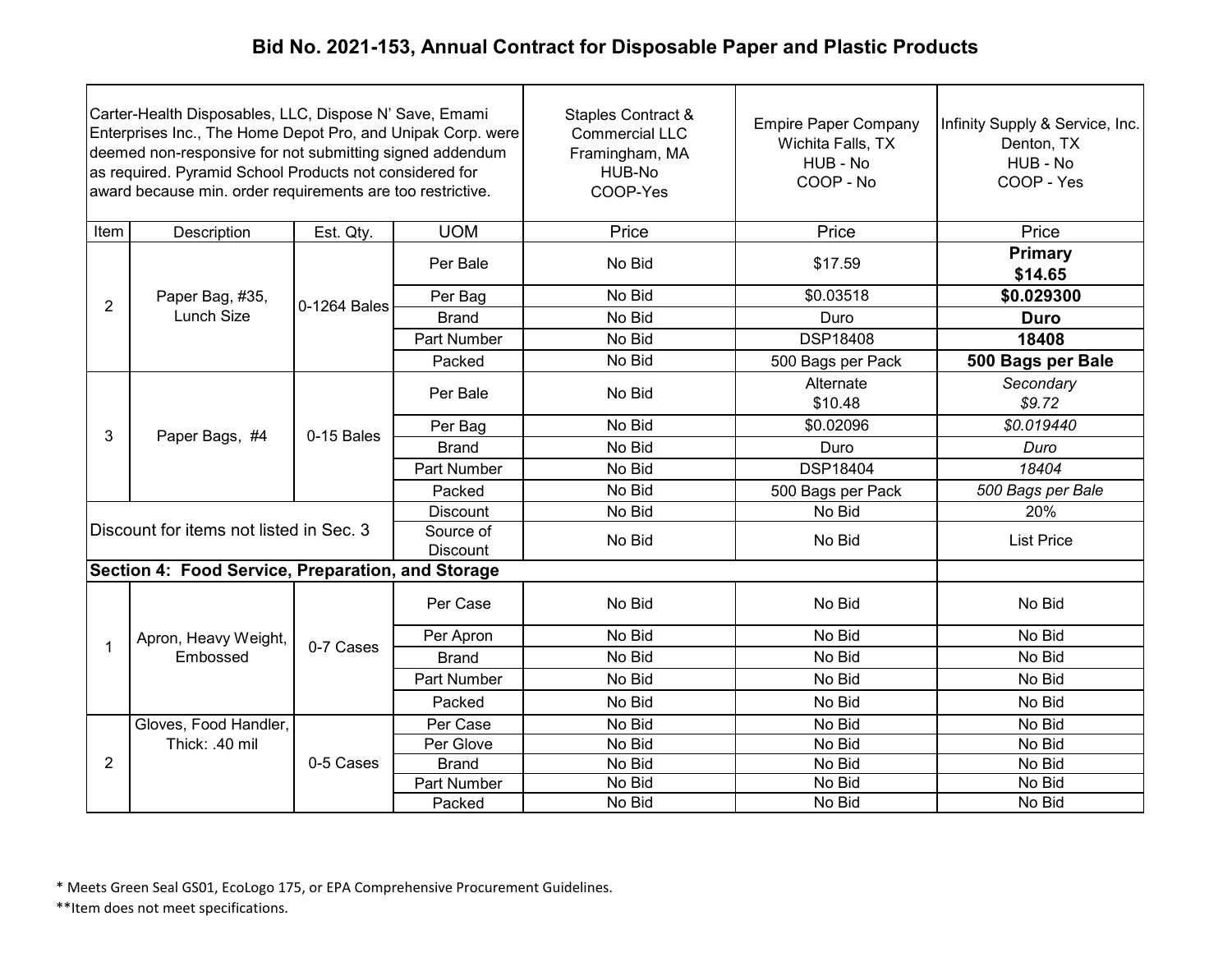# Bid No. 2021-153, Annual Contract for Disposable Paper and Plastic Products

| Carter-Health Disposables, LLC, Dispose N' Save, Emami Enterprises Inc., The Home Depot Pro, and Unipak Corp. were deemed non-responsive for not submitting signed addendum as required. Pyramid School Products not considered for award because min. order requirements are too restrictive. | | | | Staples Contract & Commercial LLC Framingham, MA HUB-No COOP-Yes | Empire Paper Company Wichita Falls, TX HUB - No COOP - No | Infinity Supply & Service, Inc. Denton, TX HUB - No COOP - Yes |
|---|---|---|---|---|---|---|
| Item | Description | Est. Qty. | UOM | Price | Price | Price |
| 2 | Paper Bag, #35, Lunch Size | 0-1264 Bales | Per Bale | No Bid | $17.59 | **Primary $14.65** |
| | | | Per Bag | No Bid | $0.03518 | **$0.029300** |
| | | | Brand | No Bid | Duro | **Duro** |
| | | | Part Number | No Bid | DSP18408 | **18408** |
| | | | Packed | No Bid | 500 Bags per Pack | **500 Bags per Bale** |
| 3 | Paper Bags, #4 | 0-15 Bales | Per Bale | No Bid | Alternate $10.48 | *Secondary $9.72* |
| | | | Per Bag | No Bid | $0.02096 | *$0.019440* |
| | | | Brand | No Bid | Duro | *Duro* |
| | | | Part Number | No Bid | DSP18404 | *18404* |
| | | | Packed | No Bid | 500 Bags per Pack | *500 Bags per Bale* |
| Discount for items not listed in Sec. 3 | | | Discount | No Bid | No Bid | 20% |
| | | | Source of Discount | No Bid | No Bid | List Price |
| **Section 4: Food Service, Preparation, and Storage** | | | | | | |
| 1 | Apron, Heavy Weight, Embossed | 0-7 Cases | Per Case | No Bid | No Bid | No Bid |
| | | | Per Apron | No Bid | No Bid | No Bid |
| | | | Brand | No Bid | No Bid | No Bid |
| | | | Part Number | No Bid | No Bid | No Bid |
| | | | Packed | No Bid | No Bid | No Bid |
| 2 | Gloves, Food Handler, Thick: .40 mil | 0-5 Cases | Per Case | No Bid | No Bid | No Bid |
| | | | Per Glove | No Bid | No Bid | No Bid |
| | | | Brand | No Bid | No Bid | No Bid |
| | | | Part Number | No Bid | No Bid | No Bid |
| | | | Packed | No Bid | No Bid | No Bid |

\* Meets Green Seal GS01, EcoLogo 175, or EPA Comprehensive Procurement Guidelines.

\*\*Item does not meet specifications.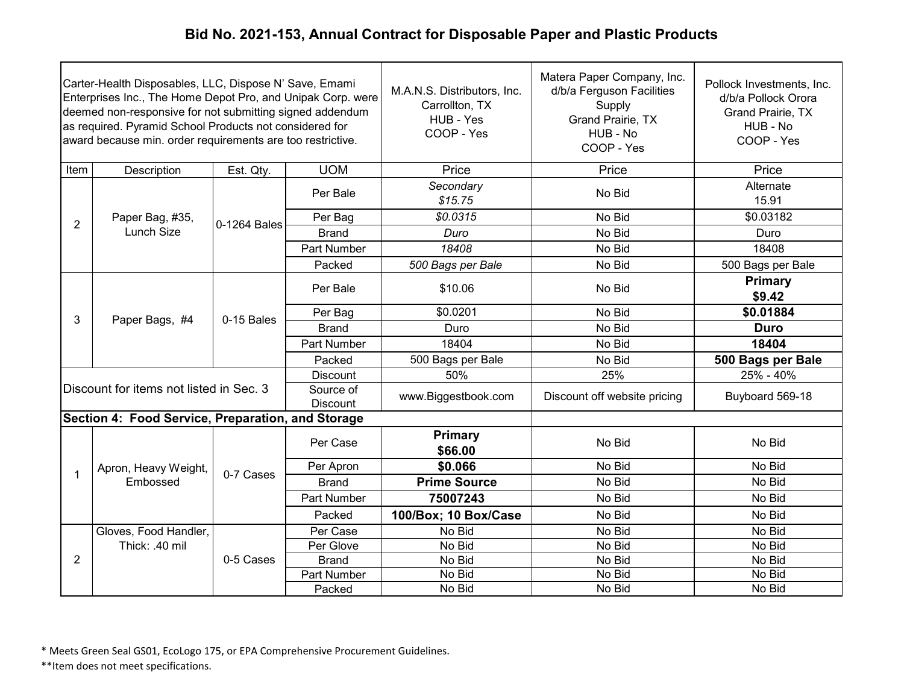# Bid No. 2021-153, Annual Contract for Disposable Paper and Plastic Products

| Carter-Health Disposables, LLC, Dispose N' Save, Emami Enterprises Inc., The Home Depot Pro, and Unipak Corp. were deemed non-responsive for not submitting signed addendum as required. Pyramid School Products not considered for award because min. order requirements are too restrictive. | | | | M.A.N.S. Distributors, Inc. Carrollton, TX HUB - Yes COOP - Yes | Matera Paper Company, Inc. d/b/a Ferguson Facilities Supply Grand Prairie, TX HUB - No COOP - Yes | Pollock Investments, Inc. d/b/a Pollock Orora Grand Prairie, TX HUB - No COOP - Yes |
|---|---|---|---|---|---|---|
| Item | Description | Est. Qty. | UOM | Price | Price | Price |
| 2 | Paper Bag, #35, Lunch Size | 0-1264 Bales | Per Bale | *Secondary $15.75* | No Bid | Alternate 15.91 |
| | | | Per Bag | *$0.0315* | No Bid | $0.03182 |
| | | | Brand | *Duro* | No Bid | Duro |
| | | | Part Number | *18408* | No Bid | 18408 |
| | | | Packed | *500 Bags per Bale* | No Bid | 500 Bags per Bale |
| 3 | Paper Bags, #4 | 0-15 Bales | Per Bale | $10.06 | No Bid | **Primary $9.42** |
| | | | Per Bag | $0.0201 | No Bid | **$0.01884** |
| | | | Brand | Duro | No Bid | **Duro** |
| | | | Part Number | 18404 | No Bid | **18404** |
| | | | Packed | 500 Bags per Bale | No Bid | **500 Bags per Bale** |
| Discount for items not listed in Sec. 3 | | | Discount | 50% | 25% | 25% - 40% |
| | | | Source of Discount | www.Biggestbook.com | Discount off website pricing | Buyboard 569-18 |
| **Section 4: Food Service, Preparation, and Storage** | | | | | | |
| 1 | Apron, Heavy Weight, Embossed | 0-7 Cases | Per Case | **Primary $66.00** | No Bid | No Bid |
| | | | Per Apron | **$0.066** | No Bid | No Bid |
| | | | Brand | **Prime Source** | No Bid | No Bid |
| | | | Part Number | **75007243** | No Bid | No Bid |
| | | | Packed | **100/Box; 10 Box/Case** | No Bid | No Bid |
| 2 | Gloves, Food Handler, Thick: .40 mil | 0-5 Cases | Per Case | No Bid | No Bid | No Bid |
| | | | Per Glove | No Bid | No Bid | No Bid |
| | | | Brand | No Bid | No Bid | No Bid |
| | | | Part Number | No Bid | No Bid | No Bid |
| | | | Packed | No Bid | No Bid | No Bid |

* Meets Green Seal GS01, EcoLogo 175, or EPA Comprehensive Procurement Guidelines.

**Item does not meet specifications.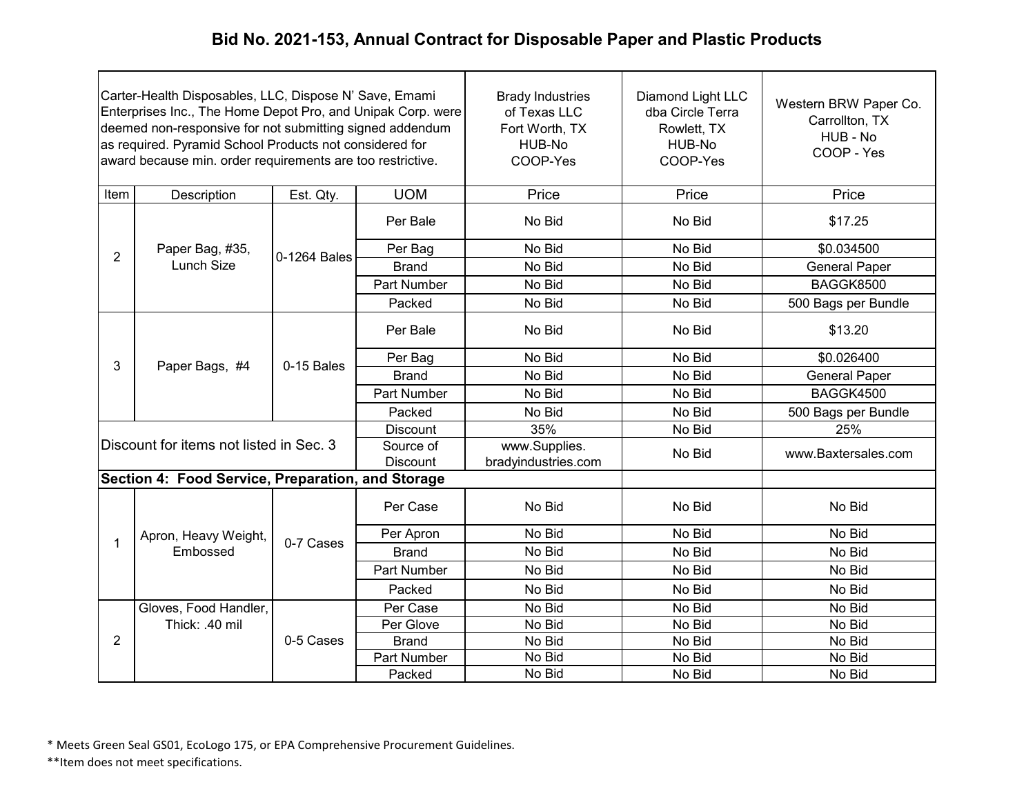# Bid No. 2021-153, Annual Contract for Disposable Paper and Plastic Products

| Carter-Health Disposables, LLC, Dispose N' Save, Emami Enterprises Inc., The Home Depot Pro, and Unipak Corp. were deemed non-responsive for not submitting signed addendum as required. Pyramid School Products not considered for award because min. order requirements are too restrictive. | | | | Brady Industries of Texas LLC Fort Worth, TX HUB-No COOP-Yes | Diamond Light LLC dba Circle Terra Rowlett, TX HUB-No COOP-Yes | Western BRW Paper Co. Carrollton, TX HUB - No COOP - Yes |
|---|---|---|---|---|---|---|
| Item | Description | Est. Qty. | UOM | Price | Price | Price |
| 2 | Paper Bag, #35, Lunch Size | 0-1264 Bales | Per Bale | No Bid | No Bid | $17.25 |
| | | | Per Bag | No Bid | No Bid | $0.034500 |
| | | | Brand | No Bid | No Bid | General Paper |
| | | | Part Number | No Bid | No Bid | BAGGK8500 |
| | | | Packed | No Bid | No Bid | 500 Bags per Bundle |
| 3 | Paper Bags, #4 | 0-15 Bales | Per Bale | No Bid | No Bid | $13.20 |
| | | | Per Bag | No Bid | No Bid | $0.026400 |
| | | | Brand | No Bid | No Bid | General Paper |
| | | | Part Number | No Bid | No Bid | BAGGK4500 |
| | | | Packed | No Bid | No Bid | 500 Bags per Bundle |
| Discount for items not listed in Sec. 3 | | | Discount | 35% | No Bid | 25% |
| | | | Source of Discount | www.Supplies. bradyindustries.com | No Bid | www.Baxtersales.com |
| **Section 4: Food Service, Preparation, and Storage** | | | | | | |
| 1 | Apron, Heavy Weight, Embossed | 0-7 Cases | Per Case | No Bid | No Bid | No Bid |
| | | | Per Apron | No Bid | No Bid | No Bid |
| | | | Brand | No Bid | No Bid | No Bid |
| | | | Part Number | No Bid | No Bid | No Bid |
| | | | Packed | No Bid | No Bid | No Bid |
| 2 | Gloves, Food Handler, Thick: .40 mil | 0-5 Cases | Per Case | No Bid | No Bid | No Bid |
| | | | Per Glove | No Bid | No Bid | No Bid |
| | | | Brand | No Bid | No Bid | No Bid |
| | | | Part Number | No Bid | No Bid | No Bid |
| | | | Packed | No Bid | No Bid | No Bid |

\* Meets Green Seal GS01, EcoLogo 175, or EPA Comprehensive Procurement Guidelines.

\*\*Item does not meet specifications.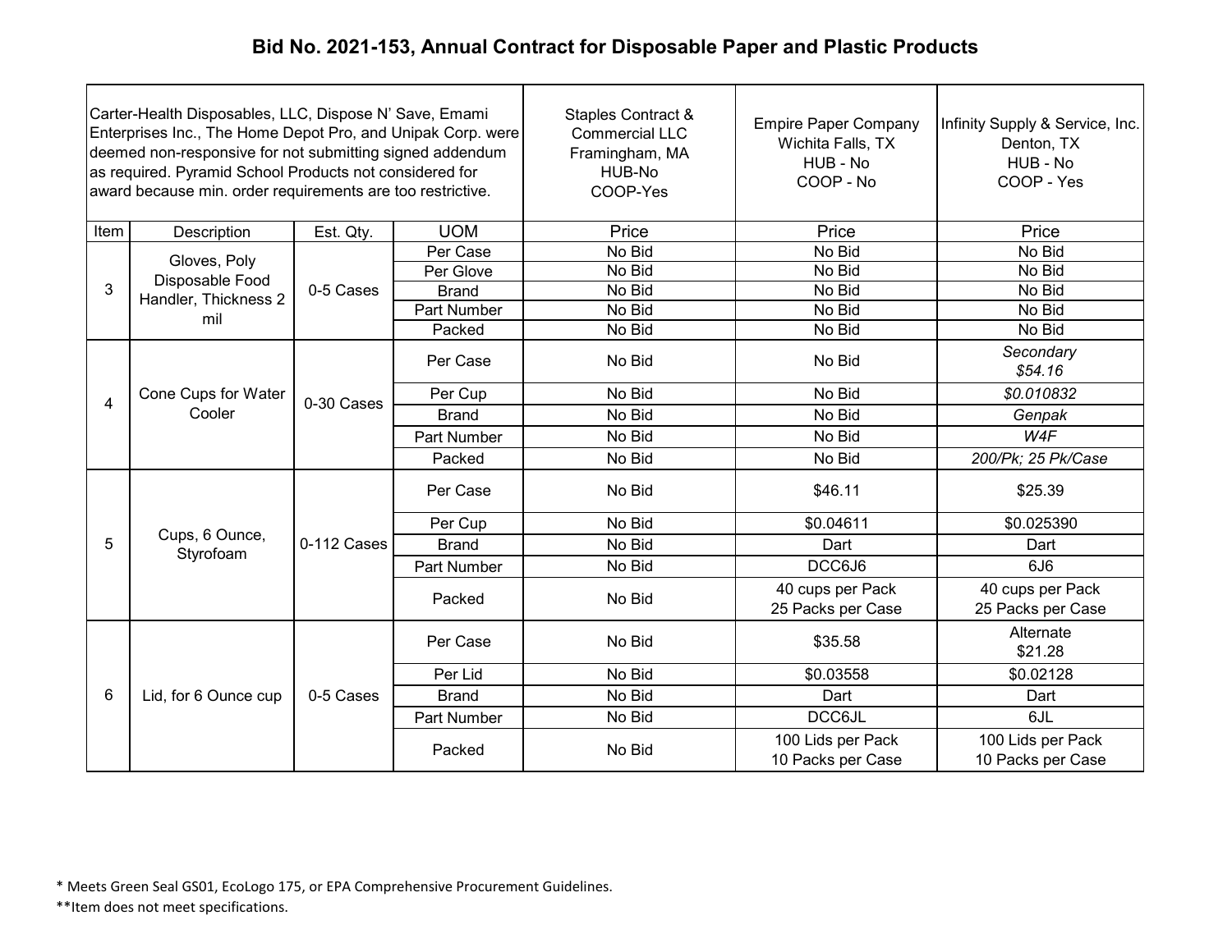# Bid No. 2021-153, Annual Contract for Disposable Paper and Plastic Products

| Carter-Health Disposables, LLC, Dispose N' Save, Emami Enterprises Inc., The Home Depot Pro, and Unipak Corp. were deemed non-responsive for not submitting signed addendum as required. Pyramid School Products not considered for award because min. order requirements are too restrictive. | | | | Staples Contract & Commercial LLC Framingham, MA HUB-No COOP-Yes | Empire Paper Company Wichita Falls, TX HUB - No COOP - No | Infinity Supply & Service, Inc. Denton, TX HUB - No COOP - Yes |
|---|---|---|---|---|---|---|
| Item | Description | Est. Qty. | UOM | Price | Price | Price |
| 3 | Gloves, Poly Disposable Food Handler, Thickness 2 mil | 0-5 Cases | Per Case | No Bid | No Bid | No Bid |
| | | | Per Glove | No Bid | No Bid | No Bid |
| | | | Brand | No Bid | No Bid | No Bid |
| | | | Part Number | No Bid | No Bid | No Bid |
| | | | Packed | No Bid | No Bid | No Bid |
| 4 | Cone Cups for Water Cooler | 0-30 Cases | Per Case | No Bid | No Bid | *Secondary $54.16* |
| | | | Per Cup | No Bid | No Bid | *$0.010832* |
| | | | Brand | No Bid | No Bid | *Genpak* |
| | | | Part Number | No Bid | No Bid | *W4F* |
| | | | Packed | No Bid | No Bid | *200/Pk; 25 Pk/Case* |
| 5 | Cups, 6 Ounce, Styrofoam | 0-112 Cases | Per Case | No Bid | $46.11 | $25.39 |
| | | | Per Cup | No Bid | $0.04611 | $0.025390 |
| | | | Brand | No Bid | Dart | Dart |
| | | | Part Number | No Bid | DCC6J6 | 6J6 |
| | | | Packed | No Bid | 40 cups per Pack 25 Packs per Case | 40 cups per Pack 25 Packs per Case |
| 6 | Lid, for 6 Ounce cup | 0-5 Cases | Per Case | No Bid | $35.58 | Alternate $21.28 |
| | | | Per Lid | No Bid | $0.03558 | $0.02128 |
| | | | Brand | No Bid | Dart | Dart |
| | | | Part Number | No Bid | DCC6JL | 6JL |
| | | | Packed | No Bid | 100 Lids per Pack 10 Packs per Case | 100 Lids per Pack 10 Packs per Case |

\* Meets Green Seal GS01, EcoLogo 175, or EPA Comprehensive Procurement Guidelines.

**Item does not meet specifications.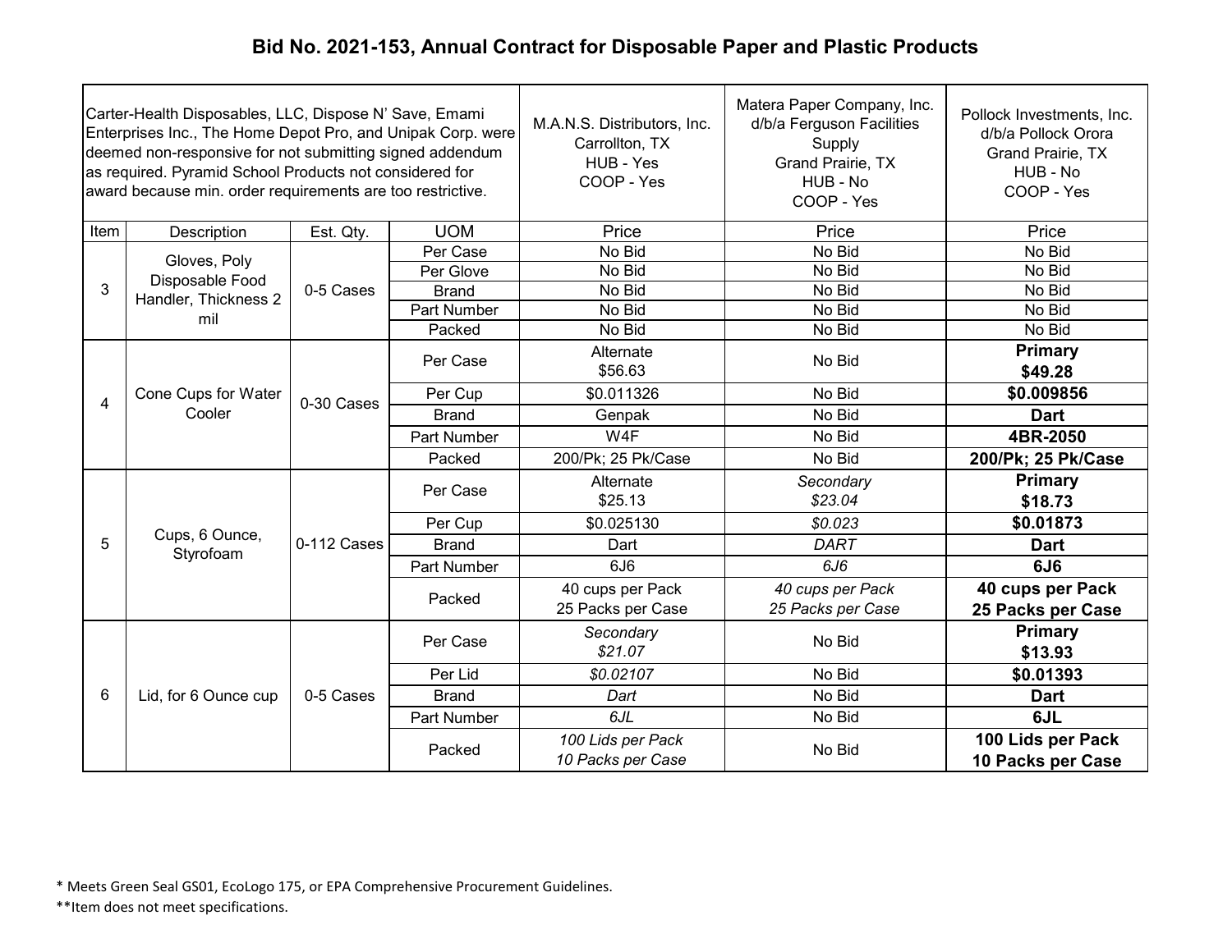# Bid No. 2021-153, Annual Contract for Disposable Paper and Plastic Products

| Carter-Health Disposables, LLC, Dispose N' Save, Emami Enterprises Inc., The Home Depot Pro, and Unipak Corp. were deemed non-responsive for not submitting signed addendum as required. Pyramid School Products not considered for award because min. order requirements are too restrictive. | | | | M.A.N.S. Distributors, Inc. Carrollton, TX HUB - Yes COOP - Yes | Matera Paper Company, Inc. d/b/a Ferguson Facilities Supply Grand Prairie, TX HUB - No COOP - Yes | Pollock Investments, Inc. d/b/a Pollock Orora Grand Prairie, TX HUB - No COOP - Yes |
|---|---|---|---|---|---|---|
| **Item** | **Description** | **Est. Qty.** | **UOM** | **Price** | **Price** | **Price** |
| 3 | Gloves, Poly Disposable Food Handler, Thickness 2 mil | 0-5 Cases | Per Case | No Bid | No Bid | No Bid |
| | | | Per Glove | No Bid | No Bid | No Bid |
| | | | Brand | No Bid | No Bid | No Bid |
| | | | Part Number | No Bid | No Bid | No Bid |
| | | | Packed | No Bid | No Bid | No Bid |
| 4 | Cone Cups for Water Cooler | 0-30 Cases | Per Case | Alternate $56.63 | No Bid | **Primary $49.28** |
| | | | Per Cup | $0.011326 | No Bid | **$0.009856** |
| | | | Brand | Genpak | No Bid | **Dart** |
| | | | Part Number | W4F | No Bid | **4BR-2050** |
| | | | Packed | 200/Pk; 25 Pk/Case | No Bid | **200/Pk; 25 Pk/Case** |
| 5 | Cups, 6 Ounce, Styrofoam | 0-112 Cases | Per Case | Alternate $25.13 | *Secondary $23.04* | **Primary $18.73** |
| | | | Per Cup | $0.025130 | *$0.023* | **$0.01873** |
| | | | Brand | Dart | *DART* | **Dart** |
| | | | Part Number | 6J6 | *6J6* | **6J6** |
| | | | Packed | 40 cups per Pack 25 Packs per Case | *40 cups per Pack 25 Packs per Case* | **40 cups per Pack 25 Packs per Case** |
| 6 | Lid, for 6 Ounce cup | 0-5 Cases | Per Case | *Secondary $21.07* | No Bid | **Primary $13.93** |
| | | | Per Lid | *$0.02107* | No Bid | **$0.01393** |
| | | | Brand | *Dart* | No Bid | **Dart** |
| | | | Part Number | *6JL* | No Bid | **6JL** |
| | | | Packed | *100 Lids per Pack 10 Packs per Case* | No Bid | **100 Lids per Pack 10 Packs per Case** |

* Meets Green Seal GS01, EcoLogo 175, or EPA Comprehensive Procurement Guidelines.

**Item does not meet specifications.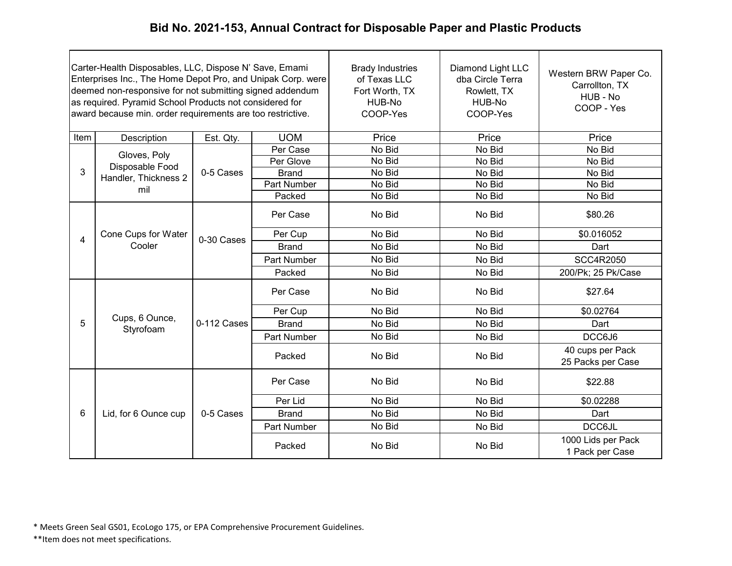## Bid No. 2021-153, Annual Contract for Disposable Paper and Plastic Products

| Carter-Health Disposables, LLC, Dispose N' Save, Emami Enterprises Inc., The Home Depot Pro, and Unipak Corp. were deemed non-responsive for not submitting signed addendum as required. Pyramid School Products not considered for award because min. order requirements are too restrictive. | | | | Brady Industries of Texas LLC Fort Worth, TX HUB-No COOP-Yes | Diamond Light LLC dba Circle Terra Rowlett, TX HUB-No COOP-Yes | Western BRW Paper Co. Carrollton, TX HUB - No COOP - Yes |
|---|---|---|---|---|---|---|
| Item | Description | Est. Qty. | UOM | Price | Price | Price |
| 3 | Gloves, Poly Disposable Food Handler, Thickness 2 mil | 0-5 Cases | Per Case | No Bid | No Bid | No Bid |
| | | | Per Glove | No Bid | No Bid | No Bid |
| | | | Brand | No Bid | No Bid | No Bid |
| | | | Part Number | No Bid | No Bid | No Bid |
| | | | Packed | No Bid | No Bid | No Bid |
| 4 | Cone Cups for Water Cooler | 0-30 Cases | Per Case | No Bid | No Bid | $80.26 |
| | | | Per Cup | No Bid | No Bid | $0.016052 |
| | | | Brand | No Bid | No Bid | Dart |
| | | | Part Number | No Bid | No Bid | SCC4R2050 |
| | | | Packed | No Bid | No Bid | 200/Pk; 25 Pk/Case |
| 5 | Cups, 6 Ounce, Styrofoam | 0-112 Cases | Per Case | No Bid | No Bid | $27.64 |
| | | | Per Cup | No Bid | No Bid | $0.02764 |
| | | | Brand | No Bid | No Bid | Dart |
| | | | Part Number | No Bid | No Bid | DCC6J6 |
| | | | Packed | No Bid | No Bid | 40 cups per Pack 25 Packs per Case |
| 6 | Lid, for 6 Ounce cup | 0-5 Cases | Per Case | No Bid | No Bid | $22.88 |
| | | | Per Lid | No Bid | No Bid | $0.02288 |
| | | | Brand | No Bid | No Bid | Dart |
| | | | Part Number | No Bid | No Bid | DCC6JL |
| | | | Packed | No Bid | No Bid | 1000 Lids per Pack 1 Pack per Case |

\* Meets Green Seal GS01, EcoLogo 175, or EPA Comprehensive Procurement Guidelines.

\*\*Item does not meet specifications.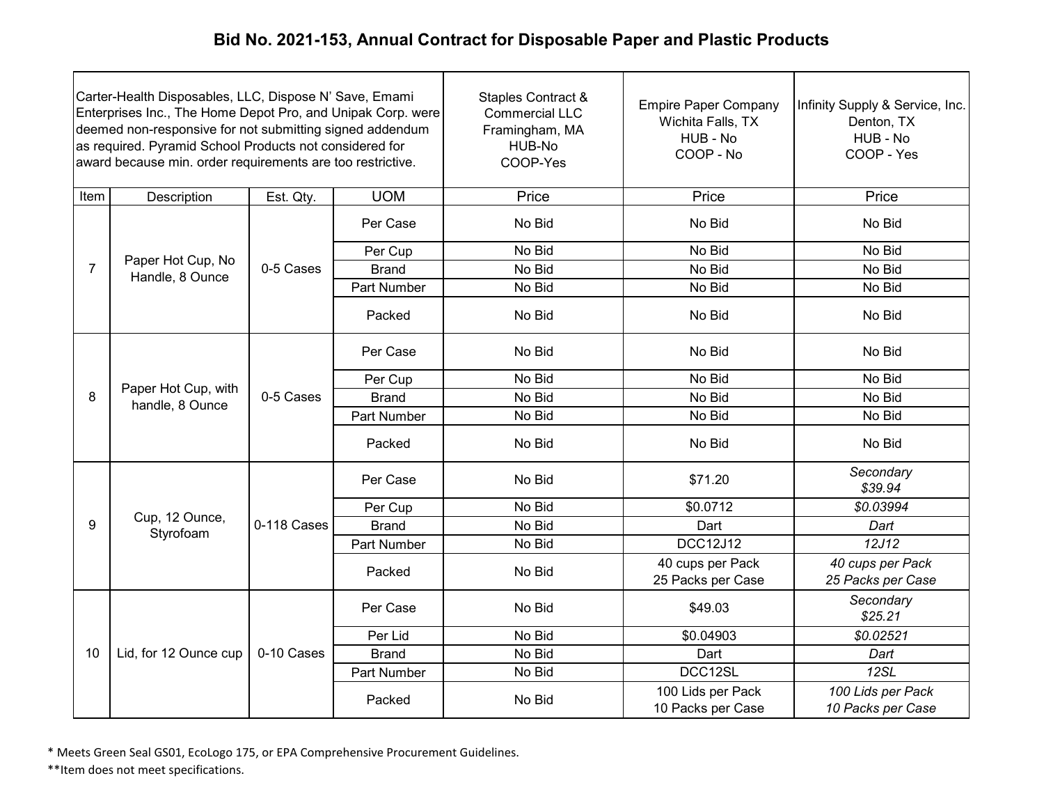## Bid No. 2021-153, Annual Contract for Disposable Paper and Plastic Products

| Carter-Health Disposables, LLC, Dispose N' Save, Emami Enterprises Inc., The Home Depot Pro, and Unipak Corp. were deemed non-responsive for not submitting signed addendum as required. Pyramid School Products not considered for award because min. order requirements are too restrictive. | | | | Staples Contract & Commercial LLC Framingham, MA HUB-No COOP-Yes | Empire Paper Company Wichita Falls, TX HUB - No COOP - No | Infinity Supply & Service, Inc. Denton, TX HUB - No COOP - Yes |
|---|---|---|---|---|---|---|
| Item | Description | Est. Qty. | UOM | Price | Price | Price |
| 7 | Paper Hot Cup, No Handle, 8 Ounce | 0-5 Cases | Per Case | No Bid | No Bid | No Bid |
| | | | Per Cup | No Bid | No Bid | No Bid |
| | | | Brand | No Bid | No Bid | No Bid |
| | | | Part Number | No Bid | No Bid | No Bid |
| | | | Packed | No Bid | No Bid | No Bid |
| 8 | Paper Hot Cup, with handle, 8 Ounce | 0-5 Cases | Per Case | No Bid | No Bid | No Bid |
| | | | Per Cup | No Bid | No Bid | No Bid |
| | | | Brand | No Bid | No Bid | No Bid |
| | | | Part Number | No Bid | No Bid | No Bid |
| | | | Packed | No Bid | No Bid | No Bid |
| 9 | Cup, 12 Ounce, Styrofoam | 0-118 Cases | Per Case | No Bid | $71.20 | *Secondary $39.94* |
| | | | Per Cup | No Bid | $0.0712 | *$0.03994* |
| | | | Brand | No Bid | Dart | *Dart* |
| | | | Part Number | No Bid | DCC12J12 | *12J12* |
| | | | Packed | No Bid | 40 cups per Pack 25 Packs per Case | *40 cups per Pack 25 Packs per Case* |
| 10 | Lid, for 12 Ounce cup | 0-10 Cases | Per Case | No Bid | $49.03 | *Secondary $25.21* |
| | | | Per Lid | No Bid | $0.04903 | *$0.02521* |
| | | | Brand | No Bid | Dart | *Dart* |
| | | | Part Number | No Bid | DCC12SL | *12SL* |
| | | | Packed | No Bid | 100 Lids per Pack 10 Packs per Case | *100 Lids per Pack 10 Packs per Case* |

\* Meets Green Seal GS01, EcoLogo 175, or EPA Comprehensive Procurement Guidelines.

\*\*Item does not meet specifications.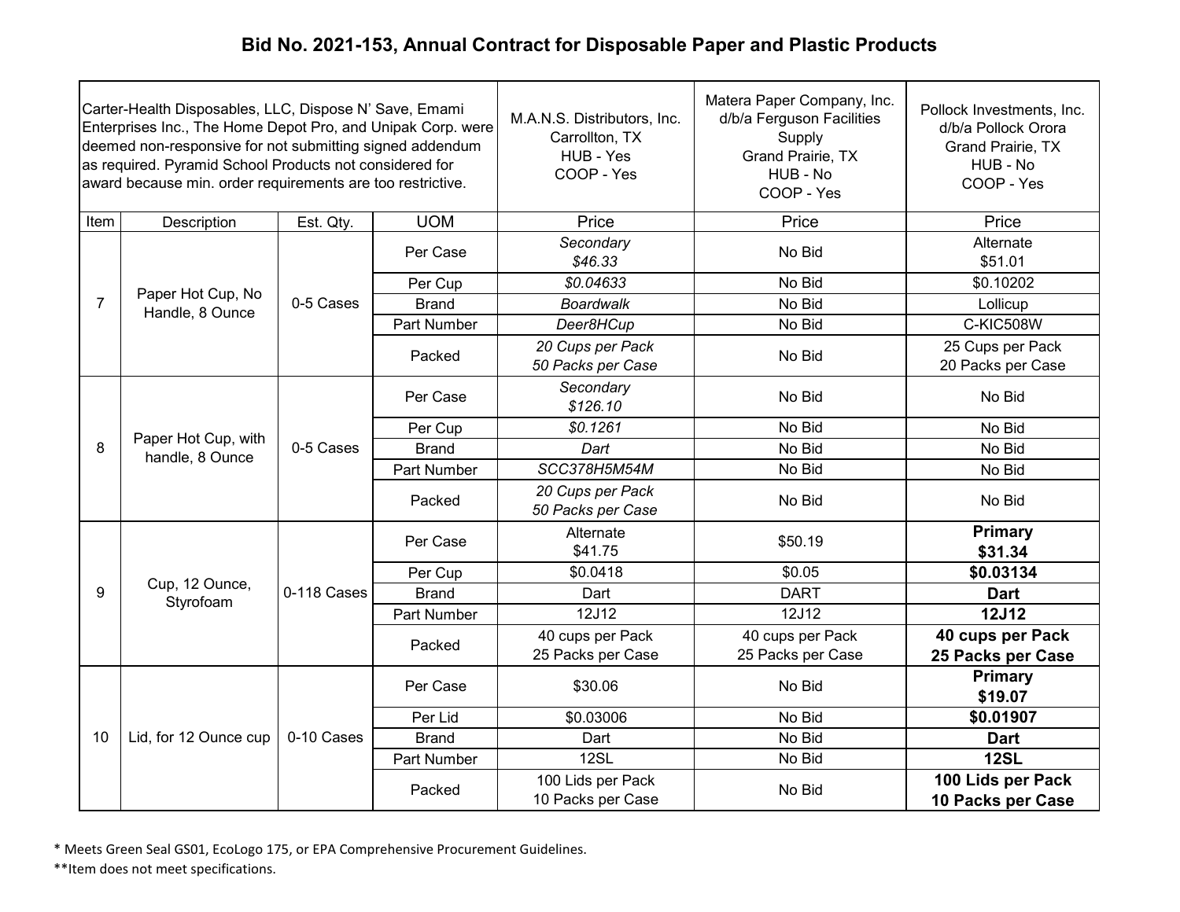# Bid No. 2021-153, Annual Contract for Disposable Paper and Plastic Products

| Carter-Health Disposables, LLC, Dispose N' Save, Emami Enterprises Inc., The Home Depot Pro, and Unipak Corp. were deemed non-responsive for not submitting signed addendum as required. Pyramid School Products not considered for award because min. order requirements are too restrictive. | | | | M.A.N.S. Distributors, Inc. Carrollton, TX HUB - Yes COOP - Yes | Matera Paper Company, Inc. d/b/a Ferguson Facilities Supply Grand Prairie, TX HUB - No COOP - Yes | Pollock Investments, Inc. d/b/a Pollock Orora Grand Prairie, TX HUB - No COOP - Yes |
|---|---|---|---|---|---|---|
| Item | Description | Est. Qty. | UOM | Price | Price | Price |
| 7 | Paper Hot Cup, No Handle, 8 Ounce | 0-5 Cases | Per Case | *Secondary* *$46.33* | No Bid | Alternate $51.01 |
| | | | Per Cup | *$0.04633* | No Bid | $0.10202 |
| | | | Brand | *Boardwalk* | No Bid | Lollicup |
| | | | Part Number | *Deer8HCup* | No Bid | C-KIC508W |
| | | | Packed | *20 Cups per Pack* *50 Packs per Case* | No Bid | 25 Cups per Pack 20 Packs per Case |
| 8 | Paper Hot Cup, with handle, 8 Ounce | 0-5 Cases | Per Case | *Secondary* *$126.10* | No Bid | No Bid |
| | | | Per Cup | *$0.1261* | No Bid | No Bid |
| | | | Brand | *Dart* | No Bid | No Bid |
| | | | Part Number | *SCC378H5M54M* | No Bid | No Bid |
| | | | Packed | *20 Cups per Pack* *50 Packs per Case* | No Bid | No Bid |
| 9 | Cup, 12 Ounce, Styrofoam | 0-118 Cases | Per Case | Alternate $41.75 | $50.19 | **Primary** **$31.34** |
| | | | Per Cup | $0.0418 | $0.05 | **$0.03134** |
| | | | Brand | Dart | DART | **Dart** |
| | | | Part Number | 12J12 | 12J12 | **12J12** |
| | | | Packed | 40 cups per Pack 25 Packs per Case | 40 cups per Pack 25 Packs per Case | **40 cups per Pack** **25 Packs per Case** |
| 10 | Lid, for 12 Ounce cup | 0-10 Cases | Per Case | $30.06 | No Bid | **Primary** **$19.07** |
| | | | Per Lid | $0.03006 | No Bid | **$0.01907** |
| | | | Brand | Dart | No Bid | **Dart** |
| | | | Part Number | 12SL | No Bid | **12SL** |
| | | | Packed | 100 Lids per Pack 10 Packs per Case | No Bid | **100 Lids per Pack** **10 Packs per Case** |

* Meets Green Seal GS01, EcoLogo 175, or EPA Comprehensive Procurement Guidelines.

**Item does not meet specifications.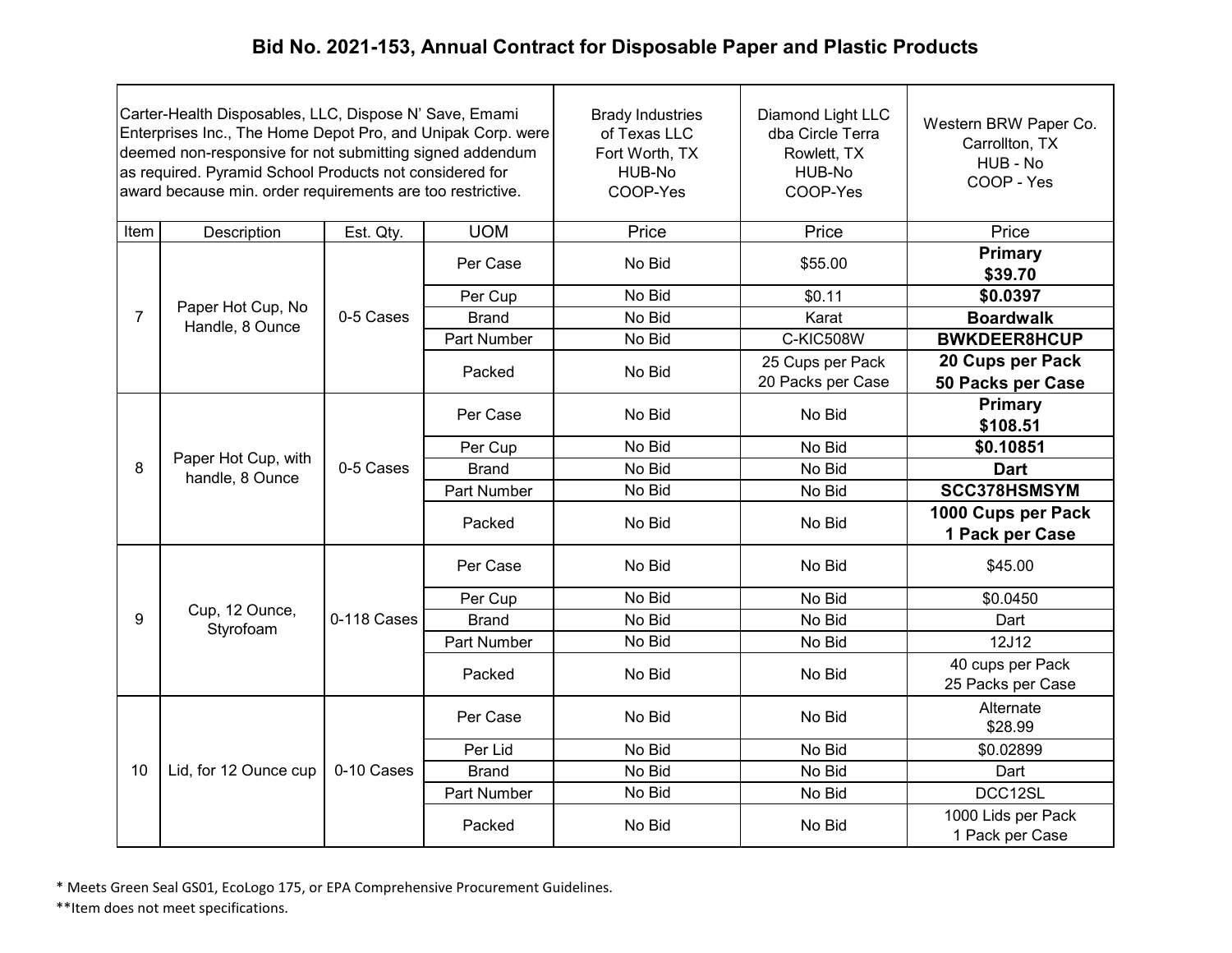# Bid No. 2021-153, Annual Contract for Disposable Paper and Plastic Products

| Carter-Health Disposables, LLC, Dispose N' Save, Emami Enterprises Inc., The Home Depot Pro, and Unipak Corp. were deemed non-responsive for not submitting signed addendum as required. Pyramid School Products not considered for award because min. order requirements are too restrictive. | | | | Brady Industries of Texas LLC Fort Worth, TX HUB-No COOP-Yes | Diamond Light LLC dba Circle Terra Rowlett, TX HUB-No COOP-Yes | Western BRW Paper Co. Carrollton, TX HUB - No COOP - Yes |
|---|---|---|---|---|---|---|
| **Item** | **Description** | **Est. Qty.** | **UOM** | **Price** | **Price** | **Price** |
| 7 | Paper Hot Cup, No Handle, 8 Ounce | 0-5 Cases | Per Case | No Bid | $55.00 | **Primary $39.70** |
| | | | Per Cup | No Bid | $0.11 | **$0.0397** |
| | | | Brand | No Bid | Karat | **Boardwalk** |
| | | | Part Number | No Bid | C-KIC508W | **BWKDEER8HCUP** |
| | | | Packed | No Bid | 25 Cups per Pack 20 Packs per Case | **20 Cups per Pack 50 Packs per Case** |
| 8 | Paper Hot Cup, with handle, 8 Ounce | 0-5 Cases | Per Case | No Bid | No Bid | **Primary $108.51** |
| | | | Per Cup | No Bid | No Bid | **$0.10851** |
| | | | Brand | No Bid | No Bid | **Dart** |
| | | | Part Number | No Bid | No Bid | **SCC378HSMSYM** |
| | | | Packed | No Bid | No Bid | **1000 Cups per Pack 1 Pack per Case** |
| 9 | Cup, 12 Ounce, Styrofoam | 0-118 Cases | Per Case | No Bid | No Bid | $45.00 |
| | | | Per Cup | No Bid | No Bid | $0.0450 |
| | | | Brand | No Bid | No Bid | Dart |
| | | | Part Number | No Bid | No Bid | 12J12 |
| | | | Packed | No Bid | No Bid | 40 cups per Pack 25 Packs per Case |
| 10 | Lid, for 12 Ounce cup | 0-10 Cases | Per Case | No Bid | No Bid | Alternate $28.99 |
| | | | Per Lid | No Bid | No Bid | $0.02899 |
| | | | Brand | No Bid | No Bid | Dart |
| | | | Part Number | No Bid | No Bid | DCC12SL |
| | | | Packed | No Bid | No Bid | 1000 Lids per Pack 1 Pack per Case |

\* Meets Green Seal GS01, EcoLogo 175, or EPA Comprehensive Procurement Guidelines.

\*\*Item does not meet specifications.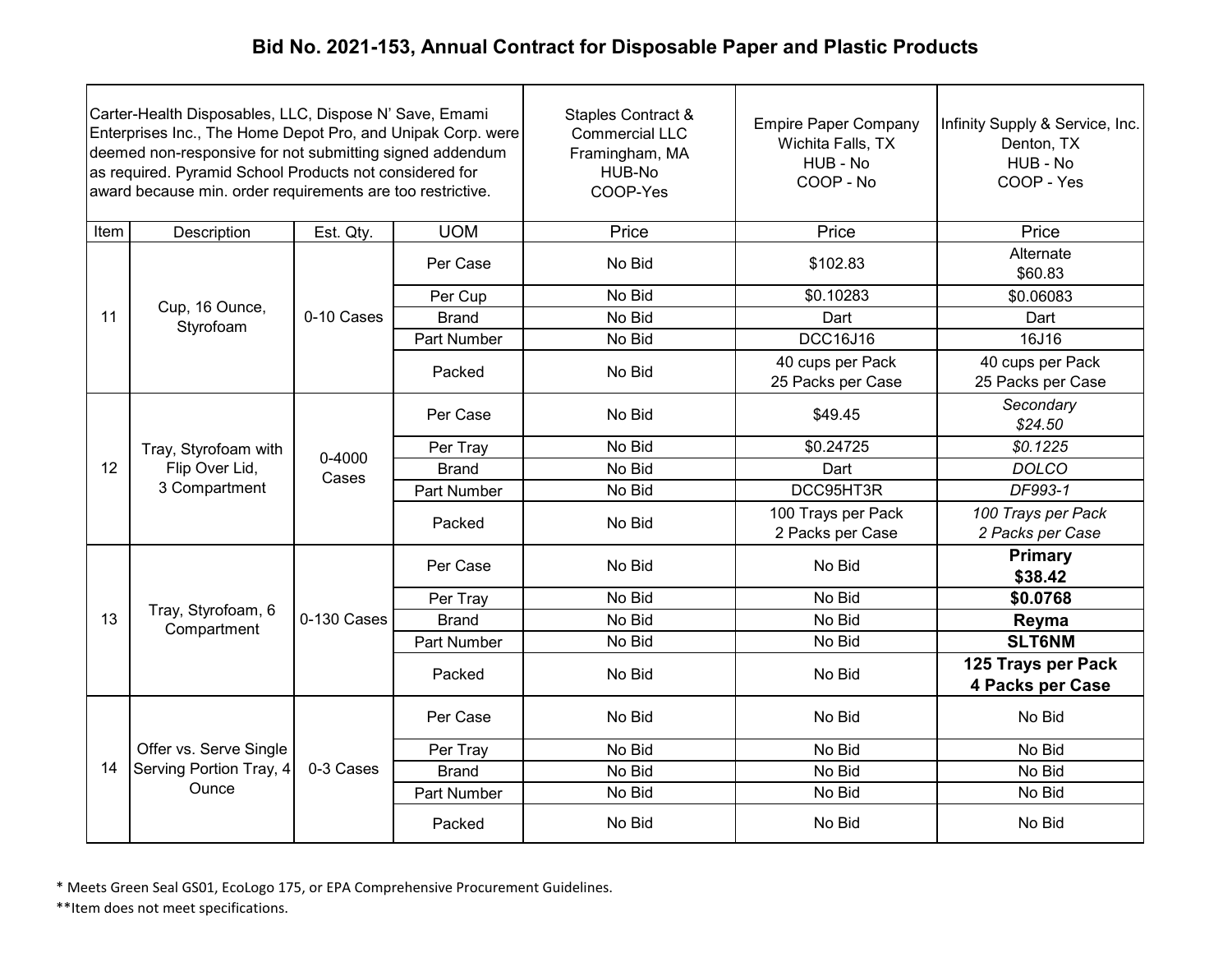## Bid No. 2021-153, Annual Contract for Disposable Paper and Plastic Products

| Carter-Health Disposables, LLC, Dispose N' Save, Emami Enterprises Inc., The Home Depot Pro, and Unipak Corp. were deemed non-responsive for not submitting signed addendum as required. Pyramid School Products not considered for award because min. order requirements are too restrictive. | | | | Staples Contract & Commercial LLC Framingham, MA HUB-No COOP-Yes | Empire Paper Company Wichita Falls, TX HUB - No COOP - No | Infinity Supply & Service, Inc. Denton, TX HUB - No COOP - Yes |
|---|---|---|---|---|---|---|
| Item | Description | Est. Qty. | UOM | Price | Price | Price |
| 11 | Cup, 16 Ounce, Styrofoam | 0-10 Cases | Per Case | No Bid | $102.83 | Alternate $60.83 |
| | | | Per Cup | No Bid | $0.10283 | $0.06083 |
| | | | Brand | No Bid | Dart | Dart |
| | | | Part Number | No Bid | DCC16J16 | 16J16 |
| | | | Packed | No Bid | 40 cups per Pack 25 Packs per Case | 40 cups per Pack 25 Packs per Case |
| 12 | Tray, Styrofoam with Flip Over Lid, 3 Compartment | 0-4000 Cases | Per Case | No Bid | $49.45 | *Secondary $24.50* |
| | | | Per Tray | No Bid | $0.24725 | *$0.1225* |
| | | | Brand | No Bid | Dart | *DOLCO* |
| | | | Part Number | No Bid | DCC95HT3R | *DF993-1* |
| | | | Packed | No Bid | 100 Trays per Pack 2 Packs per Case | *100 Trays per Pack 2 Packs per Case* |
| 13 | Tray, Styrofoam, 6 Compartment | 0-130 Cases | Per Case | No Bid | No Bid | **Primary $38.42** |
| | | | Per Tray | No Bid | No Bid | **$0.0768** |
| | | | Brand | No Bid | No Bid | **Reyma** |
| | | | Part Number | No Bid | No Bid | **SLT6NM** |
| | | | Packed | No Bid | No Bid | **125 Trays per Pack 4 Packs per Case** |
| 14 | Offer vs. Serve Single Serving Portion Tray, 4 Ounce | 0-3 Cases | Per Case | No Bid | No Bid | No Bid |
| | | | Per Tray | No Bid | No Bid | No Bid |
| | | | Brand | No Bid | No Bid | No Bid |
| | | | Part Number | No Bid | No Bid | No Bid |
| | | | Packed | No Bid | No Bid | No Bid |

* Meets Green Seal GS01, EcoLogo 175, or EPA Comprehensive Procurement Guidelines.

**Item does not meet specifications.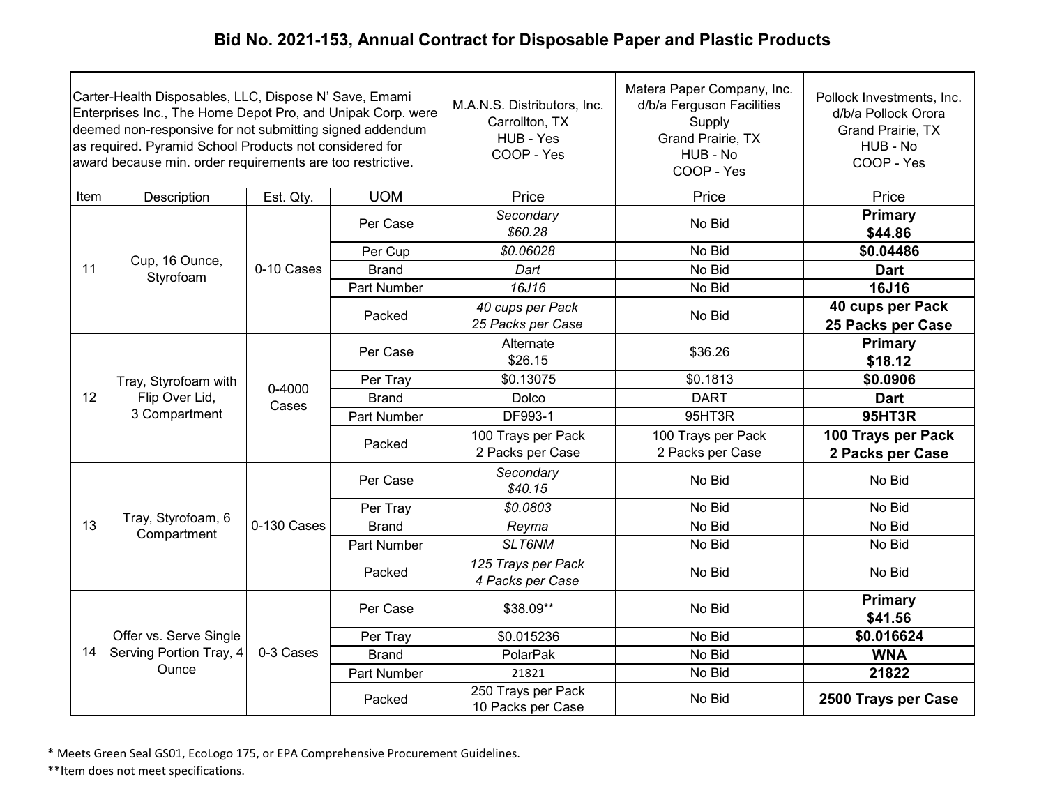# Bid No. 2021-153, Annual Contract for Disposable Paper and Plastic Products

| Carter-Health Disposables, LLC, Dispose N' Save, Emami Enterprises Inc., The Home Depot Pro, and Unipak Corp. were deemed non-responsive for not submitting signed addendum as required. Pyramid School Products not considered for award because min. order requirements are too restrictive. | | | | M.A.N.S. Distributors, Inc. Carrollton, TX HUB - Yes COOP - Yes | Matera Paper Company, Inc. d/b/a Ferguson Facilities Supply Grand Prairie, TX HUB - No COOP - Yes | Pollock Investments, Inc. d/b/a Pollock Orora Grand Prairie, TX HUB - No COOP - Yes |
|---|---|---|---|---|---|---|
| Item | Description | Est. Qty. | UOM | Price | Price | Price |
| 11 | Cup, 16 Ounce, Styrofoam | 0-10 Cases | Per Case | *Secondary $60.28* | No Bid | **Primary $44.86** |
| | | | Per Cup | *$0.06028* | No Bid | **$0.04486** |
| | | | Brand | *Dart* | No Bid | **Dart** |
| | | | Part Number | *16J16* | No Bid | **16J16** |
| | | | Packed | *40 cups per Pack 25 Packs per Case* | No Bid | **40 cups per Pack 25 Packs per Case** |
| 12 | Tray, Styrofoam with Flip Over Lid, 3 Compartment | 0-4000 Cases | Per Case | Alternate $26.15 | $36.26 | **Primary $18.12** |
| | | | Per Tray | $0.13075 | $0.1813 | **$0.0906** |
| | | | Brand | Dolco | DART | **Dart** |
| | | | Part Number | DF993-1 | 95HT3R | **95HT3R** |
| | | | Packed | 100 Trays per Pack 2 Packs per Case | 100 Trays per Pack 2 Packs per Case | **100 Trays per Pack 2 Packs per Case** |
| 13 | Tray, Styrofoam, 6 Compartment | 0-130 Cases | Per Case | *Secondary $40.15* | No Bid | No Bid |
| | | | Per Tray | *$0.0803* | No Bid | No Bid |
| | | | Brand | *Reyma* | No Bid | No Bid |
| | | | Part Number | *SLT6NM* | No Bid | No Bid |
| | | | Packed | *125 Trays per Pack 4 Packs per Case* | No Bid | No Bid |
| 14 | Offer vs. Serve Single Serving Portion Tray, 4 Ounce | 0-3 Cases | Per Case | $38.09** | No Bid | **Primary $41.56** |
| | | | Per Tray | $0.015236 | No Bid | **$0.016624** |
| | | | Brand | PolarPak | No Bid | **WNA** |
| | | | Part Number | 21821 | No Bid | **21822** |
| | | | Packed | 250 Trays per Pack 10 Packs per Case | No Bid | **2500 Trays per Case** |

\* Meets Green Seal GS01, EcoLogo 175, or EPA Comprehensive Procurement Guidelines.

\*\*Item does not meet specifications.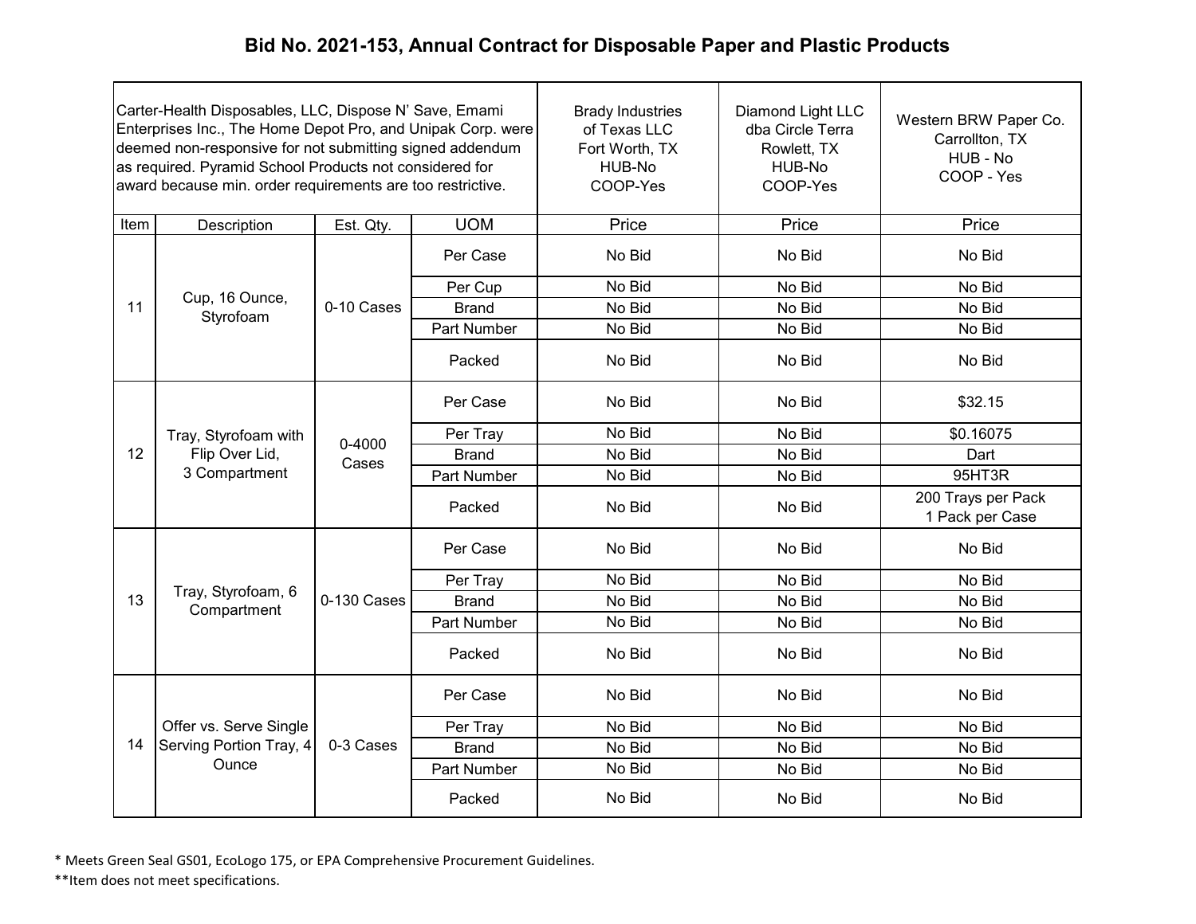# Bid No. 2021-153, Annual Contract for Disposable Paper and Plastic Products

| Carter-Health Disposables, LLC, Dispose N' Save, Emami Enterprises Inc., The Home Depot Pro, and Unipak Corp. were deemed non-responsive for not submitting signed addendum as required. Pyramid School Products not considered for award because min. order requirements are too restrictive. | | | | Brady Industries of Texas LLC Fort Worth, TX HUB-No COOP-Yes | Diamond Light LLC dba Circle Terra Rowlett, TX HUB-No COOP-Yes | Western BRW Paper Co. Carrollton, TX HUB - No COOP - Yes |
|---|---|---|---|---|---|---|
| Item | Description | Est. Qty. | UOM | Price | Price | Price |
| 11 | Cup, 16 Ounce, Styrofoam | 0-10 Cases | Per Case | No Bid | No Bid | No Bid |
| | | | Per Cup | No Bid | No Bid | No Bid |
| | | | Brand | No Bid | No Bid | No Bid |
| | | | Part Number | No Bid | No Bid | No Bid |
| | | | Packed | No Bid | No Bid | No Bid |
| 12 | Tray, Styrofoam with Flip Over Lid, 3 Compartment | 0-4000 Cases | Per Case | No Bid | No Bid | $32.15 |
| | | | Per Tray | No Bid | No Bid | $0.16075 |
| | | | Brand | No Bid | No Bid | Dart |
| | | | Part Number | No Bid | No Bid | 95HT3R |
| | | | Packed | No Bid | No Bid | 200 Trays per Pack 1 Pack per Case |
| 13 | Tray, Styrofoam, 6 Compartment | 0-130 Cases | Per Case | No Bid | No Bid | No Bid |
| | | | Per Tray | No Bid | No Bid | No Bid |
| | | | Brand | No Bid | No Bid | No Bid |
| | | | Part Number | No Bid | No Bid | No Bid |
| | | | Packed | No Bid | No Bid | No Bid |
| 14 | Offer vs. Serve Single Serving Portion Tray, 4 Ounce | 0-3 Cases | Per Case | No Bid | No Bid | No Bid |
| | | | Per Tray | No Bid | No Bid | No Bid |
| | | | Brand | No Bid | No Bid | No Bid |
| | | | Part Number | No Bid | No Bid | No Bid |
| | | | Packed | No Bid | No Bid | No Bid |

* Meets Green Seal GS01, EcoLogo 175, or EPA Comprehensive Procurement Guidelines.

**Item does not meet specifications.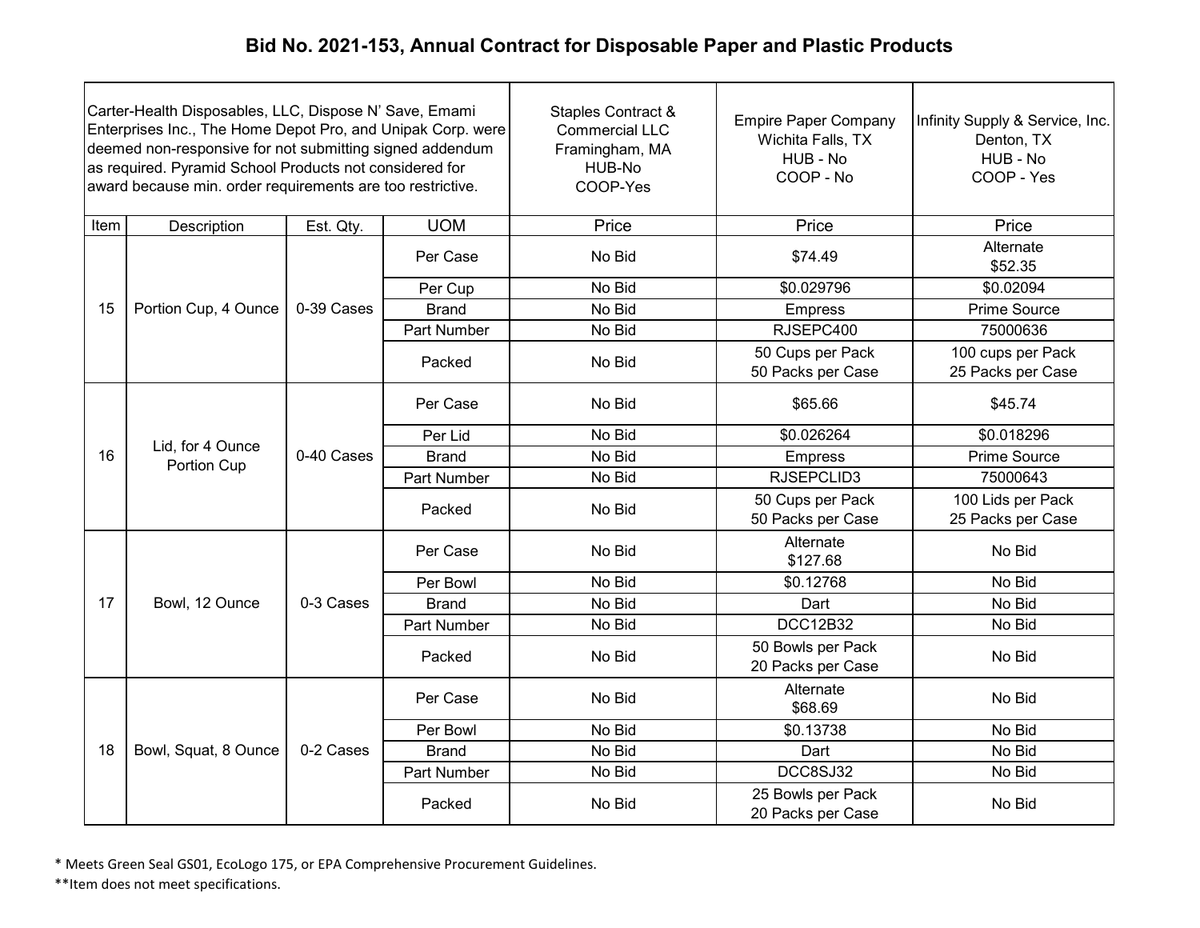# Bid No. 2021-153, Annual Contract for Disposable Paper and Plastic Products

| Carter-Health Disposables, LLC, Dispose N' Save, Emami Enterprises Inc., The Home Depot Pro, and Unipak Corp. were deemed non-responsive for not submitting signed addendum as required. Pyramid School Products not considered for award because min. order requirements are too restrictive. | | | | Staples Contract & Commercial LLC Framingham, MA HUB-No COOP-Yes | Empire Paper Company Wichita Falls, TX HUB - No COOP - No | Infinity Supply & Service, Inc. Denton, TX HUB - No COOP - Yes |
|---|---|---|---|---|---|---|
| Item | Description | Est. Qty. | UOM | Price | Price | Price |
| 15 | Portion Cup, 4 Ounce | 0-39 Cases | Per Case | No Bid | $74.49 | Alternate $52.35 |
| | | | Per Cup | No Bid | $0.029796 | $0.02094 |
| | | | Brand | No Bid | Empress | Prime Source |
| | | | Part Number | No Bid | RJSEPC400 | 75000636 |
| | | | Packed | No Bid | 50 Cups per Pack 50 Packs per Case | 100 cups per Pack 25 Packs per Case |
| 16 | Lid, for 4 Ounce Portion Cup | 0-40 Cases | Per Case | No Bid | $65.66 | $45.74 |
| | | | Per Lid | No Bid | $0.026264 | $0.018296 |
| | | | Brand | No Bid | Empress | Prime Source |
| | | | Part Number | No Bid | RJSEPCLID3 | 75000643 |
| | | | Packed | No Bid | 50 Cups per Pack 50 Packs per Case | 100 Lids per Pack 25 Packs per Case |
| 17 | Bowl, 12 Ounce | 0-3 Cases | Per Case | No Bid | Alternate $127.68 | No Bid |
| | | | Per Bowl | No Bid | $0.12768 | No Bid |
| | | | Brand | No Bid | Dart | No Bid |
| | | | Part Number | No Bid | DCC12B32 | No Bid |
| | | | Packed | No Bid | 50 Bowls per Pack 20 Packs per Case | No Bid |
| 18 | Bowl, Squat, 8 Ounce | 0-2 Cases | Per Case | No Bid | Alternate $68.69 | No Bid |
| | | | Per Bowl | No Bid | $0.13738 | No Bid |
| | | | Brand | No Bid | Dart | No Bid |
| | | | Part Number | No Bid | DCC8SJ32 | No Bid |
| | | | Packed | No Bid | 25 Bowls per Pack 20 Packs per Case | No Bid |

* Meets Green Seal GS01, EcoLogo 175, or EPA Comprehensive Procurement Guidelines.

**Item does not meet specifications.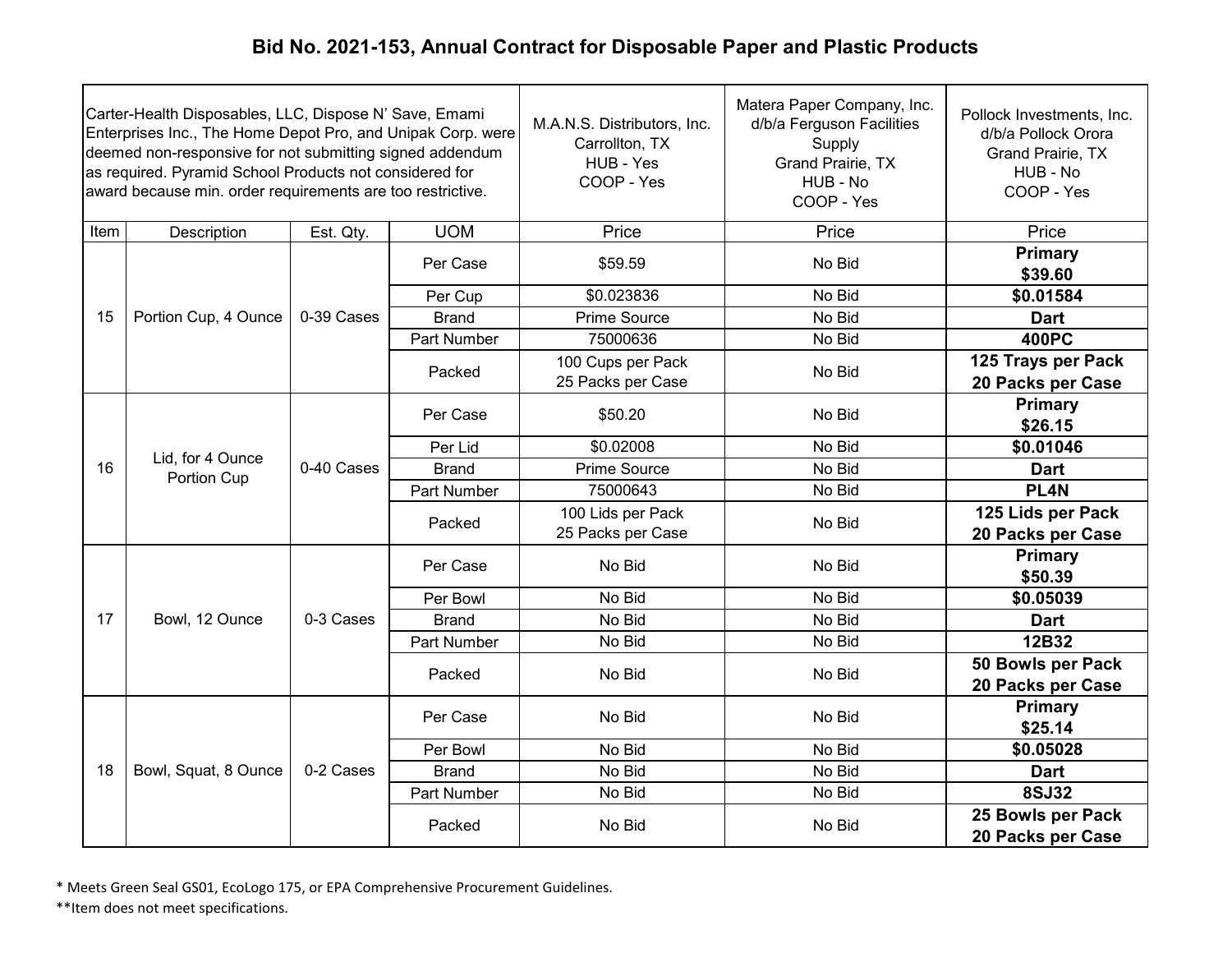# Bid No. 2021-153, Annual Contract for Disposable Paper and Plastic Products

| Carter-Health Disposables, LLC, Dispose N' Save, Emami Enterprises Inc., The Home Depot Pro, and Unipak Corp. were deemed non-responsive for not submitting signed addendum as required. Pyramid School Products not considered for award because min. order requirements are too restrictive. | | | | M.A.N.S. Distributors, Inc. Carrollton, TX HUB - Yes COOP - Yes | Matera Paper Company, Inc. d/b/a Ferguson Facilities Supply Grand Prairie, TX HUB - No COOP - Yes | Pollock Investments, Inc. d/b/a Pollock Orora Grand Prairie, TX HUB - No COOP - Yes |
|---|---|---|---|---|---|---|
| Item | Description | Est. Qty. | UOM | Price | Price | Price |
| 15 | Portion Cup, 4 Ounce | 0-39 Cases | Per Case | $59.59 | No Bid | **Primary $39.60** |
| | | | Per Cup | $0.023836 | No Bid | **$0.01584** |
| | | | Brand | Prime Source | No Bid | **Dart** |
| | | | Part Number | 75000636 | No Bid | **400PC** |
| | | | Packed | 100 Cups per Pack 25 Packs per Case | No Bid | **125 Trays per Pack 20 Packs per Case** |
| 16 | Lid, for 4 Ounce Portion Cup | 0-40 Cases | Per Case | $50.20 | No Bid | **Primary $26.15** |
| | | | Per Lid | $0.02008 | No Bid | **$0.01046** |
| | | | Brand | Prime Source | No Bid | **Dart** |
| | | | Part Number | 75000643 | No Bid | **PL4N** |
| | | | Packed | 100 Lids per Pack 25 Packs per Case | No Bid | **125 Lids per Pack 20 Packs per Case** |
| 17 | Bowl, 12 Ounce | 0-3 Cases | Per Case | No Bid | No Bid | **Primary $50.39** |
| | | | Per Bowl | No Bid | No Bid | **$0.05039** |
| | | | Brand | No Bid | No Bid | **Dart** |
| | | | Part Number | No Bid | No Bid | **12B32** |
| | | | Packed | No Bid | No Bid | **50 Bowls per Pack 20 Packs per Case** |
| 18 | Bowl, Squat, 8 Ounce | 0-2 Cases | Per Case | No Bid | No Bid | **Primary $25.14** |
| | | | Per Bowl | No Bid | No Bid | **$0.05028** |
| | | | Brand | No Bid | No Bid | **Dart** |
| | | | Part Number | No Bid | No Bid | **8SJ32** |
| | | | Packed | No Bid | No Bid | **25 Bowls per Pack 20 Packs per Case** |

* Meets Green Seal GS01, EcoLogo 175, or EPA Comprehensive Procurement Guidelines.

**Item does not meet specifications.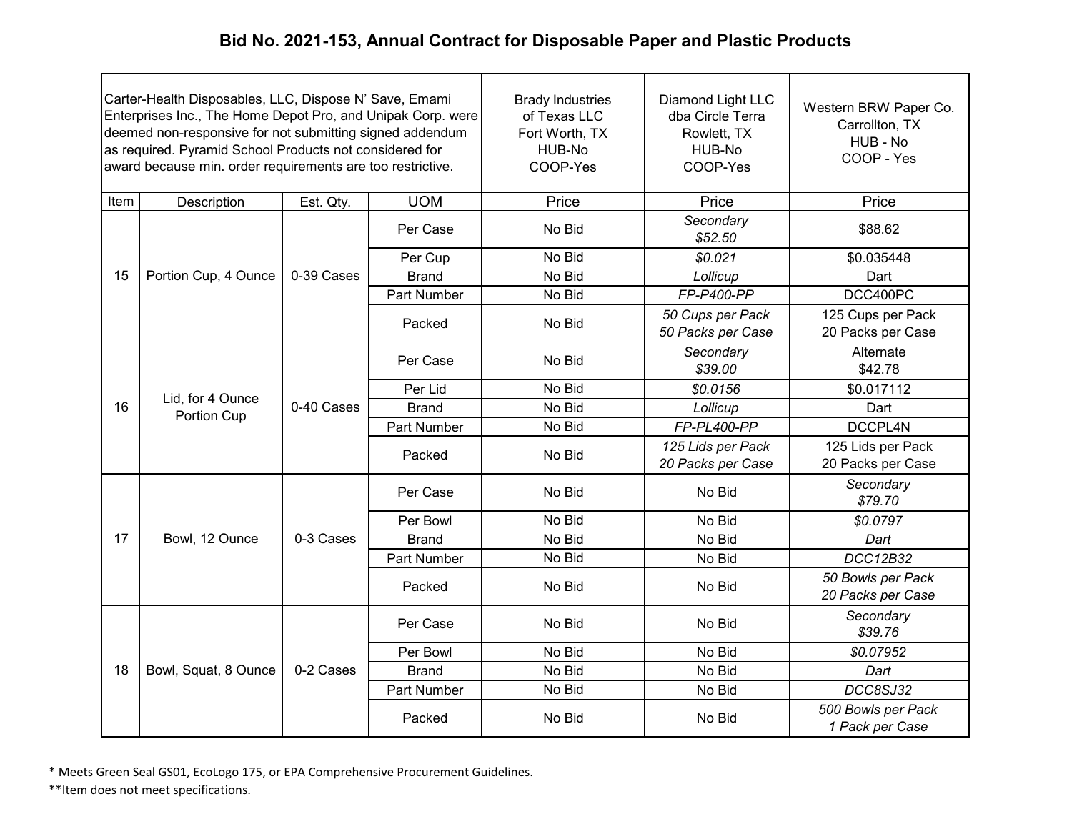# Bid No. 2021-153, Annual Contract for Disposable Paper and Plastic Products

| Carter-Health Disposables, LLC, Dispose N' Save, Emami Enterprises Inc., The Home Depot Pro, and Unipak Corp. were deemed non-responsive for not submitting signed addendum as required. Pyramid School Products not considered for award because min. order requirements are too restrictive. | | | | Brady Industries of Texas LLC Fort Worth, TX HUB-No COOP-Yes | Diamond Light LLC dba Circle Terra Rowlett, TX HUB-No COOP-Yes | Western BRW Paper Co. Carrollton, TX HUB - No COOP - Yes |
|---|---|---|---|---|---|---|
| Item | Description | Est. Qty. | UOM | Price | Price | Price |
| 15 | Portion Cup, 4 Ounce | 0-39 Cases | Per Case | No Bid | *Secondary $52.50* | $88.62 |
| | | | Per Cup | No Bid | *$0.021* | $0.035448 |
| | | | Brand | No Bid | *Lollicup* | Dart |
| | | | Part Number | No Bid | *FP-P400-PP* | DCC400PC |
| | | | Packed | No Bid | *50 Cups per Pack 50 Packs per Case* | 125 Cups per Pack 20 Packs per Case |
| 16 | Lid, for 4 Ounce Portion Cup | 0-40 Cases | Per Case | No Bid | *Secondary $39.00* | Alternate $42.78 |
| | | | Per Lid | No Bid | *$0.0156* | $0.017112 |
| | | | Brand | No Bid | *Lollicup* | Dart |
| | | | Part Number | No Bid | *FP-PL400-PP* | DCCPL4N |
| | | | Packed | No Bid | *125 Lids per Pack 20 Packs per Case* | 125 Lids per Pack 20 Packs per Case |
| 17 | Bowl, 12 Ounce | 0-3 Cases | Per Case | No Bid | No Bid | *Secondary $79.70* |
| | | | Per Bowl | No Bid | No Bid | *$0.0797* |
| | | | Brand | No Bid | No Bid | *Dart* |
| | | | Part Number | No Bid | No Bid | *DCC12B32* |
| | | | Packed | No Bid | No Bid | *50 Bowls per Pack 20 Packs per Case* |
| 18 | Bowl, Squat, 8 Ounce | 0-2 Cases | Per Case | No Bid | No Bid | *Secondary $39.76* |
| | | | Per Bowl | No Bid | No Bid | *$0.07952* |
| | | | Brand | No Bid | No Bid | *Dart* |
| | | | Part Number | No Bid | No Bid | *DCC8SJ32* |
| | | | Packed | No Bid | No Bid | *500 Bowls per Pack 1 Pack per Case* |

* Meets Green Seal GS01, EcoLogo 175, or EPA Comprehensive Procurement Guidelines.

**Item does not meet specifications.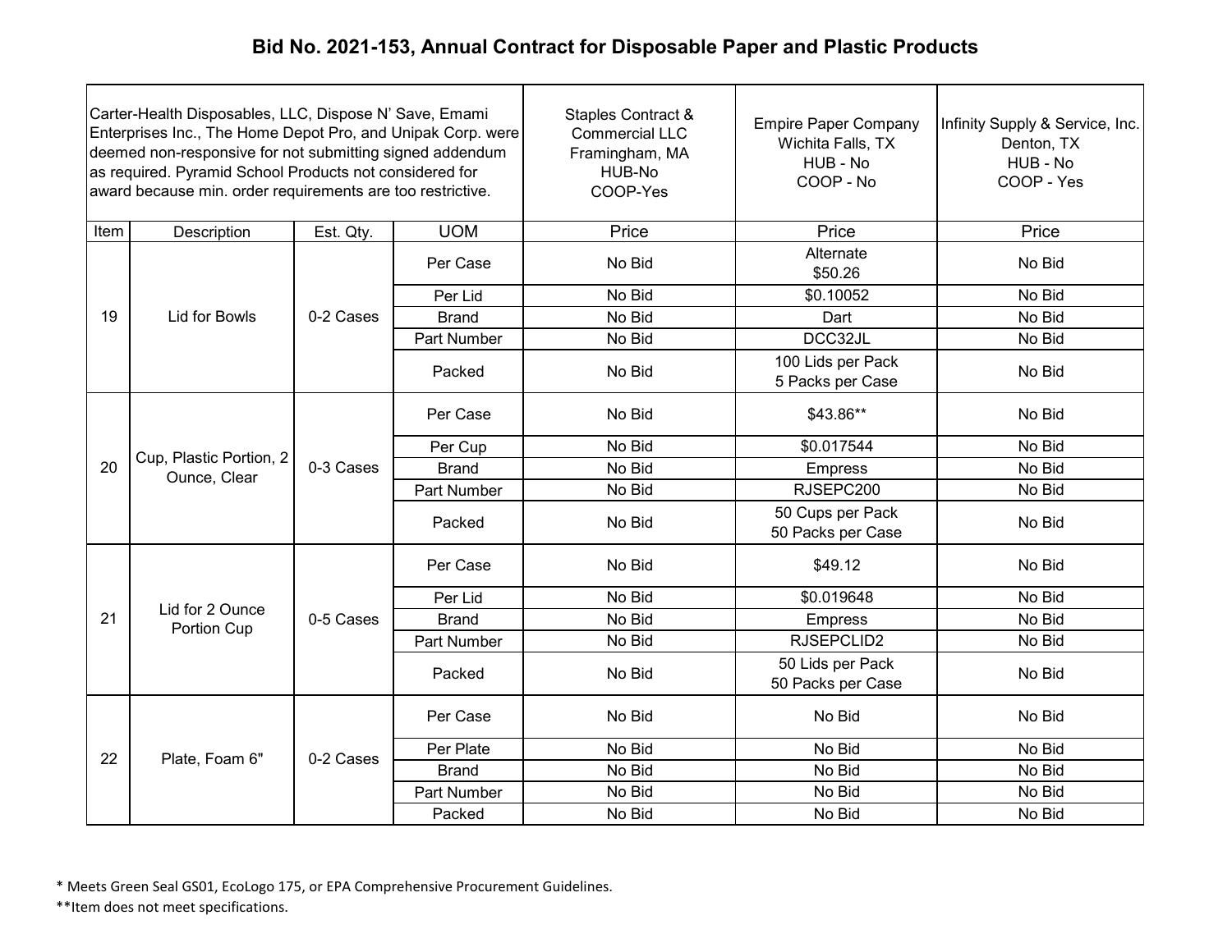# Bid No. 2021-153, Annual Contract for Disposable Paper and Plastic Products

| Carter-Health Disposables, LLC, Dispose N' Save, Emami Enterprises Inc., The Home Depot Pro, and Unipak Corp. were deemed non-responsive for not submitting signed addendum as required. Pyramid School Products not considered for award because min. order requirements are too restrictive. | | | | Staples Contract & Commercial LLC Framingham, MA HUB-No COOP-Yes | Empire Paper Company Wichita Falls, TX HUB - No COOP - No | Infinity Supply & Service, Inc. Denton, TX HUB - No COOP - Yes |
|---|---|---|---|---|---|---|
| Item | Description | Est. Qty. | UOM | Price | Price | Price |
| 19 | Lid for Bowls | 0-2 Cases | Per Case | No Bid | Alternate $50.26 | No Bid |
| | | | Per Lid | No Bid | $0.10052 | No Bid |
| | | | Brand | No Bid | Dart | No Bid |
| | | | Part Number | No Bid | DCC32JL | No Bid |
| | | | Packed | No Bid | 100 Lids per Pack 5 Packs per Case | No Bid |
| 20 | Cup, Plastic Portion, 2 Ounce, Clear | 0-3 Cases | Per Case | No Bid | $43.86** | No Bid |
| | | | Per Cup | No Bid | $0.017544 | No Bid |
| | | | Brand | No Bid | Empress | No Bid |
| | | | Part Number | No Bid | RJSEPC200 | No Bid |
| | | | Packed | No Bid | 50 Cups per Pack 50 Packs per Case | No Bid |
| 21 | Lid for 2 Ounce Portion Cup | 0-5 Cases | Per Case | No Bid | $49.12 | No Bid |
| | | | Per Lid | No Bid | $0.019648 | No Bid |
| | | | Brand | No Bid | Empress | No Bid |
| | | | Part Number | No Bid | RJSEPCLID2 | No Bid |
| | | | Packed | No Bid | 50 Lids per Pack 50 Packs per Case | No Bid |
| 22 | Plate, Foam 6" | 0-2 Cases | Per Case | No Bid | No Bid | No Bid |
| | | | Per Plate | No Bid | No Bid | No Bid |
| | | | Brand | No Bid | No Bid | No Bid |
| | | | Part Number | No Bid | No Bid | No Bid |
| | | | Packed | No Bid | No Bid | No Bid |

* Meets Green Seal GS01, EcoLogo 175, or EPA Comprehensive Procurement Guidelines.

**Item does not meet specifications.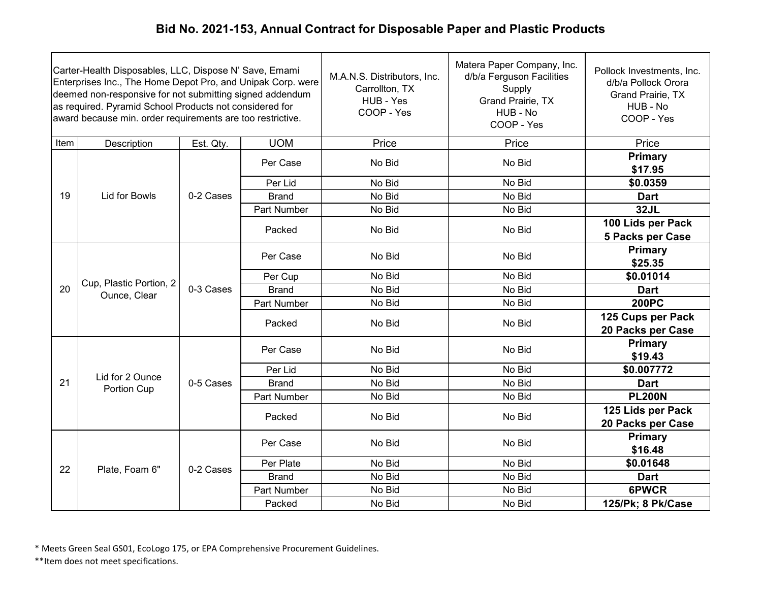## Bid No. 2021-153, Annual Contract for Disposable Paper and Plastic Products

| Carter-Health Disposables, LLC, Dispose N' Save, Emami Enterprises Inc., The Home Depot Pro, and Unipak Corp. were deemed non-responsive for not submitting signed addendum as required. Pyramid School Products not considered for award because min. order requirements are too restrictive. | | | | M.A.N.S. Distributors, Inc. Carrollton, TX HUB - Yes COOP - Yes | Matera Paper Company, Inc. d/b/a Ferguson Facilities Supply Grand Prairie, TX HUB - No COOP - Yes | Pollock Investments, Inc. d/b/a Pollock Orora Grand Prairie, TX HUB - No COOP - Yes |
|---|---|---|---|---|---|---|
| Item | Description | Est. Qty. | UOM | Price | Price | Price |
| 19 | Lid for Bowls | 0-2 Cases | Per Case | No Bid | No Bid | **Primary $17.95** |
| | | | Per Lid | No Bid | No Bid | **$0.0359** |
| | | | Brand | No Bid | No Bid | **Dart** |
| | | | Part Number | No Bid | No Bid | **32JL** |
| | | | Packed | No Bid | No Bid | **100 Lids per Pack 5 Packs per Case** |
| 20 | Cup, Plastic Portion, 2 Ounce, Clear | 0-3 Cases | Per Case | No Bid | No Bid | **Primary $25.35** |
| | | | Per Cup | No Bid | No Bid | **$0.01014** |
| | | | Brand | No Bid | No Bid | **Dart** |
| | | | Part Number | No Bid | No Bid | **200PC** |
| | | | Packed | No Bid | No Bid | **125 Cups per Pack 20 Packs per Case** |
| 21 | Lid for 2 Ounce Portion Cup | 0-5 Cases | Per Case | No Bid | No Bid | **Primary $19.43** |
| | | | Per Lid | No Bid | No Bid | **$0.007772** |
| | | | Brand | No Bid | No Bid | **Dart** |
| | | | Part Number | No Bid | No Bid | **PL200N** |
| | | | Packed | No Bid | No Bid | **125 Lids per Pack 20 Packs per Case** |
| 22 | Plate, Foam 6" | 0-2 Cases | Per Case | No Bid | No Bid | **Primary $16.48** |
| | | | Per Plate | No Bid | No Bid | **$0.01648** |
| | | | Brand | No Bid | No Bid | **Dart** |
| | | | Part Number | No Bid | No Bid | **6PWCR** |
| | | | Packed | No Bid | No Bid | **125/Pk; 8 Pk/Case** |

* Meets Green Seal GS01, EcoLogo 175, or EPA Comprehensive Procurement Guidelines.

**Item does not meet specifications.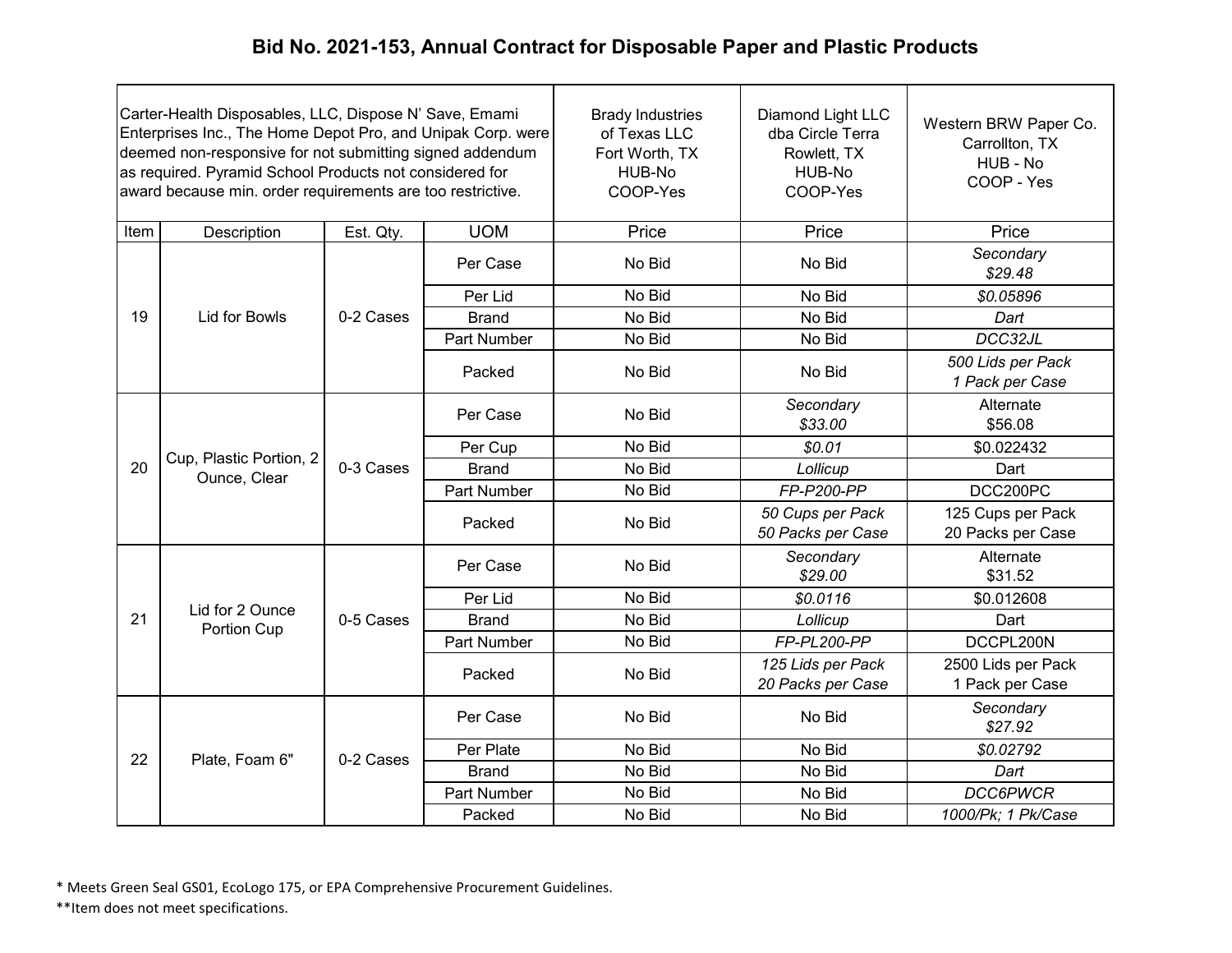# Bid No. 2021-153, Annual Contract for Disposable Paper and Plastic Products

| Carter-Health Disposables, LLC, Dispose N' Save, Emami Enterprises Inc., The Home Depot Pro, and Unipak Corp. were deemed non-responsive for not submitting signed addendum as required. Pyramid School Products not considered for award because min. order requirements are too restrictive. | | | | Brady Industries of Texas LLC Fort Worth, TX HUB-No COOP-Yes | Diamond Light LLC dba Circle Terra Rowlett, TX HUB-No COOP-Yes | Western BRW Paper Co. Carrollton, TX HUB - No COOP - Yes |
|---|---|---|---|---|---|---|
| Item | Description | Est. Qty. | UOM | Price | Price | Price |
| 19 | Lid for Bowls | 0-2 Cases | Per Case | No Bid | No Bid | *Secondary $29.48* |
| | | | Per Lid | No Bid | No Bid | *$0.05896* |
| | | | Brand | No Bid | No Bid | *Dart* |
| | | | Part Number | No Bid | No Bid | *DCC32JL* |
| | | | Packed | No Bid | No Bid | *500 Lids per Pack 1 Pack per Case* |
| 20 | Cup, Plastic Portion, 2 Ounce, Clear | 0-3 Cases | Per Case | No Bid | *Secondary $33.00* | Alternate $56.08 |
| | | | Per Cup | No Bid | *$0.01* | $0.022432 |
| | | | Brand | No Bid | *Lollicup* | Dart |
| | | | Part Number | No Bid | *FP-P200-PP* | DCC200PC |
| | | | Packed | No Bid | *50 Cups per Pack 50 Packs per Case* | 125 Cups per Pack 20 Packs per Case |
| 21 | Lid for 2 Ounce Portion Cup | 0-5 Cases | Per Case | No Bid | *Secondary $29.00* | Alternate $31.52 |
| | | | Per Lid | No Bid | *$0.0116* | $0.012608 |
| | | | Brand | No Bid | *Lollicup* | Dart |
| | | | Part Number | No Bid | *FP-PL200-PP* | DCCPL200N |
| | | | Packed | No Bid | *125 Lids per Pack 20 Packs per Case* | 2500 Lids per Pack 1 Pack per Case |
| 22 | Plate, Foam 6" | 0-2 Cases | Per Case | No Bid | No Bid | *Secondary $27.92* |
| | | | Per Plate | No Bid | No Bid | *$0.02792* |
| | | | Brand | No Bid | No Bid | *Dart* |
| | | | Part Number | No Bid | No Bid | *DCC6PWCR* |
| | | | Packed | No Bid | No Bid | *1000/Pk; 1 Pk/Case* |

\* Meets Green Seal GS01, EcoLogo 175, or EPA Comprehensive Procurement Guidelines.

\*\*Item does not meet specifications.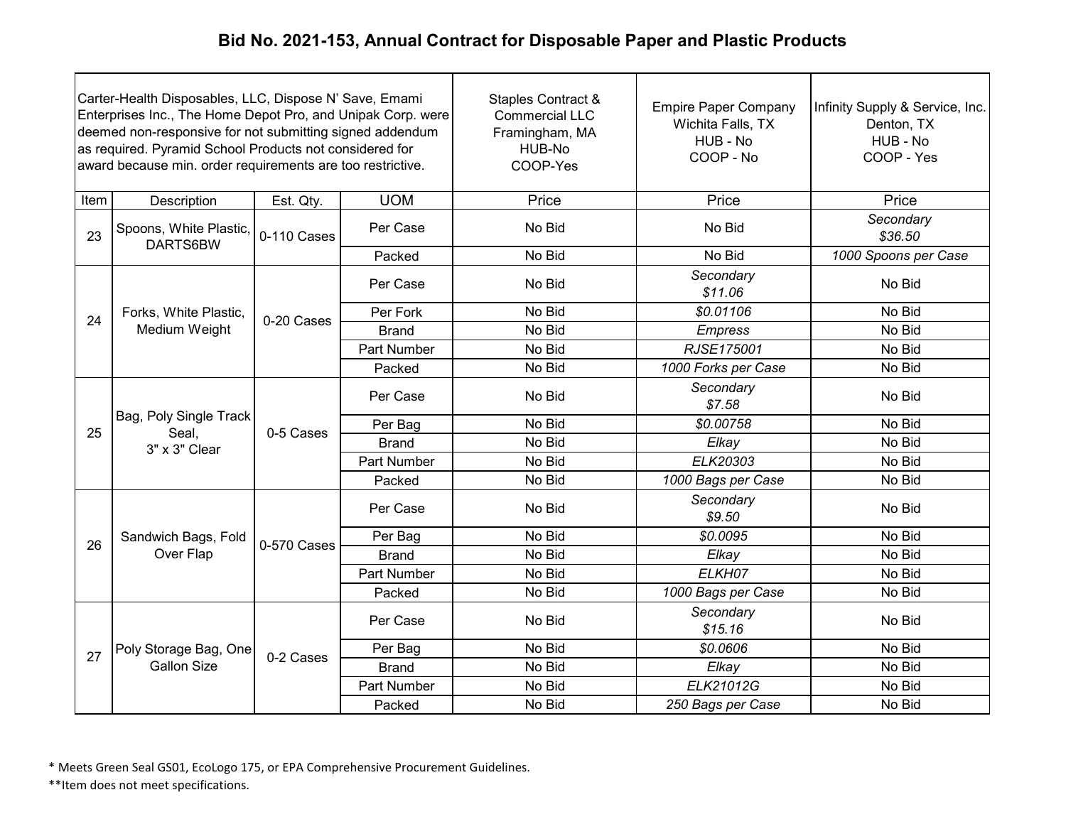# Bid No. 2021-153, Annual Contract for Disposable Paper and Plastic Products

| Carter-Health Disposables, LLC, Dispose N' Save, Emami Enterprises Inc., The Home Depot Pro, and Unipak Corp. were deemed non-responsive for not submitting signed addendum as required. Pyramid School Products not considered for award because min. order requirements are too restrictive. | | | | Staples Contract & Commercial LLC Framingham, MA HUB-No COOP-Yes | Empire Paper Company Wichita Falls, TX HUB - No COOP - No | Infinity Supply & Service, Inc. Denton, TX HUB - No COOP - Yes |
|---|---|---|---|---|---|---|
| Item | Description | Est. Qty. | UOM | Price | Price | Price |
| 23 | Spoons, White Plastic, DARTS6BW | 0-110 Cases | Per Case | No Bid | No Bid | *Secondary $36.50* |
| | | | Packed | No Bid | No Bid | *1000 Spoons per Case* |
| 24 | Forks, White Plastic, Medium Weight | 0-20 Cases | Per Case | No Bid | *Secondary $11.06* | No Bid |
| | | | Per Fork | No Bid | *$0.01106* | No Bid |
| | | | Brand | No Bid | *Empress* | No Bid |
| | | | Part Number | No Bid | *RJSE175001* | No Bid |
| | | | Packed | No Bid | *1000 Forks per Case* | No Bid |
| 25 | Bag, Poly Single Track Seal, 3" x 3" Clear | 0-5 Cases | Per Case | No Bid | *Secondary $7.58* | No Bid |
| | | | Per Bag | No Bid | *$0.00758* | No Bid |
| | | | Brand | No Bid | *Elkay* | No Bid |
| | | | Part Number | No Bid | *ELK20303* | No Bid |
| | | | Packed | No Bid | *1000 Bags per Case* | No Bid |
| 26 | Sandwich Bags, Fold Over Flap | 0-570 Cases | Per Case | No Bid | *Secondary $9.50* | No Bid |
| | | | Per Bag | No Bid | *$0.0095* | No Bid |
| | | | Brand | No Bid | *Elkay* | No Bid |
| | | | Part Number | No Bid | *ELKH07* | No Bid |
| | | | Packed | No Bid | *1000 Bags per Case* | No Bid |
| 27 | Poly Storage Bag, One Gallon Size | 0-2 Cases | Per Case | No Bid | *Secondary $15.16* | No Bid |
| | | | Per Bag | No Bid | *$0.0606* | No Bid |
| | | | Brand | No Bid | *Elkay* | No Bid |
| | | | Part Number | No Bid | *ELK21012G* | No Bid |
| | | | Packed | No Bid | *250 Bags per Case* | No Bid |

* Meets Green Seal GS01, EcoLogo 175, or EPA Comprehensive Procurement Guidelines.

**Item does not meet specifications.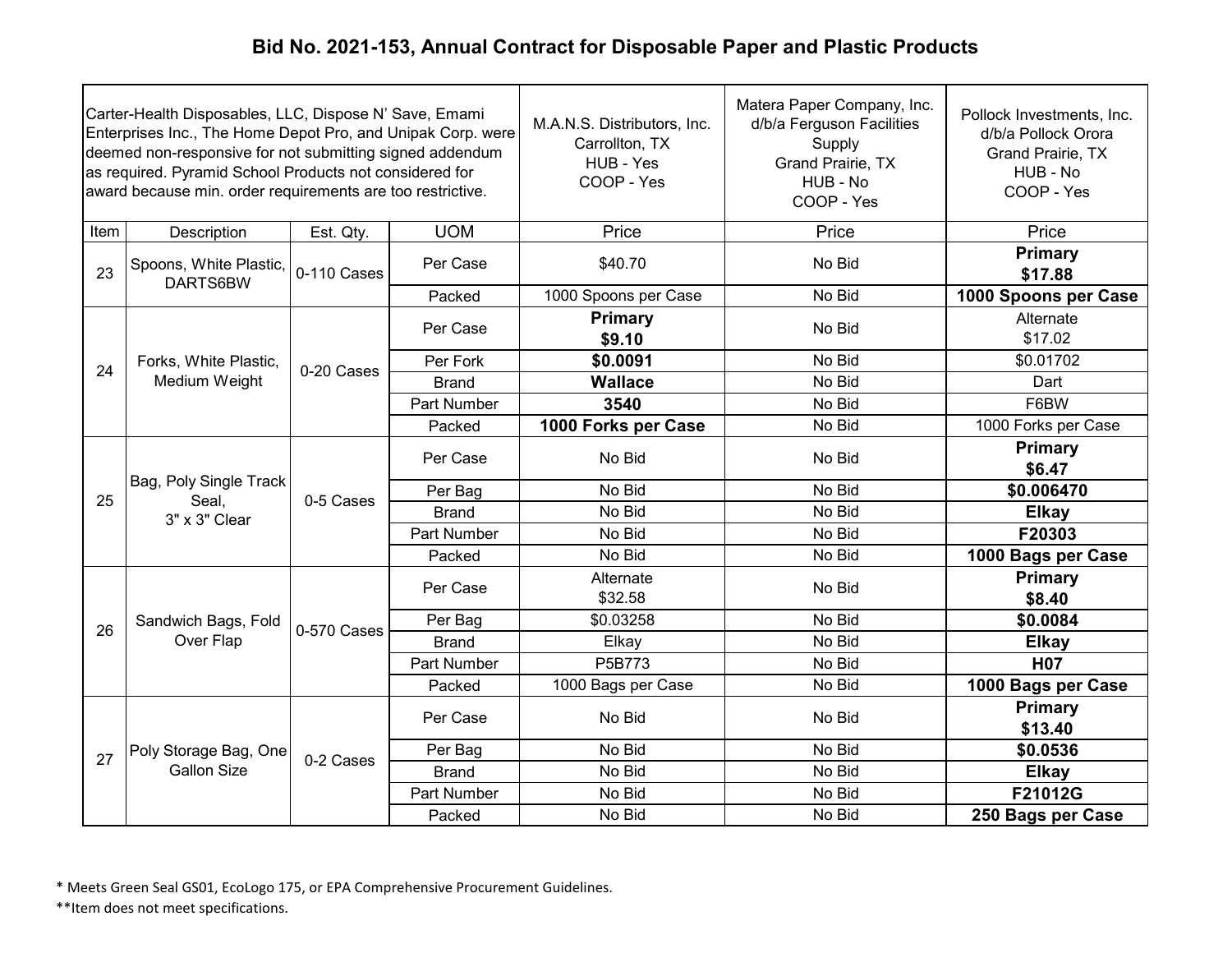# Bid No. 2021-153, Annual Contract for Disposable Paper and Plastic Products

| Carter-Health Disposables, LLC, Dispose N' Save, Emami Enterprises Inc., The Home Depot Pro, and Unipak Corp. were deemed non-responsive for not submitting signed addendum as required. Pyramid School Products not considered for award because min. order requirements are too restrictive. | | | | M.A.N.S. Distributors, Inc. Carrollton, TX HUB - Yes COOP - Yes | Matera Paper Company, Inc. d/b/a Ferguson Facilities Supply Grand Prairie, TX HUB - No COOP - Yes | Pollock Investments, Inc. d/b/a Pollock Orora Grand Prairie, TX HUB - No COOP - Yes |
|---|---|---|---|---|---|---|
| Item | Description | Est. Qty. | UOM | Price | Price | Price |
| 23 | Spoons, White Plastic, DARTS6BW | 0-110 Cases | Per Case | $40.70 | No Bid | **Primary $17.88** |
| | | | Packed | 1000 Spoons per Case | No Bid | **1000 Spoons per Case** |
| 24 | Forks, White Plastic, Medium Weight | 0-20 Cases | Per Case | **Primary $9.10** | No Bid | Alternate $17.02 |
| | | | Per Fork | **$0.0091** | No Bid | $0.01702 |
| | | | Brand | **Wallace** | No Bid | Dart |
| | | | Part Number | **3540** | No Bid | F6BW |
| | | | Packed | **1000 Forks per Case** | No Bid | 1000 Forks per Case |
| 25 | Bag, Poly Single Track Seal, 3" x 3" Clear | 0-5 Cases | Per Case | No Bid | No Bid | **Primary $6.47** |
| | | | Per Bag | No Bid | No Bid | **$0.006470** |
| | | | Brand | No Bid | No Bid | **Elkay** |
| | | | Part Number | No Bid | No Bid | **F20303** |
| | | | Packed | No Bid | No Bid | **1000 Bags per Case** |
| 26 | Sandwich Bags, Fold Over Flap | 0-570 Cases | Per Case | Alternate $32.58 | No Bid | **Primary $8.40** |
| | | | Per Bag | $0.03258 | No Bid | **$0.0084** |
| | | | Brand | Elkay | No Bid | **Elkay** |
| | | | Part Number | P5B773 | No Bid | **H07** |
| | | | Packed | 1000 Bags per Case | No Bid | **1000 Bags per Case** |
| 27 | Poly Storage Bag, One Gallon Size | 0-2 Cases | Per Case | No Bid | No Bid | **Primary $13.40** |
| | | | Per Bag | No Bid | No Bid | **$0.0536** |
| | | | Brand | No Bid | No Bid | **Elkay** |
| | | | Part Number | No Bid | No Bid | **F21012G** |
| | | | Packed | No Bid | No Bid | **250 Bags per Case** |

* Meets Green Seal GS01, EcoLogo 175, or EPA Comprehensive Procurement Guidelines.

**Item does not meet specifications.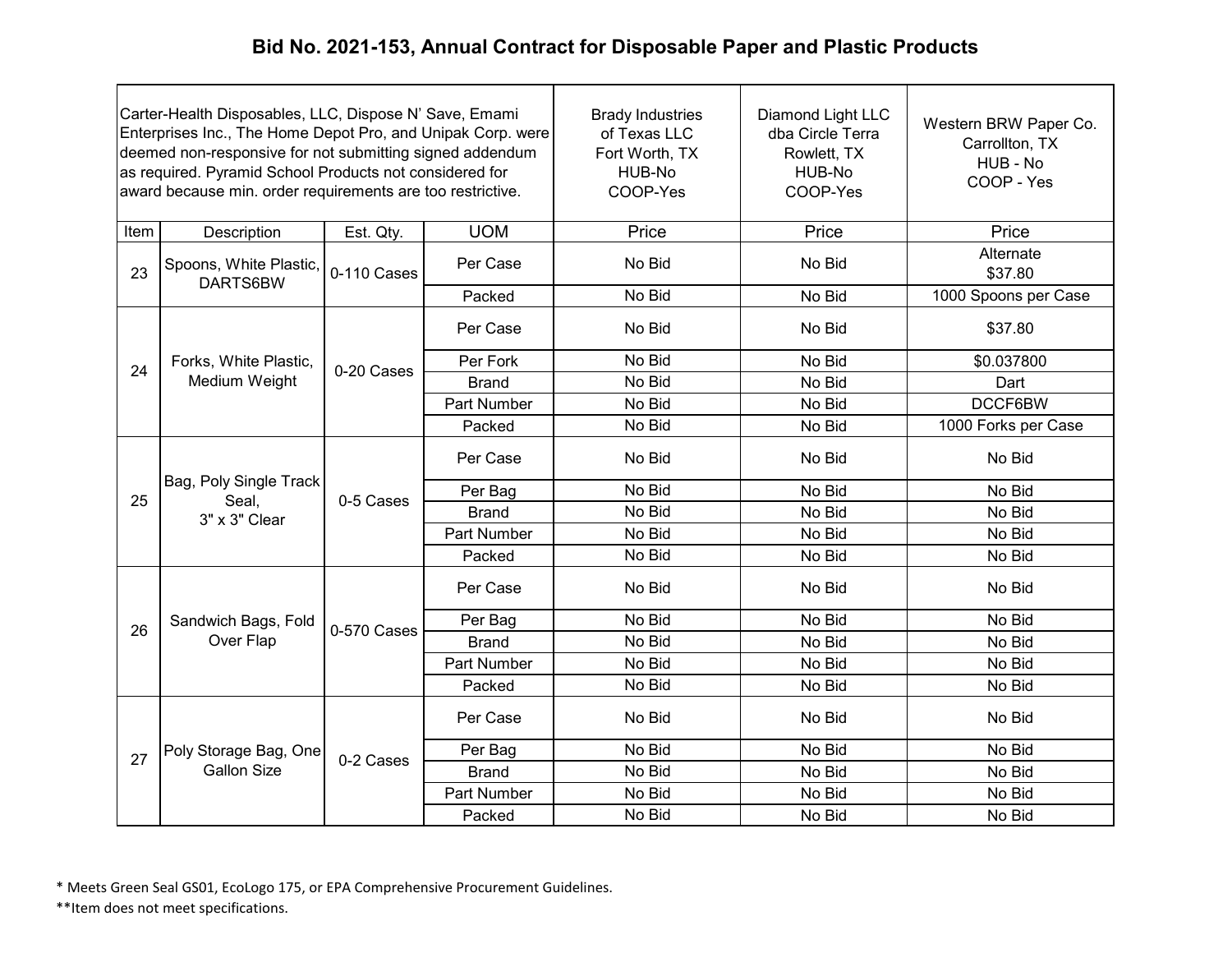# Bid No. 2021-153, Annual Contract for Disposable Paper and Plastic Products

| Carter-Health Disposables, LLC, Dispose N' Save, Emami Enterprises Inc., The Home Depot Pro, and Unipak Corp. were deemed non-responsive for not submitting signed addendum as required. Pyramid School Products not considered for award because min. order requirements are too restrictive. | | | | Brady Industries of Texas LLC Fort Worth, TX HUB-No COOP-Yes | Diamond Light LLC dba Circle Terra Rowlett, TX HUB-No COOP-Yes | Western BRW Paper Co. Carrollton, TX HUB - No COOP - Yes |
|---|---|---|---|---|---|---|
| Item | Description | Est. Qty. | UOM | Price | Price | Price |
| 23 | Spoons, White Plastic, DARTS6BW | 0-110 Cases | Per Case | No Bid | No Bid | Alternate $37.80 |
| | | | Packed | No Bid | No Bid | 1000 Spoons per Case |
| 24 | Forks, White Plastic, Medium Weight | 0-20 Cases | Per Case | No Bid | No Bid | $37.80 |
| | | | Per Fork | No Bid | No Bid | $0.037800 |
| | | | Brand | No Bid | No Bid | Dart |
| | | | Part Number | No Bid | No Bid | DCCF6BW |
| | | | Packed | No Bid | No Bid | 1000 Forks per Case |
| 25 | Bag, Poly Single Track Seal, 3" x 3" Clear | 0-5 Cases | Per Case | No Bid | No Bid | No Bid |
| | | | Per Bag | No Bid | No Bid | No Bid |
| | | | Brand | No Bid | No Bid | No Bid |
| | | | Part Number | No Bid | No Bid | No Bid |
| | | | Packed | No Bid | No Bid | No Bid |
| 26 | Sandwich Bags, Fold Over Flap | 0-570 Cases | Per Case | No Bid | No Bid | No Bid |
| | | | Per Bag | No Bid | No Bid | No Bid |
| | | | Brand | No Bid | No Bid | No Bid |
| | | | Part Number | No Bid | No Bid | No Bid |
| | | | Packed | No Bid | No Bid | No Bid |
| 27 | Poly Storage Bag, One Gallon Size | 0-2 Cases | Per Case | No Bid | No Bid | No Bid |
| | | | Per Bag | No Bid | No Bid | No Bid |
| | | | Brand | No Bid | No Bid | No Bid |
| | | | Part Number | No Bid | No Bid | No Bid |
| | | | Packed | No Bid | No Bid | No Bid |

\* Meets Green Seal GS01, EcoLogo 175, or EPA Comprehensive Procurement Guidelines.

\*\*Item does not meet specifications.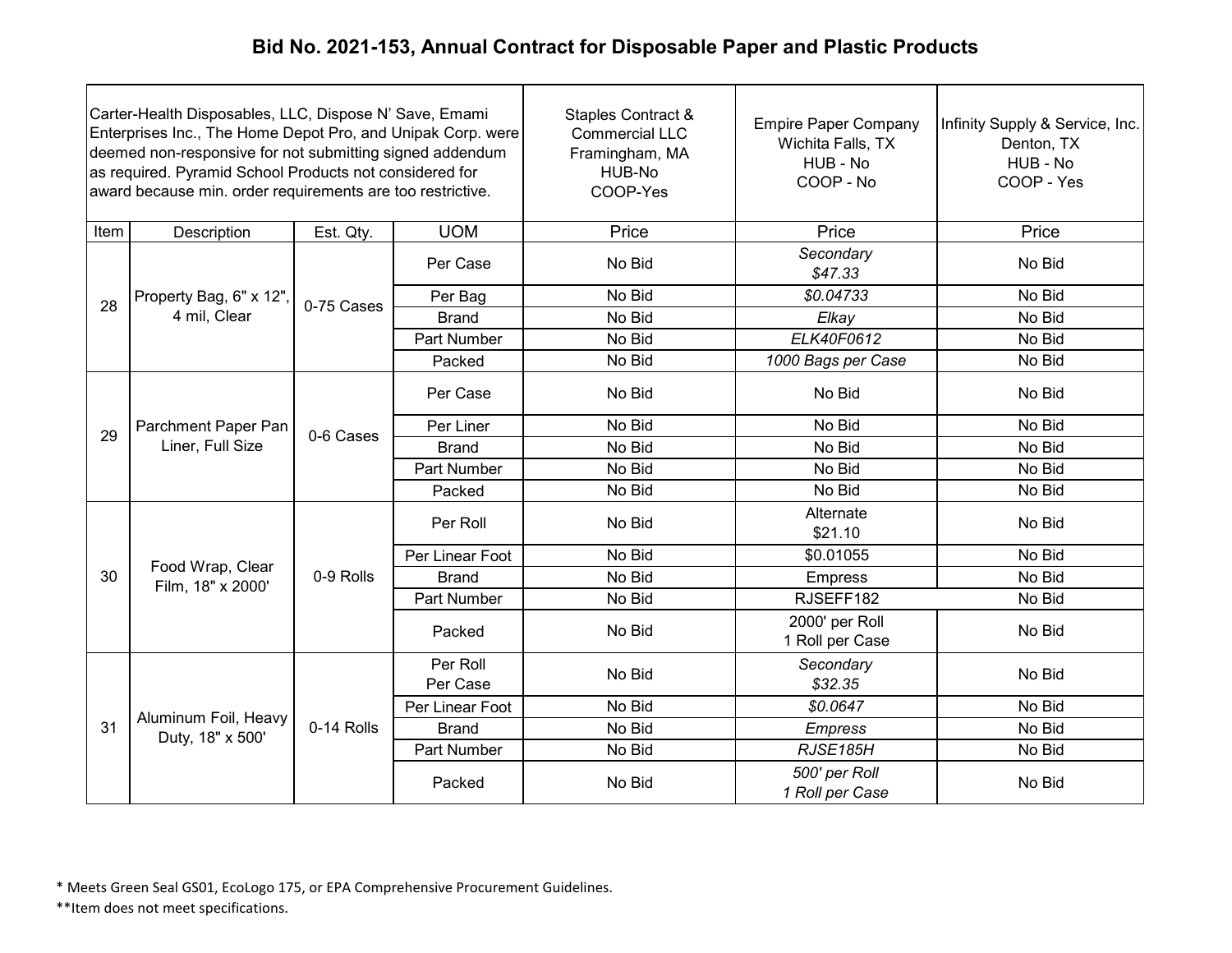# Bid No. 2021-153, Annual Contract for Disposable Paper and Plastic Products

| Carter-Health Disposables, LLC, Dispose N' Save, Emami Enterprises Inc., The Home Depot Pro, and Unipak Corp. were deemed non-responsive for not submitting signed addendum as required. Pyramid School Products not considered for award because min. order requirements are too restrictive. | | | | Staples Contract & Commercial LLC Framingham, MA HUB-No COOP-Yes | Empire Paper Company Wichita Falls, TX HUB - No COOP - No | Infinity Supply & Service, Inc. Denton, TX HUB - No COOP - Yes |
|---|---|---|---|---|---|---|
| Item | Description | Est. Qty. | UOM | Price | Price | Price |
| 28 | Property Bag, 6" x 12", 4 mil, Clear | 0-75 Cases | Per Case | No Bid | *Secondary $47.33* | No Bid |
| | | | Per Bag | No Bid | *$0.04733* | No Bid |
| | | | Brand | No Bid | *Elkay* | No Bid |
| | | | Part Number | No Bid | *ELK40F0612* | No Bid |
| | | | Packed | No Bid | *1000 Bags per Case* | No Bid |
| 29 | Parchment Paper Pan Liner, Full Size | 0-6 Cases | Per Case | No Bid | No Bid | No Bid |
| | | | Per Liner | No Bid | No Bid | No Bid |
| | | | Brand | No Bid | No Bid | No Bid |
| | | | Part Number | No Bid | No Bid | No Bid |
| | | | Packed | No Bid | No Bid | No Bid |
| 30 | Food Wrap, Clear Film, 18" x 2000' | 0-9 Rolls | Per Roll | No Bid | Alternate $21.10 | No Bid |
| | | | Per Linear Foot | No Bid | $0.01055 | No Bid |
| | | | Brand | No Bid | Empress | No Bid |
| | | | Part Number | No Bid | RJSEFF182 | No Bid |
| | | | Packed | No Bid | 2000' per Roll 1 Roll per Case | No Bid |
| 31 | Aluminum Foil, Heavy Duty, 18" x 500' | 0-14 Rolls | Per Roll Per Case | No Bid | *Secondary $32.35* | No Bid |
| | | | Per Linear Foot | No Bid | *$0.0647* | No Bid |
| | | | Brand | No Bid | *Empress* | No Bid |
| | | | Part Number | No Bid | *RJSE185H* | No Bid |
| | | | Packed | No Bid | *500' per Roll 1 Roll per Case* | No Bid |

\* Meets Green Seal GS01, EcoLogo 175, or EPA Comprehensive Procurement Guidelines.

\*\*Item does not meet specifications.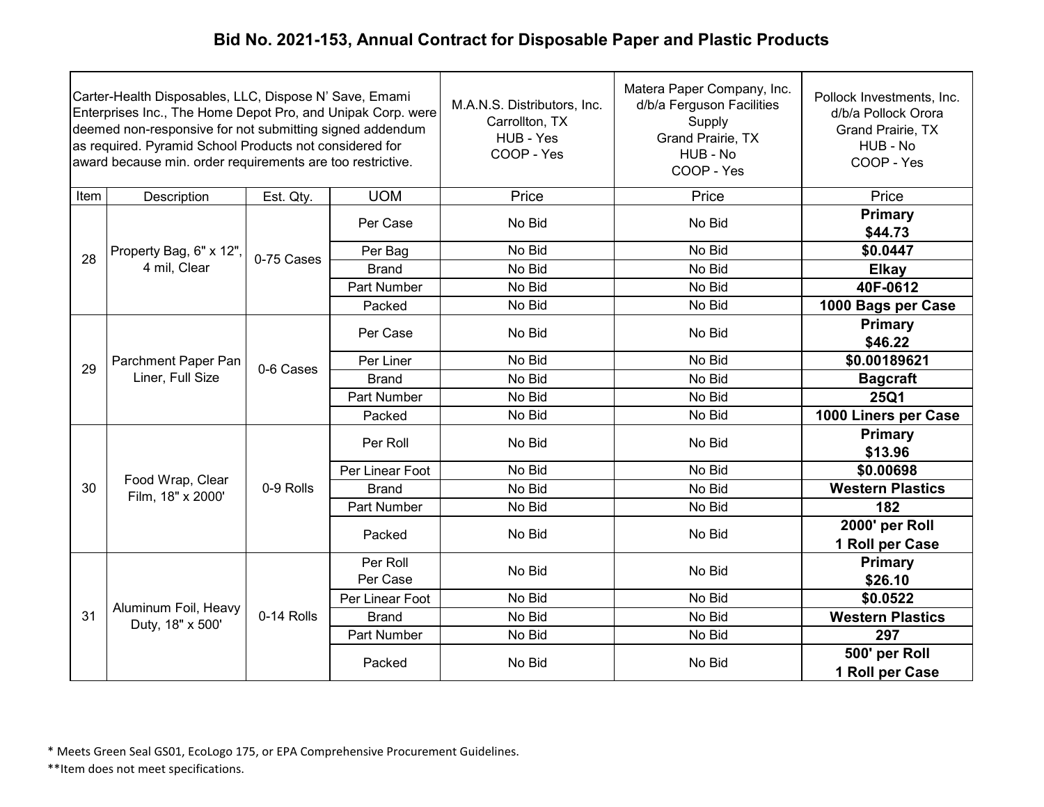# Bid No. 2021-153, Annual Contract for Disposable Paper and Plastic Products

| Carter-Health Disposables, LLC, Dispose N' Save, Emami Enterprises Inc., The Home Depot Pro, and Unipak Corp. were deemed non-responsive for not submitting signed addendum as required. Pyramid School Products not considered for award because min. order requirements are too restrictive. | | | | M.A.N.S. Distributors, Inc. Carrollton, TX HUB - Yes COOP - Yes | Matera Paper Company, Inc. d/b/a Ferguson Facilities Supply Grand Prairie, TX HUB - No COOP - Yes | Pollock Investments, Inc. d/b/a Pollock Orora Grand Prairie, TX HUB - No COOP - Yes |
|---|---|---|---|---|---|---|
| Item | Description | Est. Qty. | UOM | Price | Price | Price |
| 28 | Property Bag, 6" x 12", 4 mil, Clear | 0-75 Cases | Per Case | No Bid | No Bid | **Primary $44.73** |
| | | | Per Bag | No Bid | No Bid | **$0.0447** |
| | | | Brand | No Bid | No Bid | **Elkay** |
| | | | Part Number | No Bid | No Bid | **40F-0612** |
| | | | Packed | No Bid | No Bid | **1000 Bags per Case** |
| 29 | Parchment Paper Pan Liner, Full Size | 0-6 Cases | Per Case | No Bid | No Bid | **Primary $46.22** |
| | | | Per Liner | No Bid | No Bid | **$0.00189621** |
| | | | Brand | No Bid | No Bid | **Bagcraft** |
| | | | Part Number | No Bid | No Bid | **25Q1** |
| | | | Packed | No Bid | No Bid | **1000 Liners per Case** |
| 30 | Food Wrap, Clear Film, 18" x 2000' | 0-9 Rolls | Per Roll | No Bid | No Bid | **Primary $13.96** |
| | | | Per Linear Foot | No Bid | No Bid | **$0.00698** |
| | | | Brand | No Bid | No Bid | **Western Plastics** |
| | | | Part Number | No Bid | No Bid | **182** |
| | | | Packed | No Bid | No Bid | **2000' per Roll 1 Roll per Case** |
| 31 | Aluminum Foil, Heavy Duty, 18" x 500' | 0-14 Rolls | Per Roll Per Case | No Bid | No Bid | **Primary $26.10** |
| | | | Per Linear Foot | No Bid | No Bid | **$0.0522** |
| | | | Brand | No Bid | No Bid | **Western Plastics** |
| | | | Part Number | No Bid | No Bid | **297** |
| | | | Packed | No Bid | No Bid | **500' per Roll 1 Roll per Case** |

\* Meets Green Seal GS01, EcoLogo 175, or EPA Comprehensive Procurement Guidelines.

\*\*Item does not meet specifications.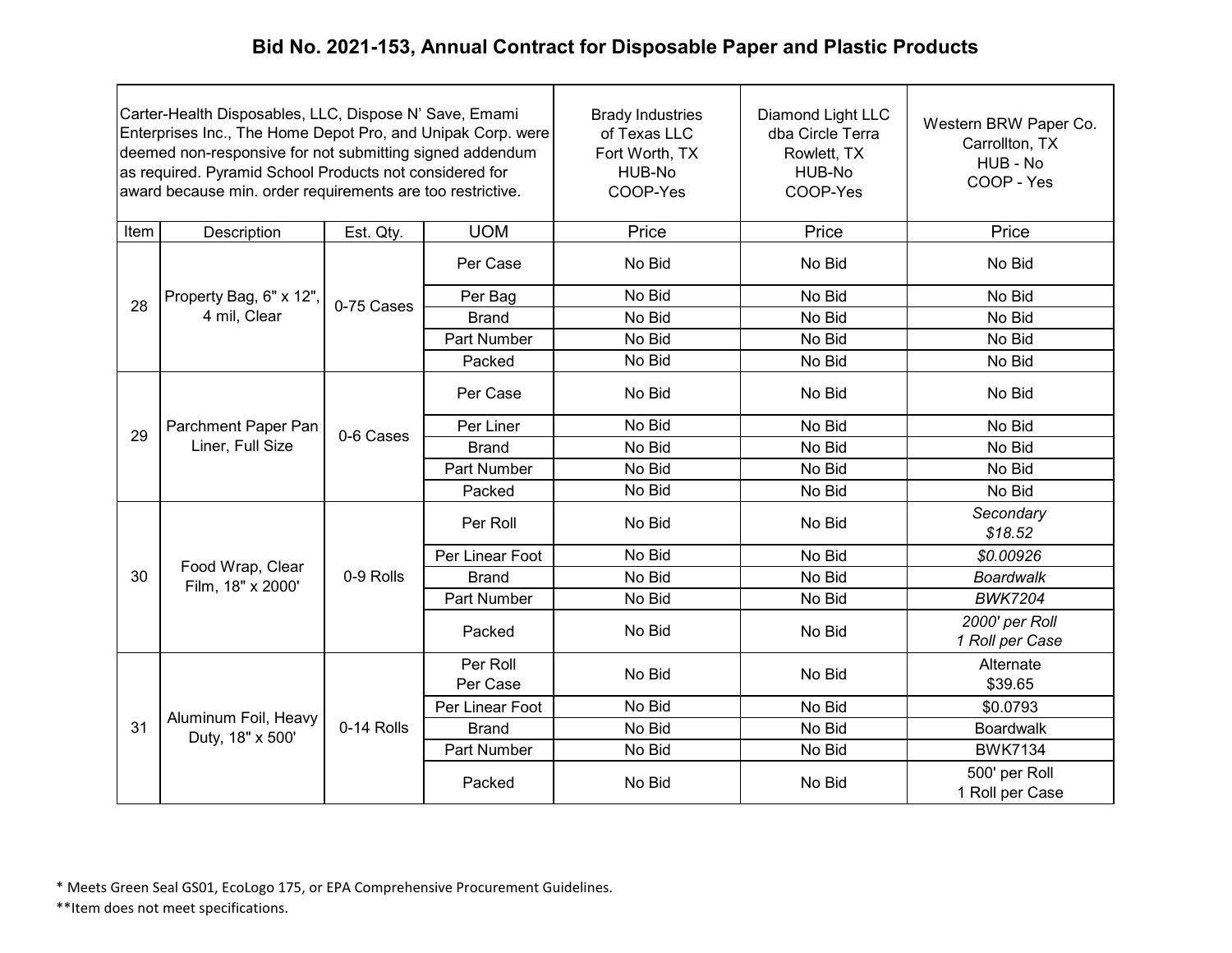## Bid No. 2021-153, Annual Contract for Disposable Paper and Plastic Products

| Carter-Health Disposables, LLC, Dispose N' Save, Emami Enterprises Inc., The Home Depot Pro, and Unipak Corp. were deemed non-responsive for not submitting signed addendum as required. Pyramid School Products not considered for award because min. order requirements are too restrictive. | | | | Brady Industries of Texas LLC Fort Worth, TX HUB-No COOP-Yes | Diamond Light LLC dba Circle Terra Rowlett, TX HUB-No COOP-Yes | Western BRW Paper Co. Carrollton, TX HUB - No COOP - Yes |
|---|---|---|---|---|---|---|
| Item | Description | Est. Qty. | UOM | Price | Price | Price |
| 28 | Property Bag, 6" x 12", 4 mil, Clear | 0-75 Cases | Per Case | No Bid | No Bid | No Bid |
| | | | Per Bag | No Bid | No Bid | No Bid |
| | | | Brand | No Bid | No Bid | No Bid |
| | | | Part Number | No Bid | No Bid | No Bid |
| | | | Packed | No Bid | No Bid | No Bid |
| 29 | Parchment Paper Pan Liner, Full Size | 0-6 Cases | Per Case | No Bid | No Bid | No Bid |
| | | | Per Liner | No Bid | No Bid | No Bid |
| | | | Brand | No Bid | No Bid | No Bid |
| | | | Part Number | No Bid | No Bid | No Bid |
| | | | Packed | No Bid | No Bid | No Bid |
| 30 | Food Wrap, Clear Film, 18" x 2000' | 0-9 Rolls | Per Roll | No Bid | No Bid | *Secondary $18.52* |
| | | | Per Linear Foot | No Bid | No Bid | *$0.00926* |
| | | | Brand | No Bid | No Bid | *Boardwalk* |
| | | | Part Number | No Bid | No Bid | *BWK7204* |
| | | | Packed | No Bid | No Bid | *2000' per Roll 1 Roll per Case* |
| 31 | Aluminum Foil, Heavy Duty, 18" x 500' | 0-14 Rolls | Per Roll Per Case | No Bid | No Bid | Alternate $39.65 |
| | | | Per Linear Foot | No Bid | No Bid | $0.0793 |
| | | | Brand | No Bid | No Bid | Boardwalk |
| | | | Part Number | No Bid | No Bid | BWK7134 |
| | | | Packed | No Bid | No Bid | 500' per Roll 1 Roll per Case |

\* Meets Green Seal GS01, EcoLogo 175, or EPA Comprehensive Procurement Guidelines.

\*\*Item does not meet specifications.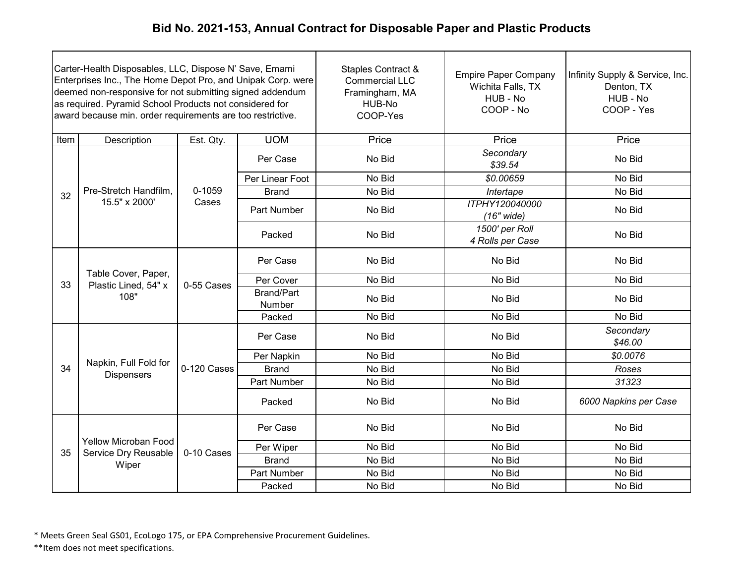# Bid No. 2021-153, Annual Contract for Disposable Paper and Plastic Products

| Carter-Health Disposables, LLC, Dispose N' Save, Emami Enterprises Inc., The Home Depot Pro, and Unipak Corp. were deemed non-responsive for not submitting signed addendum as required. Pyramid School Products not considered for award because min. order requirements are too restrictive. | | | | Staples Contract & Commercial LLC Framingham, MA HUB-No COOP-Yes | Empire Paper Company Wichita Falls, TX HUB - No COOP - No | Infinity Supply & Service, Inc. Denton, TX HUB - No COOP - Yes |
|---|---|---|---|---|---|---|
| Item | Description | Est. Qty. | UOM | Price | Price | Price |
| 32 | Pre-Stretch Handfilm, 15.5" x 2000' | 0-1059 Cases | Per Case | No Bid | *Secondary $39.54* | No Bid |
| | | | Per Linear Foot | No Bid | *$0.00659* | No Bid |
| | | | Brand | No Bid | *Intertape* | No Bid |
| | | | Part Number | No Bid | *ITPHY120040000 (16" wide)* | No Bid |
| | | | Packed | No Bid | *1500' per Roll 4 Rolls per Case* | No Bid |
| 33 | Table Cover, Paper, Plastic Lined, 54" x 108" | 0-55 Cases | Per Case | No Bid | No Bid | No Bid |
| | | | Per Cover | No Bid | No Bid | No Bid |
| | | | Brand/Part Number | No Bid | No Bid | No Bid |
| | | | Packed | No Bid | No Bid | No Bid |
| 34 | Napkin, Full Fold for Dispensers | 0-120 Cases | Per Case | No Bid | No Bid | *Secondary $46.00* |
| | | | Per Napkin | No Bid | No Bid | *$0.0076* |
| | | | Brand | No Bid | No Bid | *Roses* |
| | | | Part Number | No Bid | No Bid | *31323* |
| | | | Packed | No Bid | No Bid | *6000 Napkins per Case* |
| 35 | Yellow Microban Food Service Dry Reusable Wiper | 0-10 Cases | Per Case | No Bid | No Bid | No Bid |
| | | | Per Wiper | No Bid | No Bid | No Bid |
| | | | Brand | No Bid | No Bid | No Bid |
| | | | Part Number | No Bid | No Bid | No Bid |
| | | | Packed | No Bid | No Bid | No Bid |

\* Meets Green Seal GS01, EcoLogo 175, or EPA Comprehensive Procurement Guidelines.

\*\*Item does not meet specifications.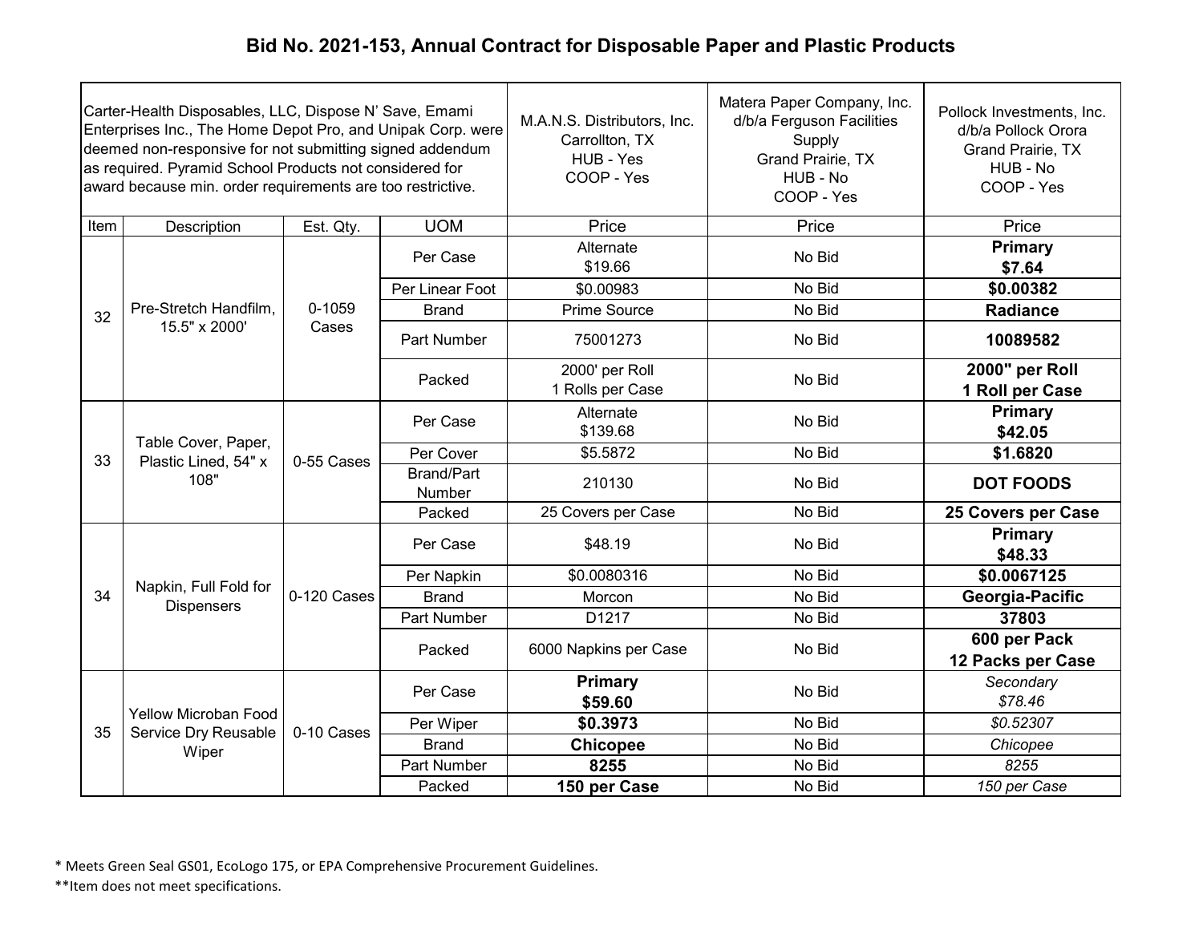## Bid No. 2021-153, Annual Contract for Disposable Paper and Plastic Products

| Carter-Health Disposables, LLC, Dispose N' Save, Emami Enterprises Inc., The Home Depot Pro, and Unipak Corp. were deemed non-responsive for not submitting signed addendum as required. Pyramid School Products not considered for award because min. order requirements are too restrictive. | | | | M.A.N.S. Distributors, Inc. Carrollton, TX HUB - Yes COOP - Yes | Matera Paper Company, Inc. d/b/a Ferguson Facilities Supply Grand Prairie, TX HUB - No COOP - Yes | Pollock Investments, Inc. d/b/a Pollock Orora Grand Prairie, TX HUB - No COOP - Yes |
|---|---|---|---|---|---|---|
| Item | Description | Est. Qty. | UOM | Price | Price | Price |
| 32 | Pre-Stretch Handfilm, 15.5" x 2000' | 0-1059 Cases | Per Case | Alternate $19.66 | No Bid | **Primary $7.64** |
| | | | Per Linear Foot | $0.00983 | No Bid | **$0.00382** |
| | | | Brand | Prime Source | No Bid | **Radiance** |
| | | | Part Number | 75001273 | No Bid | **10089582** |
| | | | Packed | 2000' per Roll 1 Rolls per Case | No Bid | **2000" per Roll 1 Roll per Case** |
| 33 | Table Cover, Paper, Plastic Lined, 54" x 108" | 0-55 Cases | Per Case | Alternate $139.68 | No Bid | **Primary $42.05** |
| | | | Per Cover | $5.5872 | No Bid | **$1.6820** |
| | | | Brand/Part Number | 210130 | No Bid | **DOT FOODS** |
| | | | Packed | 25 Covers per Case | No Bid | **25 Covers per Case** |
| 34 | Napkin, Full Fold for Dispensers | 0-120 Cases | Per Case | $48.19 | No Bid | **Primary $48.33** |
| | | | Per Napkin | $0.0080316 | No Bid | **$0.0067125** |
| | | | Brand | Morcon | No Bid | **Georgia-Pacific** |
| | | | Part Number | D1217 | No Bid | **37803** |
| | | | Packed | 6000 Napkins per Case | No Bid | **600 per Pack 12 Packs per Case** |
| 35 | Yellow Microban Food Service Dry Reusable Wiper | 0-10 Cases | Per Case | **Primary $59.60** | No Bid | *Secondary $78.46* |
| | | | Per Wiper | **$0.3973** | No Bid | *$0.52307* |
| | | | Brand | **Chicopee** | No Bid | *Chicopee* |
| | | | Part Number | **8255** | No Bid | *8255* |
| | | | Packed | **150 per Case** | No Bid | *150 per Case* |

\* Meets Green Seal GS01, EcoLogo 175, or EPA Comprehensive Procurement Guidelines.

\*\*Item does not meet specifications.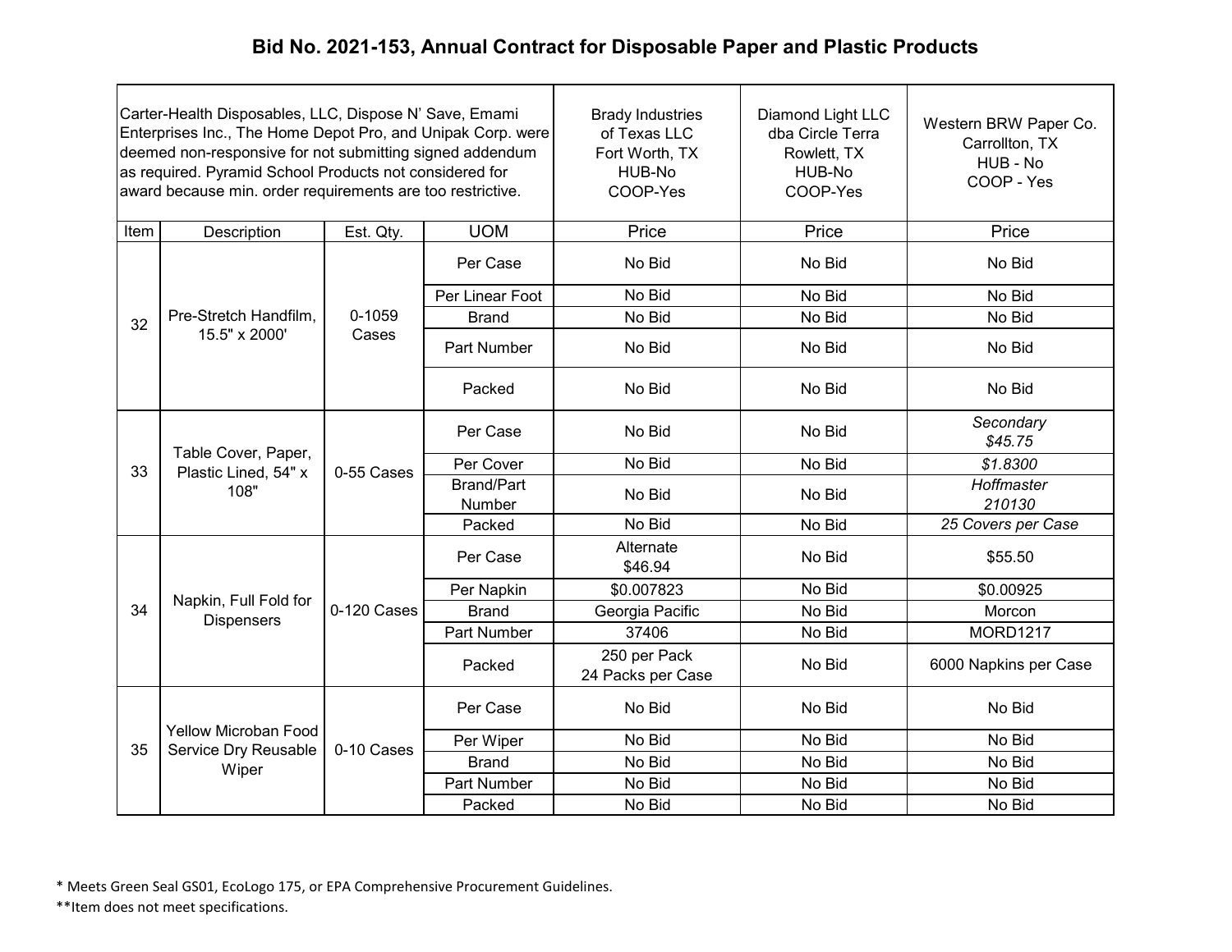# Bid No. 2021-153, Annual Contract for Disposable Paper and Plastic Products

| Carter-Health Disposables, LLC, Dispose N' Save, Emami Enterprises Inc., The Home Depot Pro, and Unipak Corp. were deemed non-responsive for not submitting signed addendum as required. Pyramid School Products not considered for award because min. order requirements are too restrictive. | | | | Brady Industries of Texas LLC Fort Worth, TX HUB-No COOP-Yes | Diamond Light LLC dba Circle Terra Rowlett, TX HUB-No COOP-Yes | Western BRW Paper Co. Carrollton, TX HUB - No COOP - Yes |
|---|---|---|---|---|---|---|
| Item | Description | Est. Qty. | UOM | Price | Price | Price |
| 32 | Pre-Stretch Handfilm, 15.5" x 2000' | 0-1059 Cases | Per Case | No Bid | No Bid | No Bid |
| | | | Per Linear Foot | No Bid | No Bid | No Bid |
| | | | Brand | No Bid | No Bid | No Bid |
| | | | Part Number | No Bid | No Bid | No Bid |
| | | | Packed | No Bid | No Bid | No Bid |
| 33 | Table Cover, Paper, Plastic Lined, 54" x 108" | 0-55 Cases | Per Case | No Bid | No Bid | *Secondary $45.75* |
| | | | Per Cover | No Bid | No Bid | *$1.8300* |
| | | | Brand/Part Number | No Bid | No Bid | *Hoffmaster 210130* |
| | | | Packed | No Bid | No Bid | *25 Covers per Case* |
| 34 | Napkin, Full Fold for Dispensers | 0-120 Cases | Per Case | Alternate $46.94 | No Bid | $55.50 |
| | | | Per Napkin | $0.007823 | No Bid | $0.00925 |
| | | | Brand | Georgia Pacific | No Bid | Morcon |
| | | | Part Number | 37406 | No Bid | MORD1217 |
| | | | Packed | 250 per Pack 24 Packs per Case | No Bid | 6000 Napkins per Case |
| 35 | Yellow Microban Food Service Dry Reusable Wiper | 0-10 Cases | Per Case | No Bid | No Bid | No Bid |
| | | | Per Wiper | No Bid | No Bid | No Bid |
| | | | Brand | No Bid | No Bid | No Bid |
| | | | Part Number | No Bid | No Bid | No Bid |
| | | | Packed | No Bid | No Bid | No Bid |

* Meets Green Seal GS01, EcoLogo 175, or EPA Comprehensive Procurement Guidelines.

**Item does not meet specifications.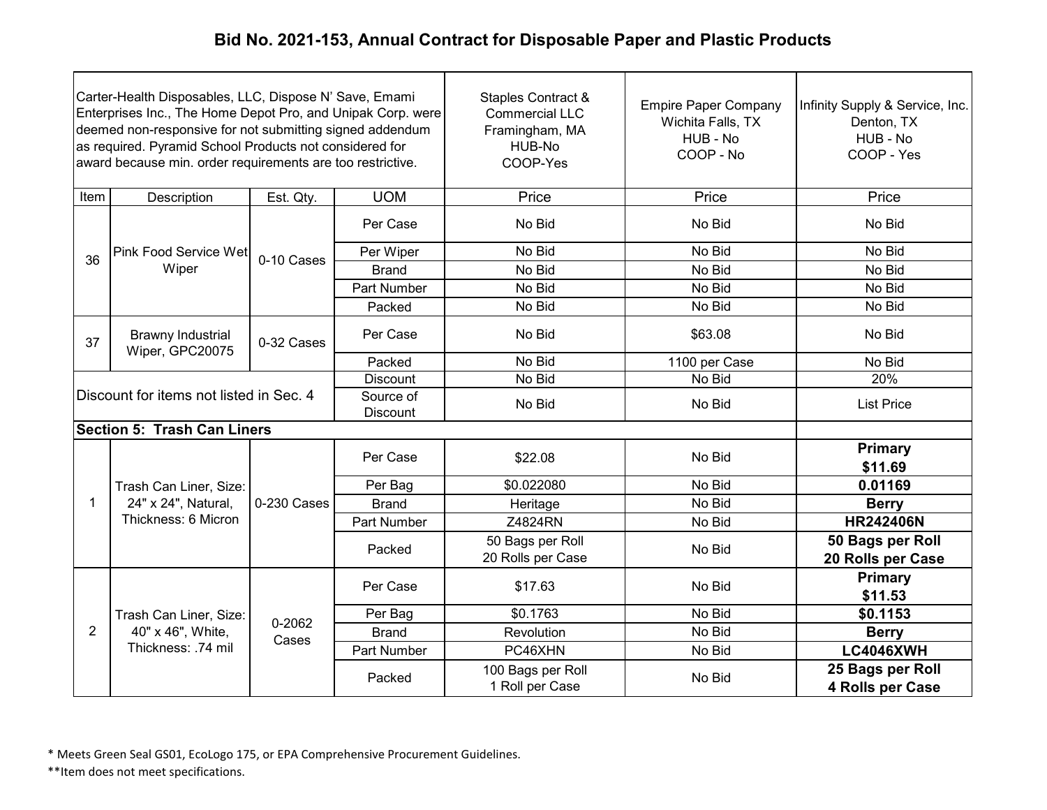# Bid No. 2021-153, Annual Contract for Disposable Paper and Plastic Products

| Carter-Health Disposables, LLC, Dispose N' Save, Emami Enterprises Inc., The Home Depot Pro, and Unipak Corp. were deemed non-responsive for not submitting signed addendum as required. Pyramid School Products not considered for award because min. order requirements are too restrictive. | | | | Staples Contract & Commercial LLC Framingham, MA HUB-No COOP-Yes | Empire Paper Company Wichita Falls, TX HUB - No COOP - No | Infinity Supply & Service, Inc. Denton, TX HUB - No COOP - Yes |
|---|---|---|---|---|---|---|
| Item | Description | Est. Qty. | UOM | Price | Price | Price |
| 36 | Pink Food Service Wet Wiper | 0-10 Cases | Per Case | No Bid | No Bid | No Bid |
| | | | Per Wiper | No Bid | No Bid | No Bid |
| | | | Brand | No Bid | No Bid | No Bid |
| | | | Part Number | No Bid | No Bid | No Bid |
| | | | Packed | No Bid | No Bid | No Bid |
| 37 | Brawny Industrial Wiper, GPC20075 | 0-32 Cases | Per Case | No Bid | $63.08 | No Bid |
| | | | Packed | No Bid | 1100 per Case | No Bid |
| Discount for items not listed in Sec. 4 | | | Discount | No Bid | No Bid | 20% |
| | | | Source of Discount | No Bid | No Bid | List Price |
| **Section 5: Trash Can Liners** | | | | | | |
| 1 | Trash Can Liner, Size: 24" x 24", Natural, Thickness: 6 Micron | 0-230 Cases | Per Case | $22.08 | No Bid | **Primary $11.69** |
| | | | Per Bag | $0.022080 | No Bid | **0.01169** |
| | | | Brand | Heritage | No Bid | **Berry** |
| | | | Part Number | Z4824RN | No Bid | **HR242406N** |
| | | | Packed | 50 Bags per Roll 20 Rolls per Case | No Bid | **50 Bags per Roll 20 Rolls per Case** |
| 2 | Trash Can Liner, Size: 40" x 46", White, Thickness: .74 mil | 0-2062 Cases | Per Case | $17.63 | No Bid | **Primary $11.53** |
| | | | Per Bag | $0.1763 | No Bid | **$0.1153** |
| | | | Brand | Revolution | No Bid | **Berry** |
| | | | Part Number | PC46XHN | No Bid | **LC4046XWH** |
| | | | Packed | 100 Bags per Roll 1 Roll per Case | No Bid | **25 Bags per Roll 4 Rolls per Case** |

\* Meets Green Seal GS01, EcoLogo 175, or EPA Comprehensive Procurement Guidelines.

\*\*Item does not meet specifications.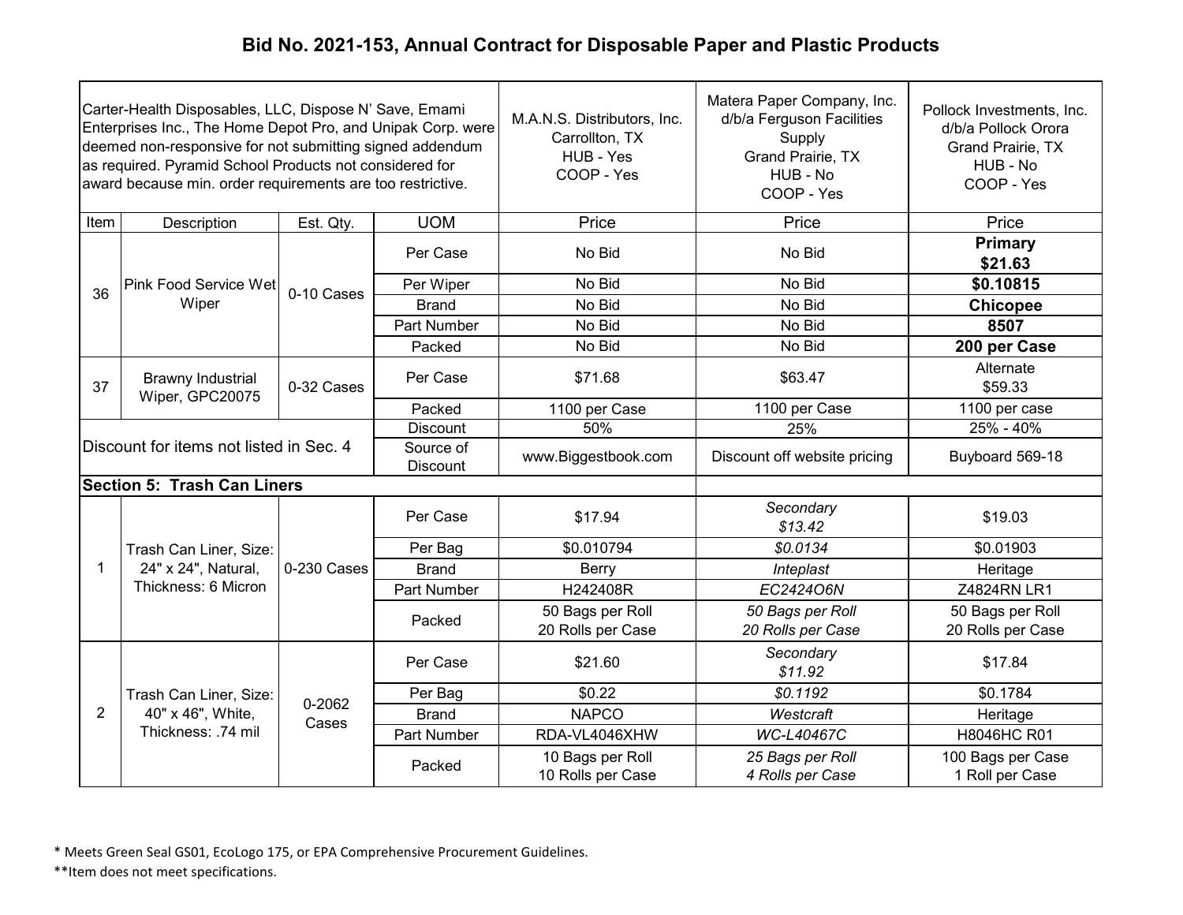# Bid No. 2021-153, Annual Contract for Disposable Paper and Plastic Products

| Carter-Health Disposables, LLC, Dispose N' Save, Emami Enterprises Inc., The Home Depot Pro, and Unipak Corp. were deemed non-responsive for not submitting signed addendum as required. Pyramid School Products not considered for award because min. order requirements are too restrictive. | | | | M.A.N.S. Distributors, Inc. Carrollton, TX HUB - Yes COOP - Yes | Matera Paper Company, Inc. d/b/a Ferguson Facilities Supply Grand Prairie, TX HUB - No COOP - Yes | Pollock Investments, Inc. d/b/a Pollock Orora Grand Prairie, TX HUB - No COOP - Yes |
|---|---|---|---|---|---|---|
| Item | Description | Est. Qty. | UOM | Price | Price | Price |
| 36 | Pink Food Service Wet Wiper | 0-10 Cases | Per Case | No Bid | No Bid | **Primary $21.63** |
| | | | Per Wiper | No Bid | No Bid | **$0.10815** |
| | | | Brand | No Bid | No Bid | **Chicopee** |
| | | | Part Number | No Bid | No Bid | **8507** |
| | | | Packed | No Bid | No Bid | **200 per Case** |
| 37 | Brawny Industrial Wiper, GPC20075 | 0-32 Cases | Per Case | $71.68 | $63.47 | Alternate $59.33 |
| | | | Packed | 1100 per Case | 1100 per Case | 1100 per case |
| Discount for items not listed in Sec. 4 | | | Discount | 50% | 25% | 25% - 40% |
| | | | Source of Discount | www.Biggestbook.com | Discount off website pricing | Buyboard 569-18 |
| **Section 5: Trash Can Liners** | | | | | | |
| 1 | Trash Can Liner, Size: 24" x 24", Natural, Thickness: 6 Micron | 0-230 Cases | Per Case | $17.94 | *Secondary $13.42* | $19.03 |
| | | | Per Bag | $0.010794 | *$0.0134* | $0.01903 |
| | | | Brand | Berry | *Inteplast* | Heritage |
| | | | Part Number | H242408R | *EC2424O6N* | Z4824RN LR1 |
| | | | Packed | 50 Bags per Roll 20 Rolls per Case | *50 Bags per Roll 20 Rolls per Case* | 50 Bags per Roll 20 Rolls per Case |
| 2 | Trash Can Liner, Size: 40" x 46", White, Thickness: .74 mil | 0-2062 Cases | Per Case | $21.60 | *Secondary $11.92* | $17.84 |
| | | | Per Bag | $0.22 | *$0.1192* | $0.1784 |
| | | | Brand | NAPCO | *Westcraft* | Heritage |
| | | | Part Number | RDA-VL4046XHW | *WC-L40467C* | H8046HC R01 |
| | | | Packed | 10 Bags per Roll 10 Rolls per Case | *25 Bags per Roll 4 Rolls per Case* | 100 Bags per Case 1 Roll per Case |

\* Meets Green Seal GS01, EcoLogo 175, or EPA Comprehensive Procurement Guidelines.

\*\*Item does not meet specifications.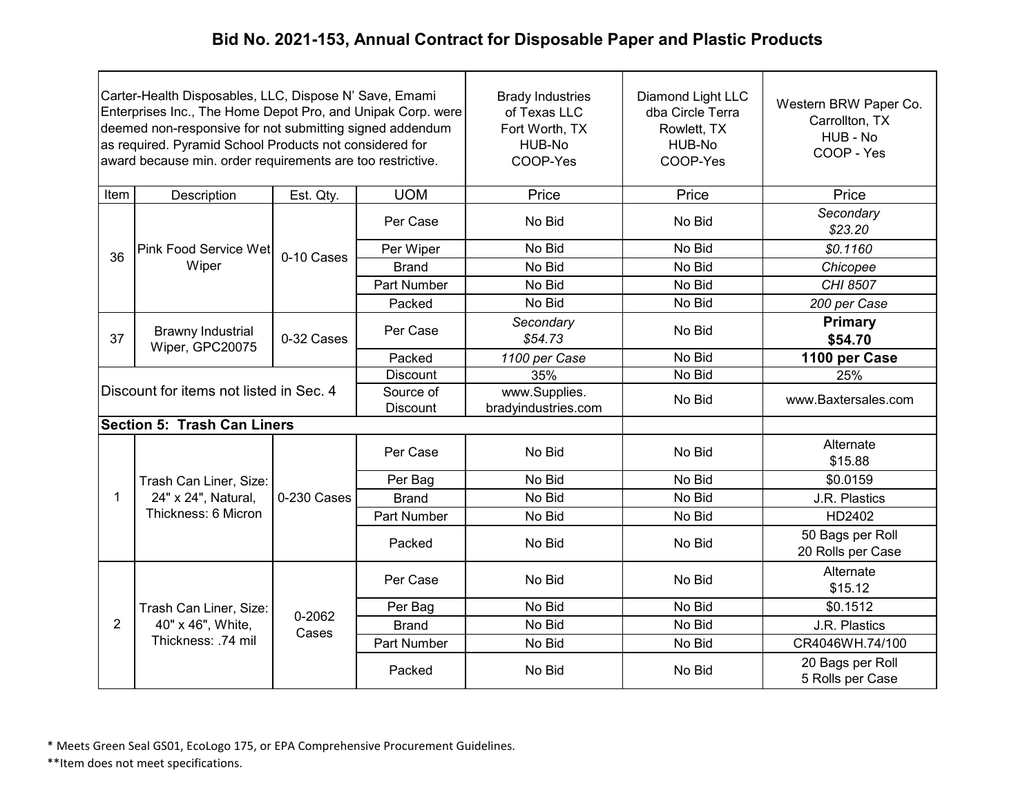# Bid No. 2021-153, Annual Contract for Disposable Paper and Plastic Products

| Carter-Health Disposables, LLC, Dispose N' Save, Emami Enterprises Inc., The Home Depot Pro, and Unipak Corp. were deemed non-responsive for not submitting signed addendum as required. Pyramid School Products not considered for award because min. order requirements are too restrictive. | | | | Brady Industries of Texas LLC Fort Worth, TX HUB-No COOP-Yes | Diamond Light LLC dba Circle Terra Rowlett, TX HUB-No COOP-Yes | Western BRW Paper Co. Carrollton, TX HUB - No COOP - Yes |
|---|---|---|---|---|---|---|
| Item | Description | Est. Qty. | UOM | Price | Price | Price |
| 36 | Pink Food Service Wet Wiper | 0-10 Cases | Per Case | No Bid | No Bid | *Secondary $23.20* |
| | | | Per Wiper | No Bid | No Bid | *$0.1160* |
| | | | Brand | No Bid | No Bid | *Chicopee* |
| | | | Part Number | No Bid | No Bid | *CHI 8507* |
| | | | Packed | No Bid | No Bid | *200 per Case* |
| 37 | Brawny Industrial Wiper, GPC20075 | 0-32 Cases | Per Case | *Secondary $54.73* | No Bid | **Primary $54.70** |
| | | | Packed | *1100 per Case* | No Bid | **1100 per Case** |
| Discount for items not listed in Sec. 4 | | | Discount | 35% | No Bid | 25% |
| | | | Source of Discount | www.Supplies.bradyindustries.com | No Bid | www.Baxtersales.com |
| **Section 5: Trash Can Liners** | | | | | | |
| 1 | Trash Can Liner, Size: 24" x 24", Natural, Thickness: 6 Micron | 0-230 Cases | Per Case | No Bid | No Bid | Alternate $15.88 |
| | | | Per Bag | No Bid | No Bid | $0.0159 |
| | | | Brand | No Bid | No Bid | J.R. Plastics |
| | | | Part Number | No Bid | No Bid | HD2402 |
| | | | Packed | No Bid | No Bid | 50 Bags per Roll 20 Rolls per Case |
| 2 | Trash Can Liner, Size: 40" x 46", White, Thickness: .74 mil | 0-2062 Cases | Per Case | No Bid | No Bid | Alternate $15.12 |
| | | | Per Bag | No Bid | No Bid | $0.1512 |
| | | | Brand | No Bid | No Bid | J.R. Plastics |
| | | | Part Number | No Bid | No Bid | CR4046WH.74/100 |
| | | | Packed | No Bid | No Bid | 20 Bags per Roll 5 Rolls per Case |

\* Meets Green Seal GS01, EcoLogo 175, or EPA Comprehensive Procurement Guidelines.

\*\*Item does not meet specifications.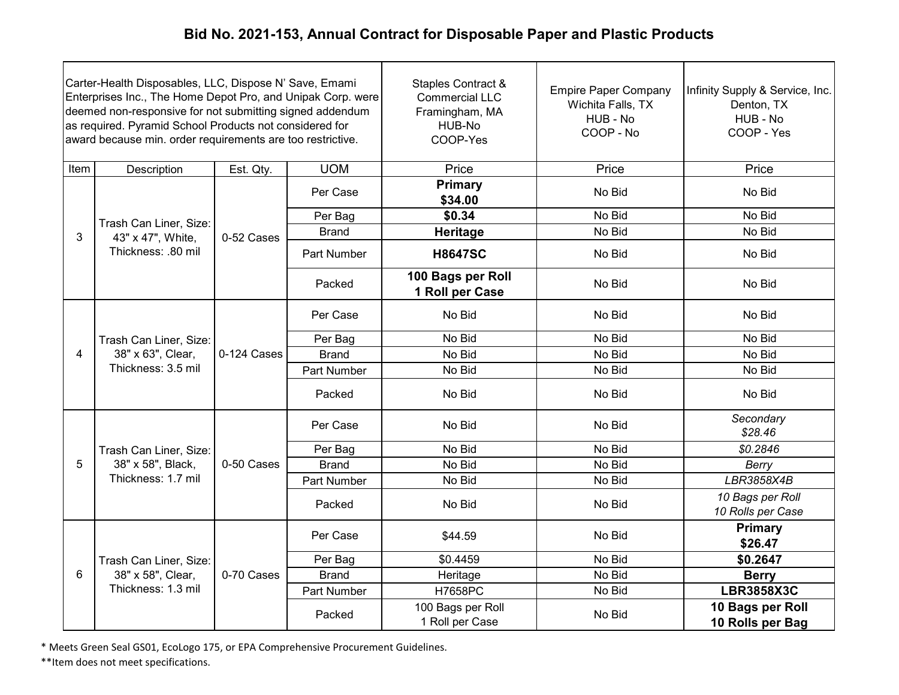# Bid No. 2021-153, Annual Contract for Disposable Paper and Plastic Products

| Carter-Health Disposables, LLC, Dispose N' Save, Emami Enterprises Inc., The Home Depot Pro, and Unipak Corp. were deemed non-responsive for not submitting signed addendum as required. Pyramid School Products not considered for award because min. order requirements are too restrictive. | | | | Staples Contract & Commercial LLC Framingham, MA HUB-No COOP-Yes | Empire Paper Company Wichita Falls, TX HUB - No COOP - No | Infinity Supply & Service, Inc. Denton, TX HUB - No COOP - Yes |
|---|---|---|---|---|---|---|
| Item | Description | Est. Qty. | UOM | Price | Price | Price |
| 3 | Trash Can Liner, Size: 43" x 47", White, Thickness: .80 mil | 0-52 Cases | Per Case | **Primary $34.00** | No Bid | No Bid |
| | | | Per Bag | **$0.34** | No Bid | No Bid |
| | | | Brand | **Heritage** | No Bid | No Bid |
| | | | Part Number | **H8647SC** | No Bid | No Bid |
| | | | Packed | **100 Bags per Roll 1 Roll per Case** | No Bid | No Bid |
| 4 | Trash Can Liner, Size: 38" x 63", Clear, Thickness: 3.5 mil | 0-124 Cases | Per Case | No Bid | No Bid | No Bid |
| | | | Per Bag | No Bid | No Bid | No Bid |
| | | | Brand | No Bid | No Bid | No Bid |
| | | | Part Number | No Bid | No Bid | No Bid |
| | | | Packed | No Bid | No Bid | No Bid |
| 5 | Trash Can Liner, Size: 38" x 58", Black, Thickness: 1.7 mil | 0-50 Cases | Per Case | No Bid | No Bid | *Secondary $28.46* |
| | | | Per Bag | No Bid | No Bid | *$0.2846* |
| | | | Brand | No Bid | No Bid | *Berry* |
| | | | Part Number | No Bid | No Bid | *LBR3858X4B* |
| | | | Packed | No Bid | No Bid | *10 Bags per Roll 10 Rolls per Case* |
| 6 | Trash Can Liner, Size: 38" x 58", Clear, Thickness: 1.3 mil | 0-70 Cases | Per Case | $44.59 | No Bid | **Primary $26.47** |
| | | | Per Bag | $0.4459 | No Bid | **$0.2647** |
| | | | Brand | Heritage | No Bid | **Berry** |
| | | | Part Number | H7658PC | No Bid | **LBR3858X3C** |
| | | | Packed | 100 Bags per Roll 1 Roll per Case | No Bid | **10 Bags per Roll 10 Rolls per Bag** |

\* Meets Green Seal GS01, EcoLogo 175, or EPA Comprehensive Procurement Guidelines.

\*\*Item does not meet specifications.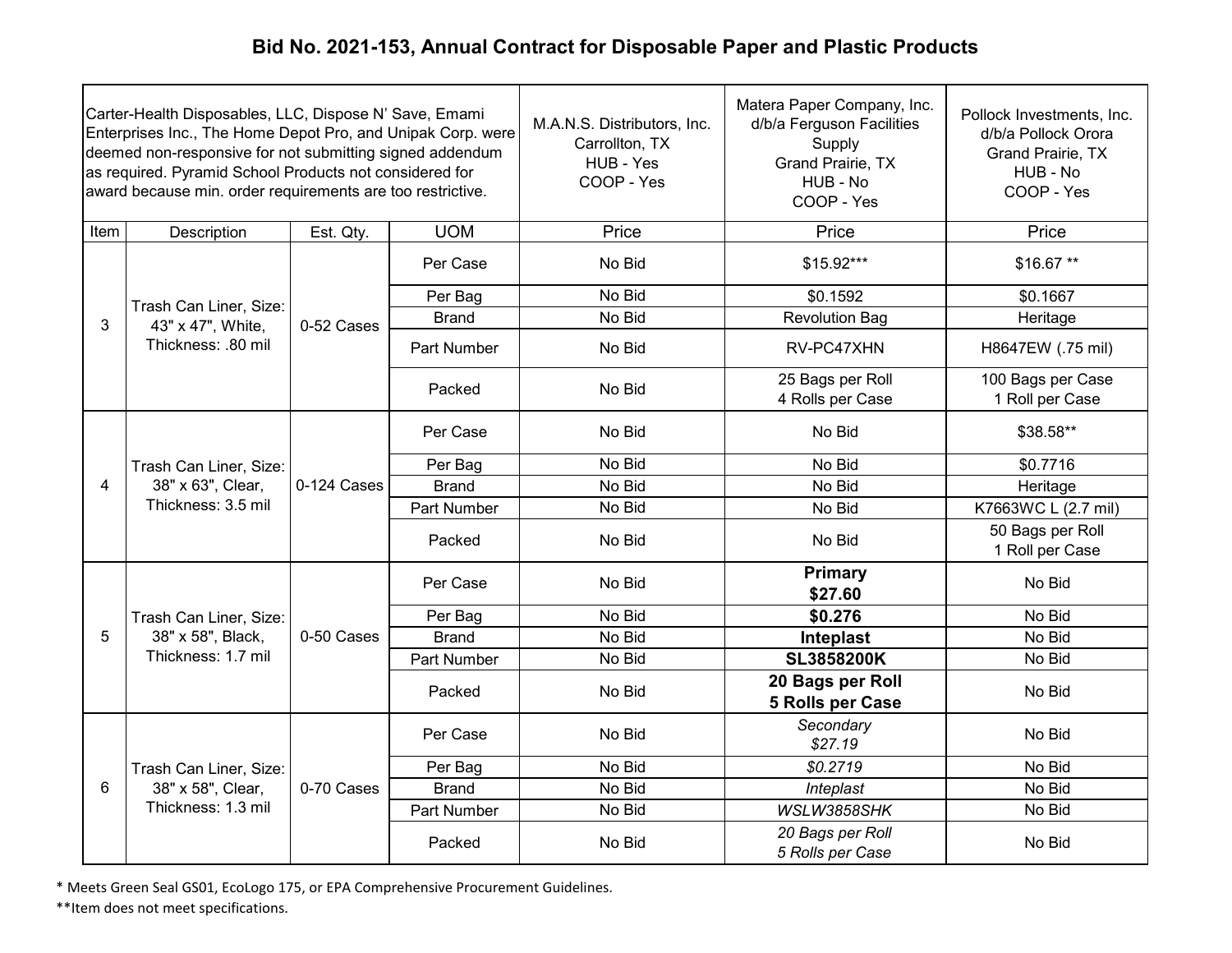# Bid No. 2021-153, Annual Contract for Disposable Paper and Plastic Products

| Carter-Health Disposables, LLC, Dispose N' Save, Emami Enterprises Inc., The Home Depot Pro, and Unipak Corp. were deemed non-responsive for not submitting signed addendum as required. Pyramid School Products not considered for award because min. order requirements are too restrictive. | | | | M.A.N.S. Distributors, Inc. Carrollton, TX HUB - Yes COOP - Yes | Matera Paper Company, Inc. d/b/a Ferguson Facilities Supply Grand Prairie, TX HUB - No COOP - Yes | Pollock Investments, Inc. d/b/a Pollock Orora Grand Prairie, TX HUB - No COOP - Yes |
|---|---|---|---|---|---|---|
| Item | Description | Est. Qty. | UOM | Price | Price | Price |
| 3 | Trash Can Liner, Size: 43" x 47", White, Thickness: .80 mil | 0-52 Cases | Per Case | No Bid | $15.92*** | $16.67 ** |
| | | | Per Bag | No Bid | $0.1592 | $0.1667 |
| | | | Brand | No Bid | Revolution Bag | Heritage |
| | | | Part Number | No Bid | RV-PC47XHN | H8647EW (.75 mil) |
| | | | Packed | No Bid | 25 Bags per Roll 4 Rolls per Case | 100 Bags per Case 1 Roll per Case |
| 4 | Trash Can Liner, Size: 38" x 63", Clear, Thickness: 3.5 mil | 0-124 Cases | Per Case | No Bid | No Bid | $38.58** |
| | | | Per Bag | No Bid | No Bid | $0.7716 |
| | | | Brand | No Bid | No Bid | Heritage |
| | | | Part Number | No Bid | No Bid | K7663WC L (2.7 mil) |
| | | | Packed | No Bid | No Bid | 50 Bags per Roll 1 Roll per Case |
| 5 | Trash Can Liner, Size: 38" x 58", Black, Thickness: 1.7 mil | 0-50 Cases | Per Case | No Bid | **Primary $27.60** | No Bid |
| | | | Per Bag | No Bid | **$0.276** | No Bid |
| | | | Brand | No Bid | **Inteplast** | No Bid |
| | | | Part Number | No Bid | **SL3858200K** | No Bid |
| | | | Packed | No Bid | **20 Bags per Roll 5 Rolls per Case** | No Bid |
| 6 | Trash Can Liner, Size: 38" x 58", Clear, Thickness: 1.3 mil | 0-70 Cases | Per Case | No Bid | *Secondary $27.19* | No Bid |
| | | | Per Bag | No Bid | *$0.2719* | No Bid |
| | | | Brand | No Bid | *Inteplast* | No Bid |
| | | | Part Number | No Bid | *WSLW3858SHK* | No Bid |
| | | | Packed | No Bid | *20 Bags per Roll 5 Rolls per Case* | No Bid |

\* Meets Green Seal GS01, EcoLogo 175, or EPA Comprehensive Procurement Guidelines.

\*\*Item does not meet specifications.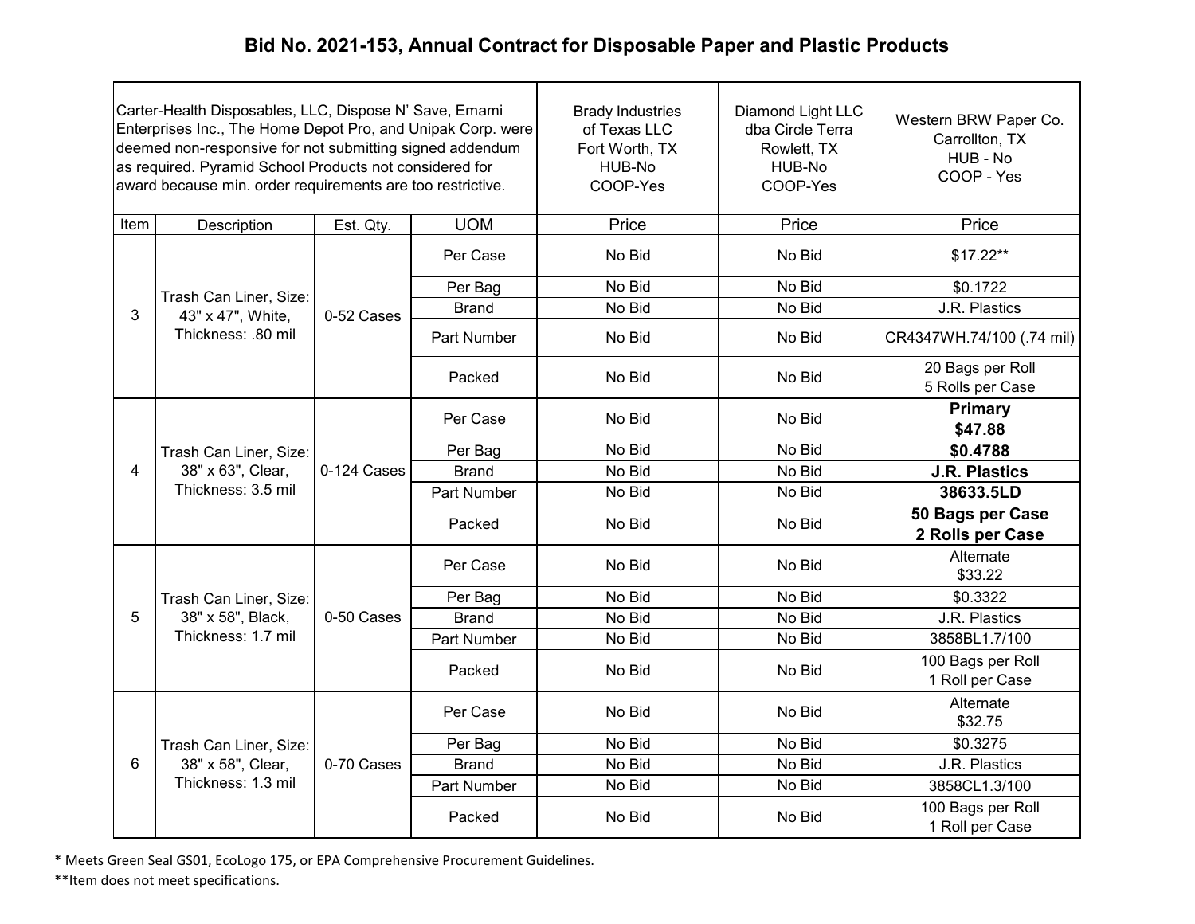# Bid No. 2021-153, Annual Contract for Disposable Paper and Plastic Products

| Carter-Health Disposables, LLC, Dispose N' Save, Emami Enterprises Inc., The Home Depot Pro, and Unipak Corp. were deemed non-responsive for not submitting signed addendum as required. Pyramid School Products not considered for award because min. order requirements are too restrictive. | | | | Brady Industries of Texas LLC Fort Worth, TX HUB-No COOP-Yes | Diamond Light LLC dba Circle Terra Rowlett, TX HUB-No COOP-Yes | Western BRW Paper Co. Carrollton, TX HUB - No COOP - Yes |
|---|---|---|---|---|---|---|
| Item | Description | Est. Qty. | UOM | Price | Price | Price |
| 3 | Trash Can Liner, Size: 43" x 47", White, Thickness: .80 mil | 0-52 Cases | Per Case | No Bid | No Bid | $17.22** |
| | | | Per Bag | No Bid | No Bid | $0.1722 |
| | | | Brand | No Bid | No Bid | J.R. Plastics |
| | | | Part Number | No Bid | No Bid | CR4347WH.74/100 (.74 mil) |
| | | | Packed | No Bid | No Bid | 20 Bags per Roll 5 Rolls per Case |
| 4 | Trash Can Liner, Size: 38" x 63", Clear, Thickness: 3.5 mil | 0-124 Cases | Per Case | No Bid | No Bid | **Primary $47.88** |
| | | | Per Bag | No Bid | No Bid | **$0.4788** |
| | | | Brand | No Bid | No Bid | **J.R. Plastics** |
| | | | Part Number | No Bid | No Bid | **38633.5LD** |
| | | | Packed | No Bid | No Bid | **50 Bags per Case 2 Rolls per Case** |
| 5 | Trash Can Liner, Size: 38" x 58", Black, Thickness: 1.7 mil | 0-50 Cases | Per Case | No Bid | No Bid | Alternate $33.22 |
| | | | Per Bag | No Bid | No Bid | $0.3322 |
| | | | Brand | No Bid | No Bid | J.R. Plastics |
| | | | Part Number | No Bid | No Bid | 3858BL1.7/100 |
| | | | Packed | No Bid | No Bid | 100 Bags per Roll 1 Roll per Case |
| 6 | Trash Can Liner, Size: 38" x 58", Clear, Thickness: 1.3 mil | 0-70 Cases | Per Case | No Bid | No Bid | Alternate $32.75 |
| | | | Per Bag | No Bid | No Bid | $0.3275 |
| | | | Brand | No Bid | No Bid | J.R. Plastics |
| | | | Part Number | No Bid | No Bid | 3858CL1.3/100 |
| | | | Packed | No Bid | No Bid | 100 Bags per Roll 1 Roll per Case |

* Meets Green Seal GS01, EcoLogo 175, or EPA Comprehensive Procurement Guidelines.

**Item does not meet specifications.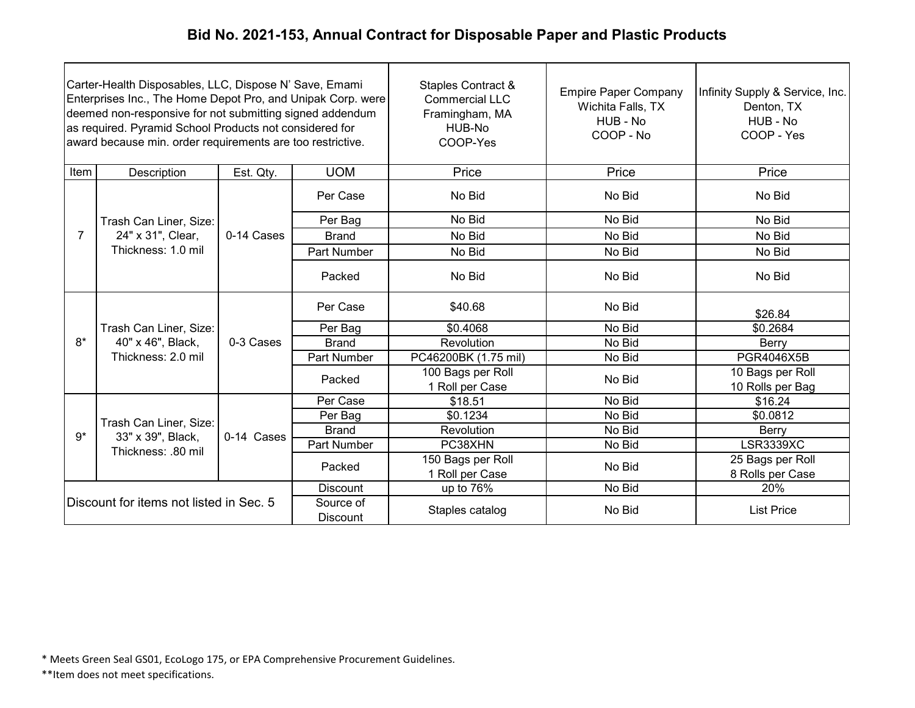## Bid No. 2021-153, Annual Contract for Disposable Paper and Plastic Products

| Carter-Health Disposables, LLC, Dispose N' Save, Emami Enterprises Inc., The Home Depot Pro, and Unipak Corp. were deemed non-responsive for not submitting signed addendum as required. Pyramid School Products not considered for award because min. order requirements are too restrictive. | | | | Staples Contract & Commercial LLC Framingham, MA HUB-No COOP-Yes | Empire Paper Company Wichita Falls, TX HUB - No COOP - No | Infinity Supply & Service, Inc. Denton, TX HUB - No COOP - Yes |
|---|---|---|---|---|---|---|
| Item | Description | Est. Qty. | UOM | Price | Price | Price |
| 7 | Trash Can Liner, Size: 24" x 31", Clear, Thickness: 1.0 mil | 0-14 Cases | Per Case | No Bid | No Bid | No Bid |
| | | | Per Bag | No Bid | No Bid | No Bid |
| | | | Brand | No Bid | No Bid | No Bid |
| | | | Part Number | No Bid | No Bid | No Bid |
| | | | Packed | No Bid | No Bid | No Bid |
| 8* | Trash Can Liner, Size: 40" x 46", Black, Thickness: 2.0 mil | 0-3 Cases | Per Case | $40.68 | No Bid | $26.84 |
| | | | Per Bag | $0.4068 | No Bid | $0.2684 |
| | | | Brand | Revolution | No Bid | Berry |
| | | | Part Number | PC46200BK (1.75 mil) | No Bid | PGR4046X5B |
| | | | Packed | 100 Bags per Roll 1 Roll per Case | No Bid | 10 Bags per Roll 10 Rolls per Bag |
| 9* | Trash Can Liner, Size: 33" x 39", Black, Thickness: .80 mil | 0-14 Cases | Per Case | $18.51 | No Bid | $16.24 |
| | | | Per Bag | $0.1234 | No Bid | $0.0812 |
| | | | Brand | Revolution | No Bid | Berry |
| | | | Part Number | PC38XHN | No Bid | LSR3339XC |
| | | | Packed | 150 Bags per Roll 1 Roll per Case | No Bid | 25 Bags per Roll 8 Rolls per Case |
| Discount for items not listed in Sec. 5 | | | Discount | up to 76% | No Bid | 20% |
| | | | Source of Discount | Staples catalog | No Bid | List Price |

* Meets Green Seal GS01, EcoLogo 175, or EPA Comprehensive Procurement Guidelines.

**Item does not meet specifications.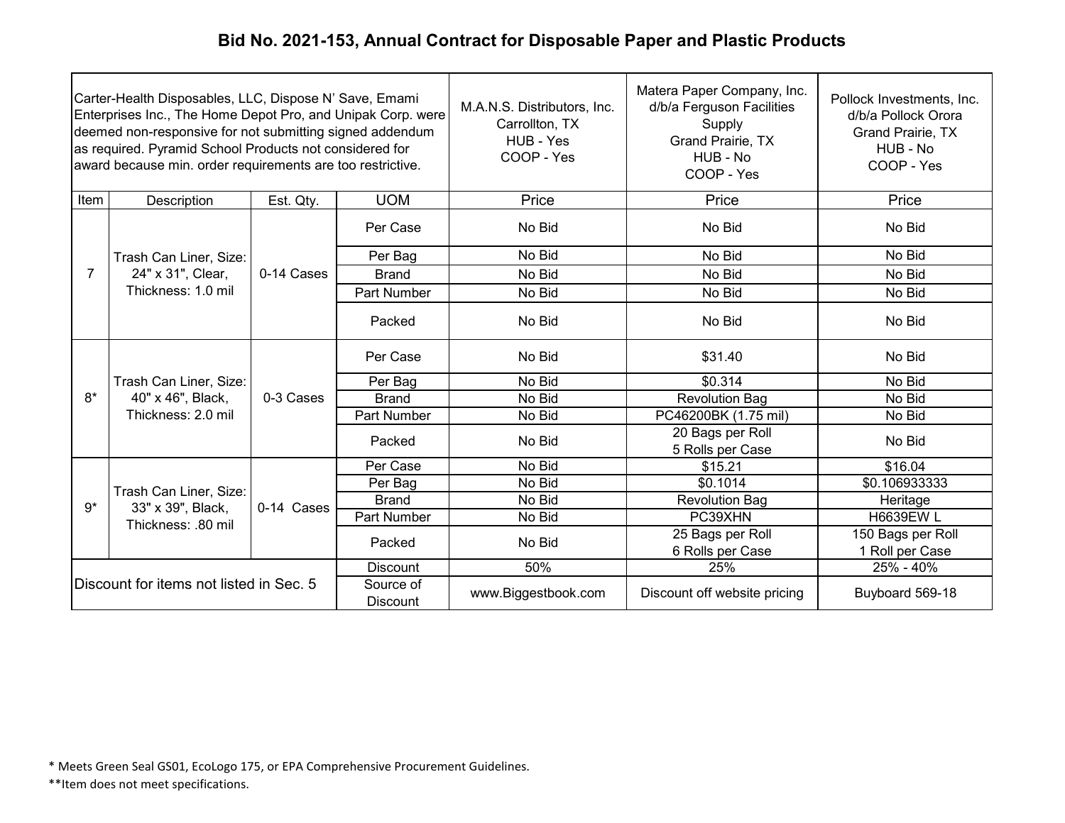# Bid No. 2021-153, Annual Contract for Disposable Paper and Plastic Products

| Carter-Health Disposables, LLC, Dispose N' Save, Emami Enterprises Inc., The Home Depot Pro, and Unipak Corp. were deemed non-responsive for not submitting signed addendum as required. Pyramid School Products not considered for award because min. order requirements are too restrictive. | | | | M.A.N.S. Distributors, Inc. Carrollton, TX HUB - Yes COOP - Yes | Matera Paper Company, Inc. d/b/a Ferguson Facilities Supply Grand Prairie, TX HUB - No COOP - Yes | Pollock Investments, Inc. d/b/a Pollock Orora Grand Prairie, TX HUB - No COOP - Yes |
|---|---|---|---|---|---|---|
| Item | Description | Est. Qty. | UOM | Price | Price | Price |
| 7 | Trash Can Liner, Size: 24" x 31", Clear, Thickness: 1.0 mil | 0-14 Cases | Per Case | No Bid | No Bid | No Bid |
| | | | Per Bag | No Bid | No Bid | No Bid |
| | | | Brand | No Bid | No Bid | No Bid |
| | | | Part Number | No Bid | No Bid | No Bid |
| | | | Packed | No Bid | No Bid | No Bid |
| 8* | Trash Can Liner, Size: 40" x 46", Black, Thickness: 2.0 mil | 0-3 Cases | Per Case | No Bid | $31.40 | No Bid |
| | | | Per Bag | No Bid | $0.314 | No Bid |
| | | | Brand | No Bid | Revolution Bag | No Bid |
| | | | Part Number | No Bid | PC46200BK (1.75 mil) | No Bid |
| | | | Packed | No Bid | 20 Bags per Roll 5 Rolls per Case | No Bid |
| 9* | Trash Can Liner, Size: 33" x 39", Black, Thickness: .80 mil | 0-14 Cases | Per Case | No Bid | $15.21 | $16.04 |
| | | | Per Bag | No Bid | $0.1014 | $0.106933333 |
| | | | Brand | No Bid | Revolution Bag | Heritage |
| | | | Part Number | No Bid | PC39XHN | H6639EW L |
| | | | Packed | No Bid | 25 Bags per Roll 6 Rolls per Case | 150 Bags per Roll 1 Roll per Case |
| Discount for items not listed in Sec. 5 | | | Discount | 50% | 25% | 25% - 40% |
| | | | Source of Discount | www.Biggestbook.com | Discount off website pricing | Buyboard 569-18 |

* Meets Green Seal GS01, EcoLogo 175, or EPA Comprehensive Procurement Guidelines.

**Item does not meet specifications.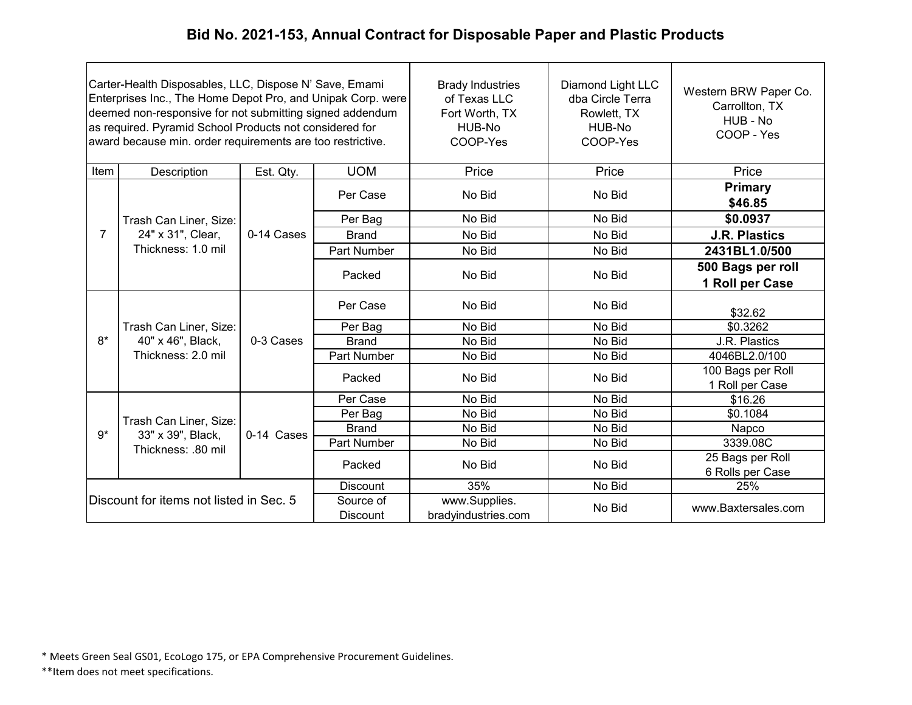# Bid No. 2021-153, Annual Contract for Disposable Paper and Plastic Products

| Carter-Health Disposables, LLC, Dispose N' Save, Emami Enterprises Inc., The Home Depot Pro, and Unipak Corp. were deemed non-responsive for not submitting signed addendum as required. Pyramid School Products not considered for award because min. order requirements are too restrictive. | | | | Brady Industries of Texas LLC Fort Worth, TX HUB-No COOP-Yes | Diamond Light LLC dba Circle Terra Rowlett, TX HUB-No COOP-Yes | Western BRW Paper Co. Carrollton, TX HUB - No COOP - Yes |
|---|---|---|---|---|---|---|
| Item | Description | Est. Qty. | UOM | Price | Price | Price |
| 7 | Trash Can Liner, Size: 24" x 31", Clear, Thickness: 1.0 mil | 0-14 Cases | Per Case | No Bid | No Bid | **Primary $46.85** |
| | | | Per Bag | No Bid | No Bid | **$0.0937** |
| | | | Brand | No Bid | No Bid | **J.R. Plastics** |
| | | | Part Number | No Bid | No Bid | **2431BL1.0/500** |
| | | | Packed | No Bid | No Bid | **500 Bags per roll 1 Roll per Case** |
| 8* | Trash Can Liner, Size: 40" x 46", Black, Thickness: 2.0 mil | 0-3 Cases | Per Case | No Bid | No Bid | $32.62 |
| | | | Per Bag | No Bid | No Bid | $0.3262 |
| | | | Brand | No Bid | No Bid | J.R. Plastics |
| | | | Part Number | No Bid | No Bid | 4046BL2.0/100 |
| | | | Packed | No Bid | No Bid | 100 Bags per Roll 1 Roll per Case |
| 9* | Trash Can Liner, Size: 33" x 39", Black, Thickness: .80 mil | 0-14 Cases | Per Case | No Bid | No Bid | $16.26 |
| | | | Per Bag | No Bid | No Bid | $0.1084 |
| | | | Brand | No Bid | No Bid | Napco |
| | | | Part Number | No Bid | No Bid | 3339.08C |
| | | | Packed | No Bid | No Bid | 25 Bags per Roll 6 Rolls per Case |
| Discount for items not listed in Sec. 5 | | | Discount | 35% | No Bid | 25% |
| | | | Source of Discount | www.Supplies. bradyindustries.com | No Bid | www.Baxtersales.com |

\* Meets Green Seal GS01, EcoLogo 175, or EPA Comprehensive Procurement Guidelines.

\*\*Item does not meet specifications.